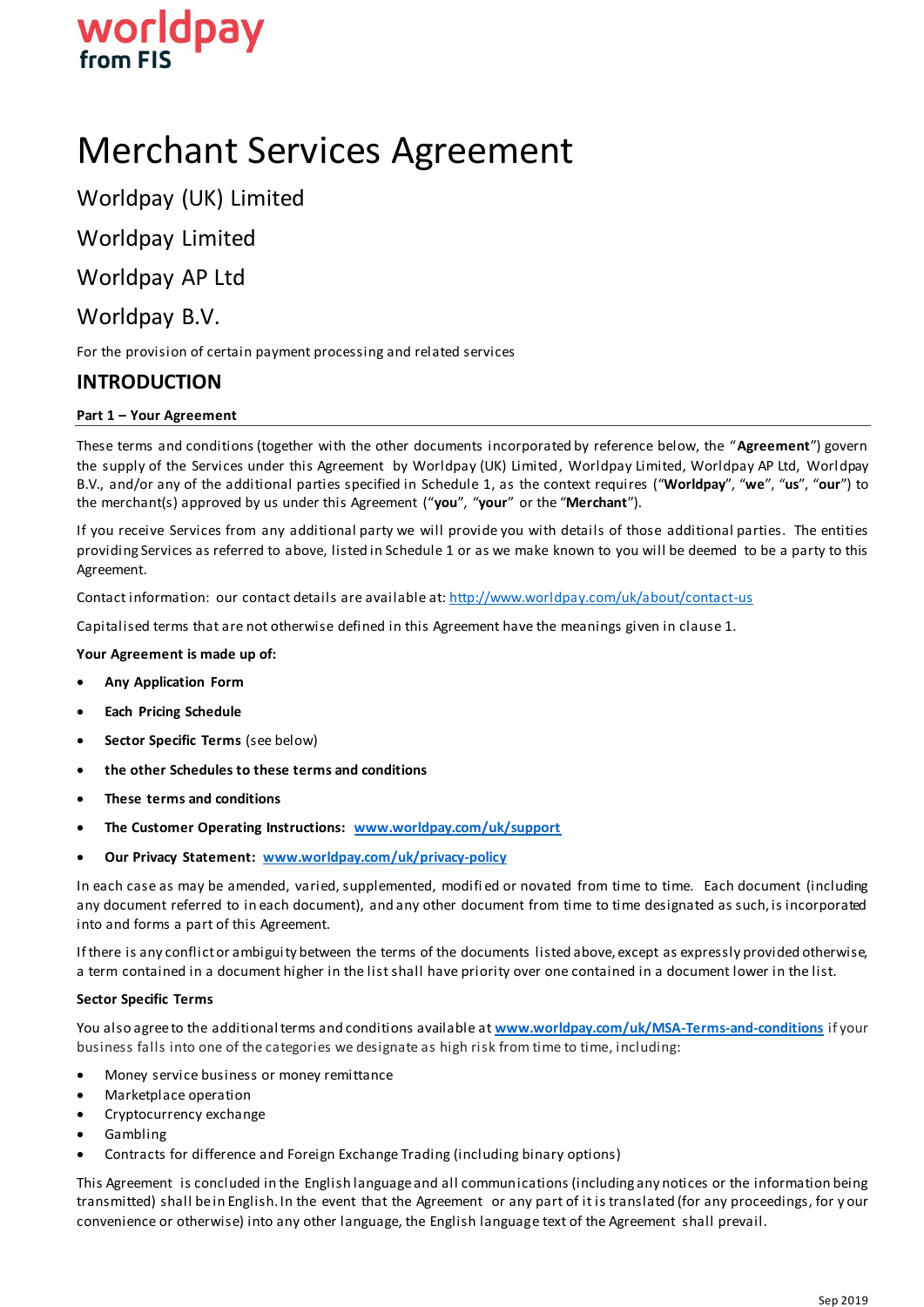worldpay from FIS

# Merchant Services Agreement

## Worldpay (UK) Limited

## Worldpay Limited

## Worldpay AP Ltd

## Worldpay B.V.

For the provision of certain payment processing and related services

## INTRODUCTION

### Part 1 – Your Agreement

These terms and conditions (together with the other documents incorporated by reference below, the "**Agreement**") govern the supply of the Services under this Agreement by Worldpay (UK) Limited, Worldpay Limited, Worldpay AP Ltd, Worldpay B.V., and/or any of the additional parties specified in Schedule 1, as the context requires ("**Worldpay**", "**we**", "**us**", "**our**") to the merchant(s) approved by us under this Agreement ("**you**", "**your**" or the "**Merchant**").

If you receive Services from any additional party we will provide you with details of those additional parties. The entities providing Services as referred to above, listed in Schedule 1 or as we make known to you will be deemed to be a party to this Agreement.

Contact information: our contact details are available at: http://www.worldpay.com/uk/about/contact-us

Capitalised terms that are not otherwise defined in this Agreement have the meanings given in clause 1.

**Your Agreement is made up of:**

- **Any Application Form**
- **Each Pricing Schedule**
- **Sector Specific Terms** (see below)
- **the other Schedules to these terms and conditions**
- **These terms and conditions**
- **The Customer Operating Instructions:** **www.worldpay.com/uk/support**
- **Our Privacy Statement:** **www.worldpay.com/uk/privacy-policy**

In each case as may be amended, varied, supplemented, modified or novated from time to time. Each document (including any document referred to in each document), and any other document from time to time designated as such, is incorporated into and forms a part of this Agreement.

If there is any conflict or ambiguity between the terms of the documents listed above, except as expressly provided otherwise, a term contained in a document higher in the list shall have priority over one contained in a document lower in the list.

**Sector Specific Terms**

You also agree to the additional terms and conditions available at **www.worldpay.com/uk/MSA-Terms-and-conditions** if your business falls into one of the categories we designate as high risk from time to time, including:

- Money service business or money remittance
- Marketplace operation
- Cryptocurrency exchange
- Gambling
- Contracts for difference and Foreign Exchange Trading (including binary options)

This Agreement is concluded in the English language and all communications (including any notices or the information being transmitted) shall be in English. In the event that the Agreement or any part of it is translated (for any proceedings, for your convenience or otherwise) into any other language, the English language text of the Agreement shall prevail.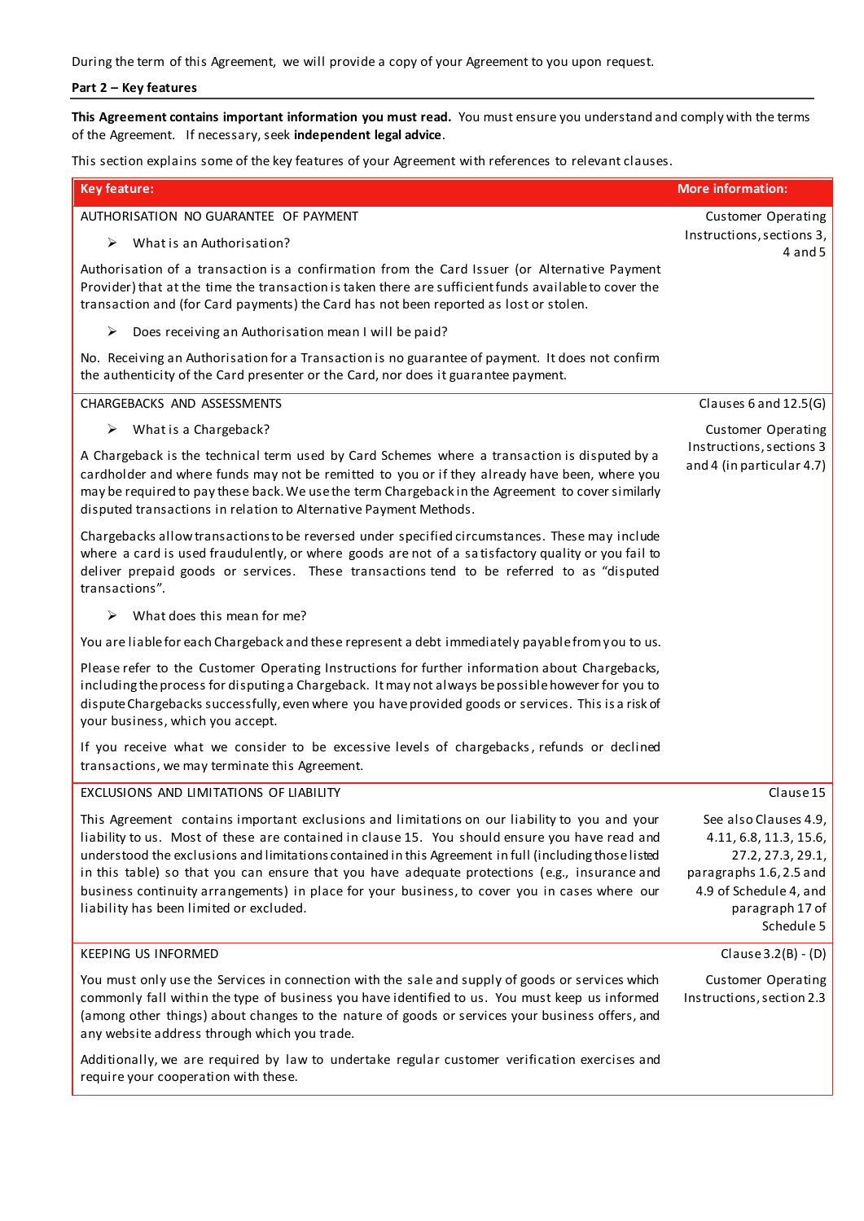During the term of this Agreement, we will provide a copy of your Agreement to you upon request.

**Part 2 – Key features**

**This Agreement contains important information you must read.** You must ensure you understand and comply with the terms of the Agreement. If necessary, seek **independent legal advice**.

This section explains some of the key features of your Agreement with references to relevant clauses.

| Key feature: | More information: |
|---|---|
| AUTHORISATION NO GUARANTEE OF PAYMENT<br><br>➢ What is an Authorisation?<br><br>Authorisation of a transaction is a confirmation from the Card Issuer (or Alternative Payment Provider) that at the time the transaction is taken there are sufficient funds available to cover the transaction and (for Card payments) the Card has not been reported as lost or stolen.<br><br>➢ Does receiving an Authorisation mean I will be paid?<br><br>No. Receiving an Authorisation for a Transaction is no guarantee of payment. It does not confirm the authenticity of the Card presenter or the Card, nor does it guarantee payment. | Customer Operating Instructions, sections 3, 4 and 5 |
| CHARGEBACKS AND ASSESSMENTS<br><br>➢ What is a Chargeback?<br><br>A Chargeback is the technical term used by Card Schemes where a transaction is disputed by a cardholder and where funds may not be remitted to you or if they already have been, where you may be required to pay these back. We use the term Chargeback in the Agreement to cover similarly disputed transactions in relation to Alternative Payment Methods.<br><br>Chargebacks allow transactions to be reversed under specified circumstances. These may include where a card is used fraudulently, or where goods are not of a satisfactory quality or you fail to deliver prepaid goods or services. These transactions tend to be referred to as "disputed transactions".<br><br>➢ What does this mean for me?<br><br>You are liable for each Chargeback and these represent a debt immediately payable from you to us.<br><br>Please refer to the Customer Operating Instructions for further information about Chargebacks, including the process for disputing a Chargeback. It may not always be possible however for you to dispute Chargebacks successfully, even where you have provided goods or services. This is a risk of your business, which you accept.<br><br>If you receive what we consider to be excessive levels of chargebacks, refunds or declined transactions, we may terminate this Agreement. | Clauses 6 and 12.5(G)<br><br>Customer Operating Instructions, sections 3 and 4 (in particular 4.7) |
| EXCLUSIONS AND LIMITATIONS OF LIABILITY<br><br>This Agreement contains important exclusions and limitations on our liability to you and your liability to us. Most of these are contained in clause 15. You should ensure you have read and understood the exclusions and limitations contained in this Agreement in full (including those listed in this table) so that you can ensure that you have adequate protections (e.g., insurance and business continuity arrangements) in place for your business, to cover you in cases where our liability has been limited or excluded. | Clause 15<br><br>See also Clauses 4.9, 4.11, 6.8, 11.3, 15.6, 27.2, 27.3, 29.1, paragraphs 1.6, 2.5 and 4.9 of Schedule 4, and paragraph 17 of Schedule 5 |
| KEEPING US INFORMED<br><br>You must only use the Services in connection with the sale and supply of goods or services which commonly fall within the type of business you have identified to us. You must keep us informed (among other things) about changes to the nature of goods or services your business offers, and any website address through which you trade.<br><br>Additionally, we are required by law to undertake regular customer verification exercises and require your cooperation with these. | Clause 3.2(B) - (D)<br><br>Customer Operating Instructions, section 2.3 |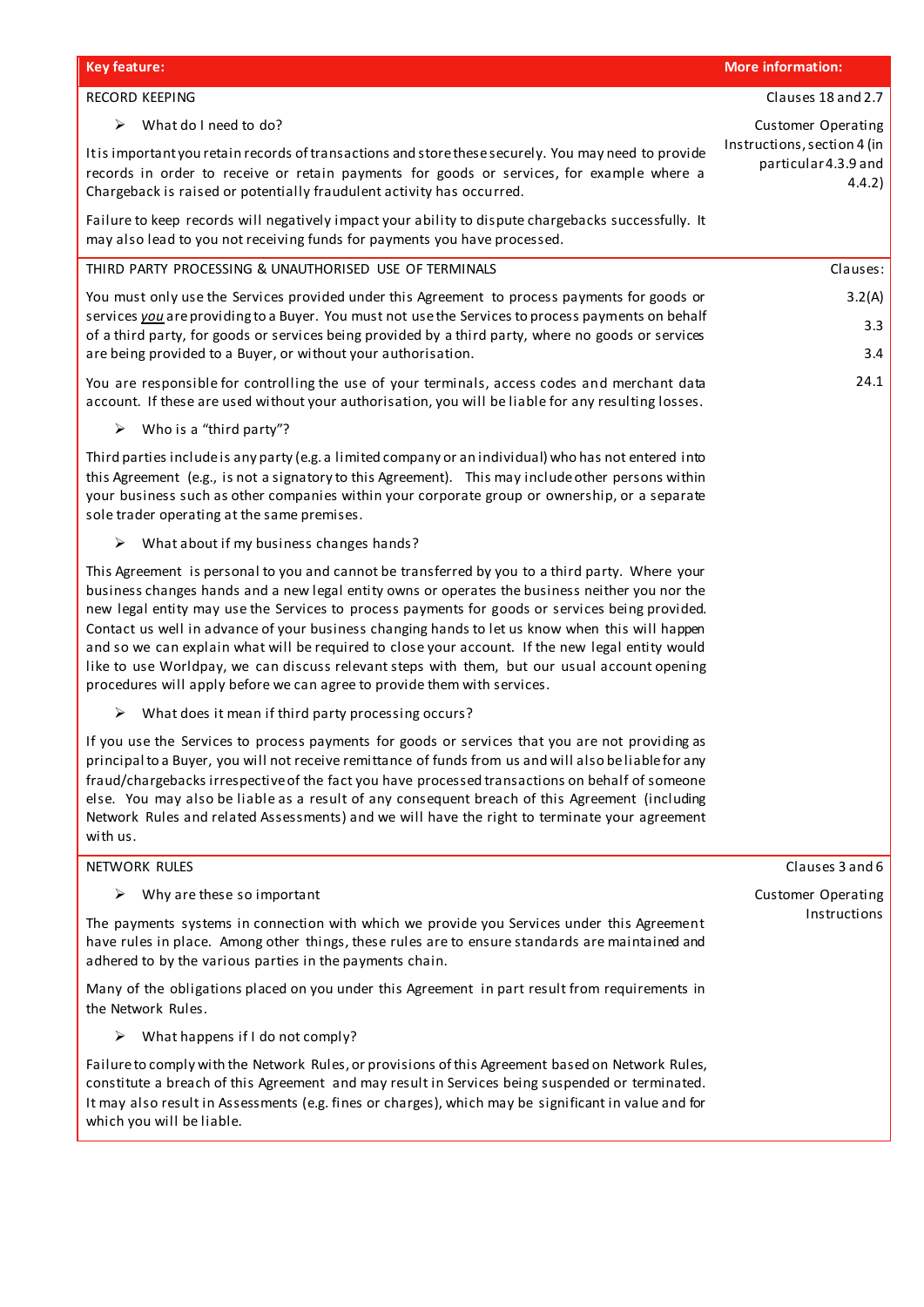| Key feature: | More information: |
|---|---|
| RECORD KEEPING | Clauses 18 and 2.7 |
| ➢ What do I need to do?<br><br>It is important you retain records of transactions and store these securely. You may need to provide records in order to receive or retain payments for goods or services, for example where a Chargeback is raised or potentially fraudulent activity has occurred.<br><br>Failure to keep records will negatively impact your ability to dispute chargebacks successfully. It may also lead to you not receiving funds for payments you have processed. | Customer Operating Instructions, section 4 (in particular 4.3.9 and 4.4.2) |
| THIRD PARTY PROCESSING & UNAUTHORISED USE OF TERMINALS | Clauses: |
| You must only use the Services provided under this Agreement to process payments for goods or services *you* are providing to a Buyer. You must not use the Services to process payments on behalf of a third party, for goods or services being provided by a third party, where no goods or services are being provided to a Buyer, or without your authorisation.<br><br>You are responsible for controlling the use of your terminals, access codes and merchant data account. If these are used without your authorisation, you will be liable for any resulting losses.<br><br>➢ Who is a "third party"?<br><br>Third parties include is any party (e.g. a limited company or an individual) who has not entered into this Agreement (e.g., is not a signatory to this Agreement). This may include other persons within your business such as other companies within your corporate group or ownership, or a separate sole trader operating at the same premises.<br><br>➢ What about if my business changes hands?<br><br>This Agreement is personal to you and cannot be transferred by you to a third party. Where your business changes hands and a new legal entity owns or operates the business neither you nor the new legal entity may use the Services to process payments for goods or services being provided. Contact us well in advance of your business changing hands to let us know when this will happen and so we can explain what will be required to close your account. If the new legal entity would like to use Worldpay, we can discuss relevant steps with them, but our usual account opening procedures will apply before we can agree to provide them with services.<br><br>➢ What does it mean if third party processing occurs?<br><br>If you use the Services to process payments for goods or services that you are not providing as principal to a Buyer, you will not receive remittance of funds from us and will also be liable for any fraud/chargebacks irrespective of the fact you have processed transactions on behalf of someone else. You may also be liable as a result of any consequent breach of this Agreement (including Network Rules and related Assessments) and we will have the right to terminate your agreement with us. | 3.2(A)<br><br>3.3<br><br>3.4<br><br>24.1 |
| NETWORK RULES | Clauses 3 and 6 |
| ➢ Why are these so important<br><br>The payments systems in connection with which we provide you Services under this Agreement have rules in place. Among other things, these rules are to ensure standards are maintained and adhered to by the various parties in the payments chain.<br><br>Many of the obligations placed on you under this Agreement in part result from requirements in the Network Rules.<br><br>➢ What happens if I do not comply?<br><br>Failure to comply with the Network Rules, or provisions of this Agreement based on Network Rules, constitute a breach of this Agreement and may result in Services being suspended or terminated. It may also result in Assessments (e.g. fines or charges), which may be significant in value and for which you will be liable. | Customer Operating Instructions |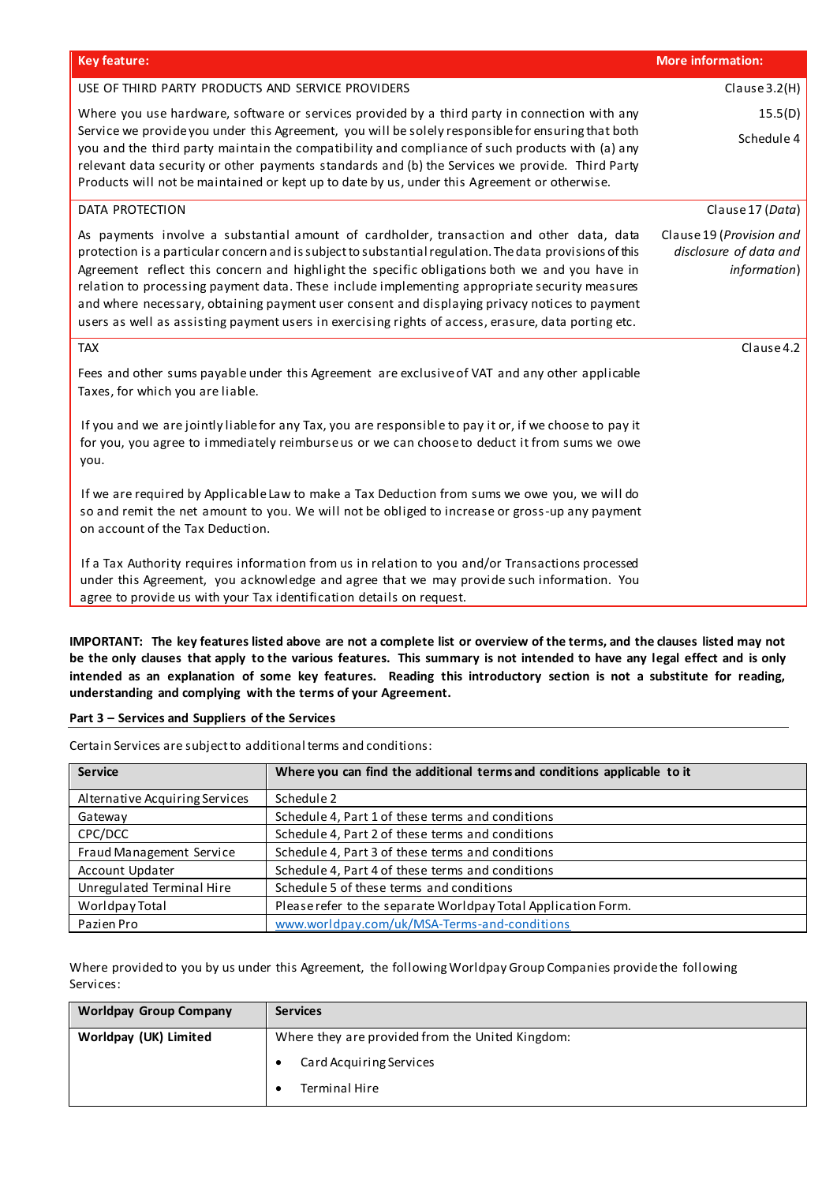| Key feature: | More information: |
|---|---|
| USE OF THIRD PARTY PRODUCTS AND SERVICE PROVIDERS<br><br>Where you use hardware, software or services provided by a third party in connection with any Service we provide you under this Agreement, you will be solely responsible for ensuring that both you and the third party maintain the compatibility and compliance of such products with (a) any relevant data security or other payments standards and (b) the Services we provide. Third Party Products will not be maintained or kept up to date by us, under this Agreement or otherwise. | Clause 3.2(H)<br><br>15.5(D)<br><br>Schedule 4 |
| DATA PROTECTION<br><br>As payments involve a substantial amount of cardholder, transaction and other data, data protection is a particular concern and is subject to substantial regulation. The data provisions of this Agreement reflect this concern and highlight the specific obligations both we and you have in relation to processing payment data. These include implementing appropriate security measures and where necessary, obtaining payment user consent and displaying privacy notices to payment users as well as assisting payment users in exercising rights of access, erasure, data porting etc. | Clause 17 (*Data*)<br><br>Clause 19 (*Provision and disclosure of data and information*) |
| TAX<br><br>Fees and other sums payable under this Agreement are exclusive of VAT and any other applicable Taxes, for which you are liable.<br><br>If you and we are jointly liable for any Tax, you are responsible to pay it or, if we choose to pay it for you, you agree to immediately reimburse us or we can choose to deduct it from sums we owe you.<br><br>If we are required by Applicable Law to make a Tax Deduction from sums we owe you, we will do so and remit the net amount to you. We will not be obliged to increase or gross-up any payment on account of the Tax Deduction.<br><br>If a Tax Authority requires information from us in relation to you and/or Transactions processed under this Agreement, you acknowledge and agree that we may provide such information. You agree to provide us with your Tax identification details on request. | Clause 4.2 |

**IMPORTANT: The key features listed above are not a complete list or overview of the terms, and the clauses listed may not be the only clauses that apply to the various features. This summary is not intended to have any legal effect and is only intended as an explanation of some key features. Reading this introductory section is not a substitute for reading, understanding and complying with the terms of your Agreement.**

**Part 3 – Services and Suppliers of the Services**

Certain Services are subject to additional terms and conditions:

| Service | Where you can find the additional terms and conditions applicable to it |
|---|---|
| Alternative Acquiring Services | Schedule 2 |
| Gateway | Schedule 4, Part 1 of these terms and conditions |
| CPC/DCC | Schedule 4, Part 2 of these terms and conditions |
| Fraud Management Service | Schedule 4, Part 3 of these terms and conditions |
| Account Updater | Schedule 4, Part 4 of these terms and conditions |
| Unregulated Terminal Hire | Schedule 5 of these terms and conditions |
| Worldpay Total | Please refer to the separate Worldpay Total Application Form. |
| Pazien Pro | www.worldpay.com/uk/MSA-Terms-and-conditions |

Where provided to you by us under this Agreement, the following Worldpay Group Companies provide the following Services:

| Worldpay Group Company | Services |
|---|---|
| **Worldpay (UK) Limited** | Where they are provided from the United Kingdom:<br>• Card Acquiring Services<br>• Terminal Hire |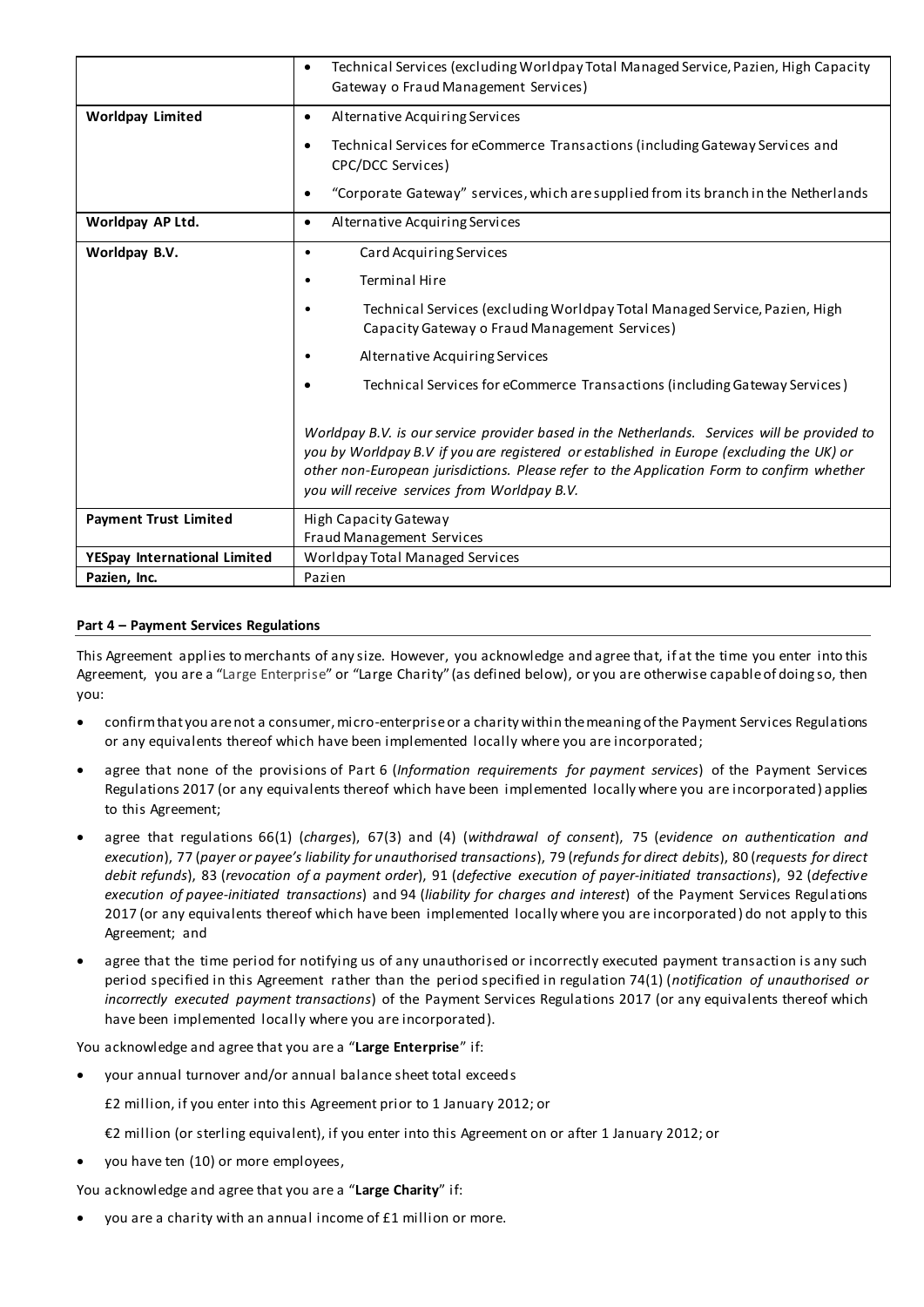|  |  |
|---|---|
|  | • Technical Services (excluding Worldpay Total Managed Service, Pazien, High Capacity Gateway o Fraud Management Services) |
| **Worldpay Limited** | • Alternative Acquiring Services<br>• Technical Services for eCommerce Transactions (including Gateway Services and CPC/DCC Services)<br>• "Corporate Gateway" services, which are supplied from its branch in the Netherlands |
| **Worldpay AP Ltd.** | • Alternative Acquiring Services |
| **Worldpay B.V.** | • Card Acquiring Services<br>• Terminal Hire<br>• Technical Services (excluding Worldpay Total Managed Service, Pazien, High Capacity Gateway o Fraud Management Services)<br>• Alternative Acquiring Services<br>• Technical Services for eCommerce Transactions (including Gateway Services)<br><br>*Worldpay B.V. is our service provider based in the Netherlands. Services will be provided to you by Worldpay B.V if you are registered or established in Europe (excluding the UK) or other non-European jurisdictions. Please refer to the Application Form to confirm whether you will receive services from Worldpay B.V.* |
| **Payment Trust Limited** | High Capacity Gateway<br>Fraud Management Services |
| **YESpay International Limited** | Worldpay Total Managed Services |
| **Pazien, Inc.** | Pazien |

**Part 4 – Payment Services Regulations**

This Agreement applies to merchants of any size. However, you acknowledge and agree that, if at the time you enter into this Agreement, you are a "Large Enterprise" or "Large Charity" (as defined below), or you are otherwise capable of doing so, then you:

- confirm that you are not a consumer, micro-enterprise or a charity within the meaning of the Payment Services Regulations or any equivalents thereof which have been implemented locally where you are incorporated;
- agree that none of the provisions of Part 6 (*Information requirements for payment services*) of the Payment Services Regulations 2017 (or any equivalents thereof which have been implemented locally where you are incorporated) applies to this Agreement;
- agree that regulations 66(1) (*charges*), 67(3) and (4) (*withdrawal of consent*), 75 (*evidence on authentication and execution*), 77 (*payer or payee's liability for unauthorised transactions*), 79 (*refunds for direct debits*), 80 (*requests for direct debit refunds*), 83 (*revocation of a payment order*), 91 (*defective execution of payer-initiated transactions*), 92 (*defective execution of payee-initiated transactions*) and 94 (*liability for charges and interest*) of the Payment Services Regulations 2017 (or any equivalents thereof which have been implemented locally where you are incorporated) do not apply to this Agreement; and
- agree that the time period for notifying us of any unauthorised or incorrectly executed payment transaction is any such period specified in this Agreement rather than the period specified in regulation 74(1) (*notification of unauthorised or incorrectly executed payment transactions*) of the Payment Services Regulations 2017 (or any equivalents thereof which have been implemented locally where you are incorporated).

You acknowledge and agree that you are a "**Large Enterprise**" if:

- your annual turnover and/or annual balance sheet total exceeds

  £2 million, if you enter into this Agreement prior to 1 January 2012; or

  €2 million (or sterling equivalent), if you enter into this Agreement on or after 1 January 2012; or

- you have ten (10) or more employees,

You acknowledge and agree that you are a "**Large Charity**" if:

- you are a charity with an annual income of £1 million or more.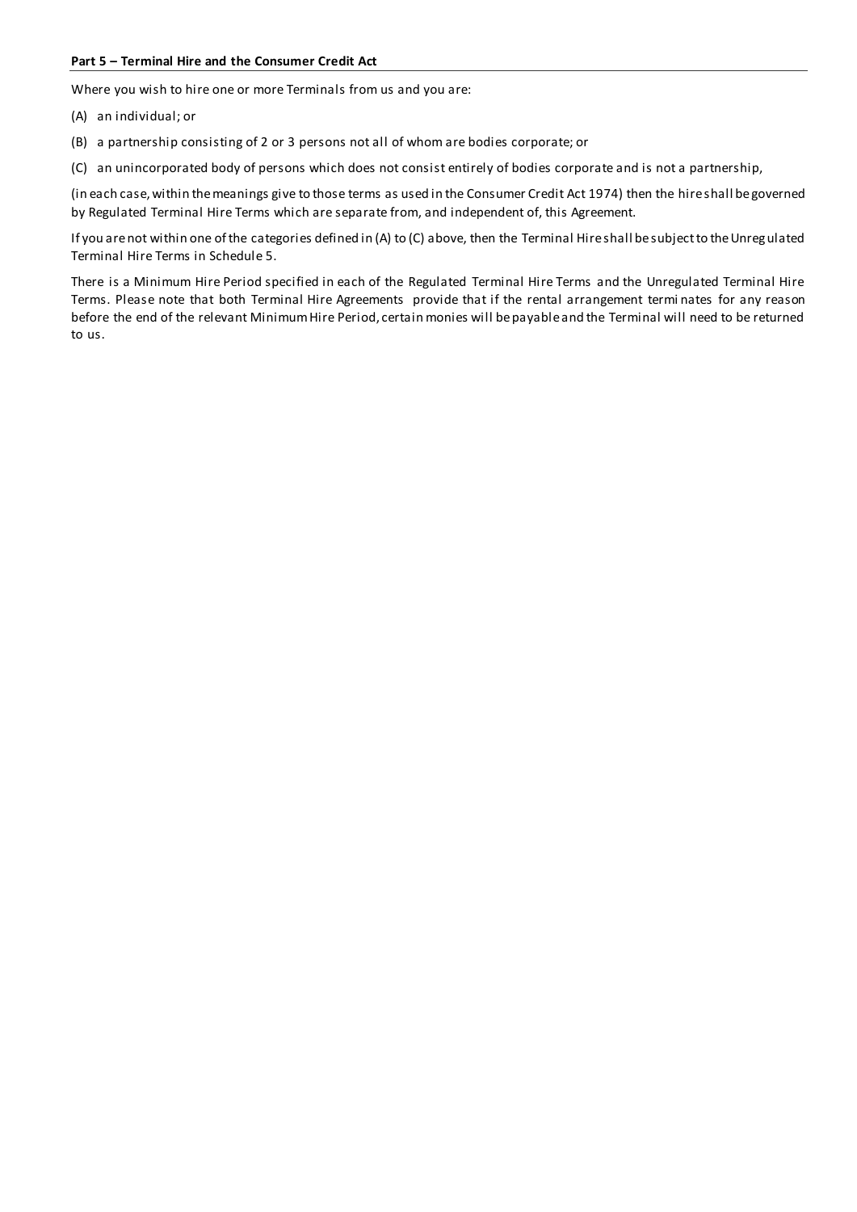**Part 5 – Terminal Hire and the Consumer Credit Act**

Where you wish to hire one or more Terminals from us and you are:

(A) an individual; or

(B) a partnership consisting of 2 or 3 persons not all of whom are bodies corporate; or

(C) an unincorporated body of persons which does not consist entirely of bodies corporate and is not a partnership,

(in each case, within the meanings give to those terms as used in the Consumer Credit Act 1974) then the hire shall be governed by Regulated Terminal Hire Terms which are separate from, and independent of, this Agreement.

If you are not within one of the categories defined in (A) to (C) above, then the Terminal Hire shall be subject to the Unregulated Terminal Hire Terms in Schedule 5.

There is a Minimum Hire Period specified in each of the Regulated Terminal Hire Terms and the Unregulated Terminal Hire Terms. Please note that both Terminal Hire Agreements provide that if the rental arrangement terminates for any reason before the end of the relevant Minimum Hire Period, certain monies will be payable and the Terminal will need to be returned to us.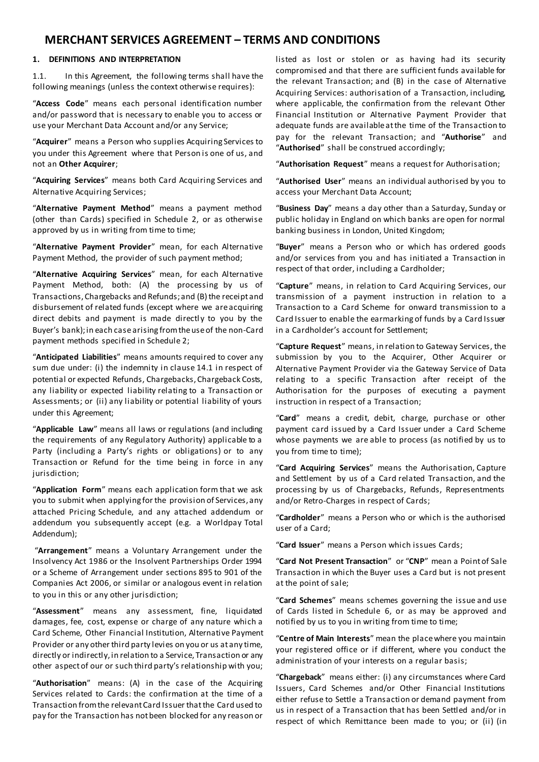# MERCHANT SERVICES AGREEMENT – TERMS AND CONDITIONS

## 1. DEFINITIONS AND INTERPRETATION

1.1. In this Agreement, the following terms shall have the following meanings (unless the context otherwise requires):

"**Access Code**" means each personal identification number and/or password that is necessary to enable you to access or use your Merchant Data Account and/or any Service;

"**Acquirer**" means a Person who supplies Acquiring Services to you under this Agreement where that Person is one of us, and not an **Other Acquirer**;

"**Acquiring Services**" means both Card Acquiring Services and Alternative Acquiring Services;

"**Alternative Payment Method**" means a payment method (other than Cards) specified in Schedule 2, or as otherwise approved by us in writing from time to time;

"**Alternative Payment Provider**" mean, for each Alternative Payment Method, the provider of such payment method;

"**Alternative Acquiring Services**" mean, for each Alternative Payment Method, both: (A) the processing by us of Transactions, Chargebacks and Refunds; and (B) the receipt and disbursement of related funds (except where we are acquiring direct debits and payment is made directly to you by the Buyer's bank); in each case arising from the use of the non-Card payment methods specified in Schedule 2;

"**Anticipated Liabilities**" means amounts required to cover any sum due under: (i) the indemnity in clause 14.1 in respect of potential or expected Refunds, Chargebacks, Chargeback Costs, any liability or expected liability relating to a Transaction or Assessments; or (ii) any liability or potential liability of yours under this Agreement;

"**Applicable Law**" means all laws or regulations (and including the requirements of any Regulatory Authority) applicable to a Party (including a Party's rights or obligations) or to any Transaction or Refund for the time being in force in any jurisdiction;

"**Application Form**" means each application form that we ask you to submit when applying for the provision of Services, any attached Pricing Schedule, and any attached addendum or addendum you subsequently accept (e.g. a Worldpay Total Addendum);

"**Arrangement**" means a Voluntary Arrangement under the Insolvency Act 1986 or the Insolvent Partnerships Order 1994 or a Scheme of Arrangement under sections 895 to 901 of the Companies Act 2006, or similar or analogous event in relation to you in this or any other jurisdiction;

"**Assessment**" means any assessment, fine, liquidated damages, fee, cost, expense or charge of any nature which a Card Scheme, Other Financial Institution, Alternative Payment Provider or any other third party levies on you or us at any time, directly or indirectly, in relation to a Service, Transaction or any other aspect of our or such third party's relationship with you;

"**Authorisation**" means: (A) in the case of the Acquiring Services related to Cards: the confirmation at the time of a Transaction from the relevant Card Issuer that the Card used to pay for the Transaction has not been blocked for any reason or listed as lost or stolen or as having had its security compromised and that there are sufficient funds available for the relevant Transaction; and (B) in the case of Alternative Acquiring Services: authorisation of a Transaction, including, where applicable, the confirmation from the relevant Other Financial Institution or Alternative Payment Provider that adequate funds are available at the time of the Transaction to pay for the relevant Transaction; and "**Authorise**" and "**Authorised**" shall be construed accordingly;

"**Authorisation Request**" means a request for Authorisation;

"**Authorised User**" means an individual authorised by you to access your Merchant Data Account;

"**Business Day**" means a day other than a Saturday, Sunday or public holiday in England on which banks are open for normal banking business in London, United Kingdom;

"**Buyer**" means a Person who or which has ordered goods and/or services from you and has initiated a Transaction in respect of that order, including a Cardholder;

"**Capture**" means, in relation to Card Acquiring Services, our transmission of a payment instruction in relation to a Transaction to a Card Scheme for onward transmission to a Card Issuer to enable the earmarking of funds by a Card Issuer in a Cardholder's account for Settlement;

"**Capture Request**" means, in relation to Gateway Services, the submission by you to the Acquirer, Other Acquirer or Alternative Payment Provider via the Gateway Service of Data relating to a specific Transaction after receipt of the Authorisation for the purposes of executing a payment instruction in respect of a Transaction;

"**Card**" means a credit, debit, charge, purchase or other payment card issued by a Card Issuer under a Card Scheme whose payments we are able to process (as notified by us to you from time to time);

"**Card Acquiring Services**" means the Authorisation, Capture and Settlement by us of a Card related Transaction, and the processing by us of Chargebacks, Refunds, Representments and/or Retro-Charges in respect of Cards;

"**Cardholder**" means a Person who or which is the authorised user of a Card;

"**Card Issuer**" means a Person which issues Cards;

"**Card Not Present Transaction**" or "**CNP**" mean a Point of Sale Transaction in which the Buyer uses a Card but is not present at the point of sale;

"**Card Schemes**" means schemes governing the issue and use of Cards listed in Schedule 6, or as may be approved and notified by us to you in writing from time to time;

"**Centre of Main Interests**" mean the place where you maintain your registered office or if different, where you conduct the administration of your interests on a regular basis;

"**Chargeback**" means either: (i) any circumstances where Card Issuers, Card Schemes and/or Other Financial Institutions either refuse to Settle a Transaction or demand payment from us in respect of a Transaction that has been Settled and/or in respect of which Remittance been made to you; or (ii) (in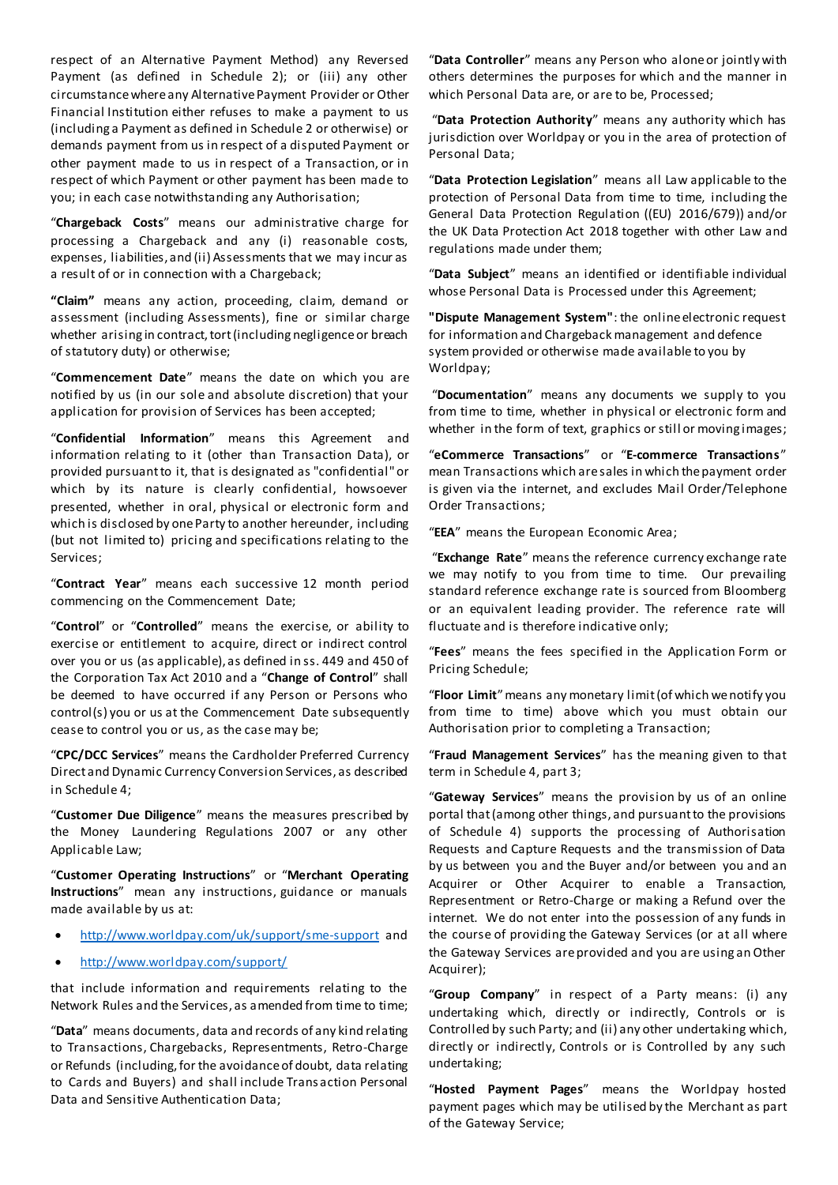respect of an Alternative Payment Method) any Reversed Payment (as defined in Schedule 2); or (iii) any other circumstance where any Alternative Payment Provider or Other Financial Institution either refuses to make a payment to us (including a Payment as defined in Schedule 2 or otherwise) or demands payment from us in respect of a disputed Payment or other payment made to us in respect of a Transaction, or in respect of which Payment or other payment has been made to you; in each case notwithstanding any Authorisation;

"**Chargeback Costs**" means our administrative charge for processing a Chargeback and any (i) reasonable costs, expenses, liabilities, and (ii) Assessments that we may incur as a result of or in connection with a Chargeback;

**"Claim"** means any action, proceeding, claim, demand or assessment (including Assessments), fine or similar charge whether arising in contract, tort (including negligence or breach of statutory duty) or otherwise;

"**Commencement Date**" means the date on which you are notified by us (in our sole and absolute discretion) that your application for provision of Services has been accepted;

"**Confidential Information**" means this Agreement and information relating to it (other than Transaction Data), or provided pursuant to it, that is designated as "confidential" or which by its nature is clearly confidential, howsoever presented, whether in oral, physical or electronic form and which is disclosed by one Party to another hereunder, including (but not limited to) pricing and specifications relating to the Services;

"**Contract Year**" means each successive 12 month period commencing on the Commencement Date;

"**Control**" or "**Controlled**" means the exercise, or ability to exercise or entitlement to acquire, direct or indirect control over you or us (as applicable), as defined in ss. 449 and 450 of the Corporation Tax Act 2010 and a "**Change of Control**" shall be deemed to have occurred if any Person or Persons who control(s) you or us at the Commencement Date subsequently cease to control you or us, as the case may be;

"**CPC/DCC Services**" means the Cardholder Preferred Currency Direct and Dynamic Currency Conversion Services, as described in Schedule 4;

"**Customer Due Diligence**" means the measures prescribed by the Money Laundering Regulations 2007 or any other Applicable Law;

"**Customer Operating Instructions**" or "**Merchant Operating Instructions**" mean any instructions, guidance or manuals made available by us at:

- http://www.worldpay.com/uk/support/sme-support and
- http://www.worldpay.com/support/

that include information and requirements relating to the Network Rules and the Services, as amended from time to time;

"**Data**" means documents, data and records of any kind relating to Transactions, Chargebacks, Representments, Retro-Charge or Refunds (including, for the avoidance of doubt, data relating to Cards and Buyers) and shall include Transaction Personal Data and Sensitive Authentication Data;

"**Data Controller**" means any Person who alone or jointly with others determines the purposes for which and the manner in which Personal Data are, or are to be, Processed;

"**Data Protection Authority**" means any authority which has jurisdiction over Worldpay or you in the area of protection of Personal Data;

"**Data Protection Legislation**" means all Law applicable to the protection of Personal Data from time to time, including the General Data Protection Regulation ((EU) 2016/679)) and/or the UK Data Protection Act 2018 together with other Law and regulations made under them;

"**Data Subject**" means an identified or identifiable individual whose Personal Data is Processed under this Agreement;

**"Dispute Management System"**: the online electronic request for information and Chargeback management and defence system provided or otherwise made available to you by Worldpay;

"**Documentation**" means any documents we supply to you from time to time, whether in physical or electronic form and whether in the form of text, graphics or still or moving images;

"**eCommerce Transactions**" or "**E-commerce Transactions**" mean Transactions which are sales in which the payment order is given via the internet, and excludes Mail Order/Telephone Order Transactions;

"**EEA**" means the European Economic Area;

"**Exchange Rate**" means the reference currency exchange rate we may notify to you from time to time. Our prevailing standard reference exchange rate is sourced from Bloomberg or an equivalent leading provider. The reference rate will fluctuate and is therefore indicative only;

"**Fees**" means the fees specified in the Application Form or Pricing Schedule;

"**Floor Limit**" means any monetary limit (of which we notify you from time to time) above which you must obtain our Authorisation prior to completing a Transaction;

"**Fraud Management Services**" has the meaning given to that term in Schedule 4, part 3;

"**Gateway Services**" means the provision by us of an online portal that (among other things, and pursuant to the provisions of Schedule 4) supports the processing of Authorisation Requests and Capture Requests and the transmission of Data by us between you and the Buyer and/or between you and an Acquirer or Other Acquirer to enable a Transaction, Representment or Retro-Charge or making a Refund over the internet. We do not enter into the possession of any funds in the course of providing the Gateway Services (or at all where the Gateway Services are provided and you are using an Other Acquirer);

"**Group Company**" in respect of a Party means: (i) any undertaking which, directly or indirectly, Controls or is Controlled by such Party; and (ii) any other undertaking which, directly or indirectly, Controls or is Controlled by any such undertaking;

"**Hosted Payment Pages**" means the Worldpay hosted payment pages which may be utilised by the Merchant as part of the Gateway Service;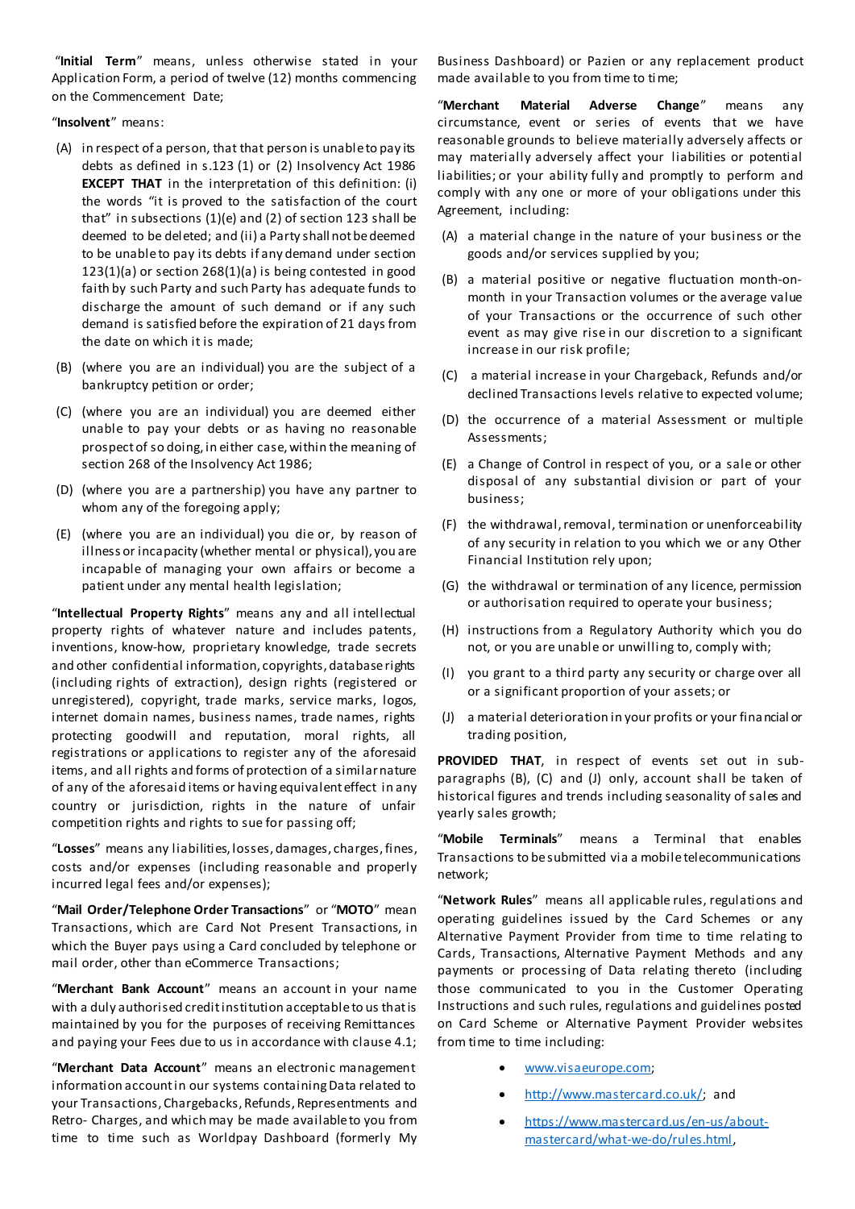"**Initial Term**" means, unless otherwise stated in your Application Form, a period of twelve (12) months commencing on the Commencement Date;

"**Insolvent**" means:

(A) in respect of a person, that that person is unable to pay its debts as defined in s.123 (1) or (2) Insolvency Act 1986 **EXCEPT THAT** in the interpretation of this definition: (i) the words "it is proved to the satisfaction of the court that" in subsections (1)(e) and (2) of section 123 shall be deemed to be deleted; and (ii) a Party shall not be deemed to be unable to pay its debts if any demand under section 123(1)(a) or section 268(1)(a) is being contested in good faith by such Party and such Party has adequate funds to discharge the amount of such demand or if any such demand is satisfied before the expiration of 21 days from the date on which it is made;

(B) (where you are an individual) you are the subject of a bankruptcy petition or order;

(C) (where you are an individual) you are deemed either unable to pay your debts or as having no reasonable prospect of so doing, in either case, within the meaning of section 268 of the Insolvency Act 1986;

(D) (where you are a partnership) you have any partner to whom any of the foregoing apply;

(E) (where you are an individual) you die or, by reason of illness or incapacity (whether mental or physical), you are incapable of managing your own affairs or become a patient under any mental health legislation;

"**Intellectual Property Rights**" means any and all intellectual property rights of whatever nature and includes patents, inventions, know-how, proprietary knowledge, trade secrets and other confidential information, copyrights, database rights (including rights of extraction), design rights (registered or unregistered), copyright, trade marks, service marks, logos, internet domain names, business names, trade names, rights protecting goodwill and reputation, moral rights, all registrations or applications to register any of the aforesaid items, and all rights and forms of protection of a similar nature of any of the aforesaid items or having equivalent effect in any country or jurisdiction, rights in the nature of unfair competition rights and rights to sue for passing off;

"**Losses**" means any liabilities, losses, damages, charges, fines, costs and/or expenses (including reasonable and properly incurred legal fees and/or expenses);

"**Mail Order/Telephone Order Transactions**" or "**MOTO**" mean Transactions, which are Card Not Present Transactions, in which the Buyer pays using a Card concluded by telephone or mail order, other than eCommerce Transactions;

"**Merchant Bank Account**" means an account in your name with a duly authorised credit institution acceptable to us that is maintained by you for the purposes of receiving Remittances and paying your Fees due to us in accordance with clause 4.1;

"**Merchant Data Account**" means an electronic management information account in our systems containing Data related to your Transactions, Chargebacks, Refunds, Representments and Retro- Charges, and which may be made available to you from time to time such as Worldpay Dashboard (formerly My Business Dashboard) or Pazien or any replacement product made available to you from time to time;

"**Merchant Material Adverse Change**" means any circumstance, event or series of events that we have reasonable grounds to believe materially adversely affects or may materially adversely affect your liabilities or potential liabilities; or your ability fully and promptly to perform and comply with any one or more of your obligations under this Agreement, including:

(A) a material change in the nature of your business or the goods and/or services supplied by you;

(B) a material positive or negative fluctuation month-on-month in your Transaction volumes or the average value of your Transactions or the occurrence of such other event as may give rise in our discretion to a significant increase in our risk profile;

(C) a material increase in your Chargeback, Refunds and/or declined Transactions levels relative to expected volume;

(D) the occurrence of a material Assessment or multiple Assessments;

(E) a Change of Control in respect of you, or a sale or other disposal of any substantial division or part of your business;

(F) the withdrawal, removal, termination or unenforceability of any security in relation to you which we or any Other Financial Institution rely upon;

(G) the withdrawal or termination of any licence, permission or authorisation required to operate your business;

(H) instructions from a Regulatory Authority which you do not, or you are unable or unwilling to, comply with;

(I) you grant to a third party any security or charge over all or a significant proportion of your assets; or

(J) a material deterioration in your profits or your financial or trading position,

**PROVIDED THAT**, in respect of events set out in sub-paragraphs (B), (C) and (J) only, account shall be taken of historical figures and trends including seasonality of sales and yearly sales growth;

"**Mobile Terminals**" means a Terminal that enables Transactions to be submitted via a mobile telecommunications network;

"**Network Rules**" means all applicable rules, regulations and operating guidelines issued by the Card Schemes or any Alternative Payment Provider from time to time relating to Cards, Transactions, Alternative Payment Methods and any payments or processing of Data relating thereto (including those communicated to you in the Customer Operating Instructions and such rules, regulations and guidelines posted on Card Scheme or Alternative Payment Provider websites from time to time including:

- www.visaeurope.com;
- http://www.mastercard.co.uk/; and
- https://www.mastercard.us/en-us/about-mastercard/what-we-do/rules.html,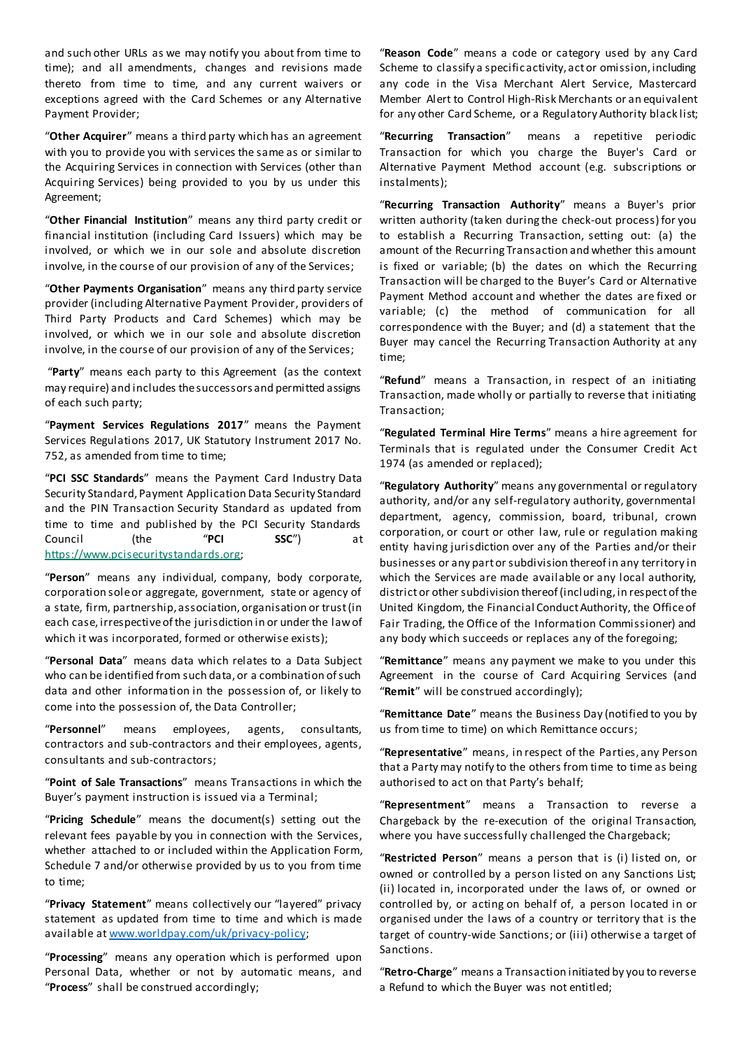and such other URLs as we may notify you about from time to time); and all amendments, changes and revisions made thereto from time to time, and any current waivers or exceptions agreed with the Card Schemes or any Alternative Payment Provider;

"**Other Acquirer**" means a third party which has an agreement with you to provide you with services the same as or similar to the Acquiring Services in connection with Services (other than Acquiring Services) being provided to you by us under this Agreement;

"**Other Financial Institution**" means any third party credit or financial institution (including Card Issuers) which may be involved, or which we in our sole and absolute discretion involve, in the course of our provision of any of the Services;

"**Other Payments Organisation**" means any third party service provider (including Alternative Payment Provider, providers of Third Party Products and Card Schemes) which may be involved, or which we in our sole and absolute discretion involve, in the course of our provision of any of the Services;

"**Party**" means each party to this Agreement (as the context may require) and includes the successors and permitted assigns of each such party;

"**Payment Services Regulations 2017**" means the Payment Services Regulations 2017, UK Statutory Instrument 2017 No. 752, as amended from time to time;

"**PCI SSC Standards**" means the Payment Card Industry Data Security Standard, Payment Application Data Security Standard and the PIN Transaction Security Standard as updated from time to time and published by the PCI Security Standards Council (the "**PCI SSC**") at https://www.pcisecuritystandards.org;

"**Person**" means any individual, company, body corporate, corporation sole or aggregate, government, state or agency of a state, firm, partnership, association, organisation or trust (in each case, irrespective of the jurisdiction in or under the law of which it was incorporated, formed or otherwise exists);

"**Personal Data**" means data which relates to a Data Subject who can be identified from such data, or a combination of such data and other information in the possession of, or likely to come into the possession of, the Data Controller;

"**Personnel**" means employees, agents, consultants, contractors and sub-contractors and their employees, agents, consultants and sub-contractors;

"**Point of Sale Transactions**" means Transactions in which the Buyer's payment instruction is issued via a Terminal;

"**Pricing Schedule**" means the document(s) setting out the relevant fees payable by you in connection with the Services, whether attached to or included within the Application Form, Schedule 7 and/or otherwise provided by us to you from time to time;

"**Privacy Statement**" means collectively our "layered" privacy statement as updated from time to time and which is made available at www.worldpay.com/uk/privacy-policy;

"**Processing**" means any operation which is performed upon Personal Data, whether or not by automatic means, and "**Process**" shall be construed accordingly;

"**Reason Code**" means a code or category used by any Card Scheme to classify a specific activity, act or omission, including any code in the Visa Merchant Alert Service, Mastercard Member Alert to Control High-Risk Merchants or an equivalent for any other Card Scheme, or a Regulatory Authority black list;

"**Recurring Transaction**" means a repetitive periodic Transaction for which you charge the Buyer's Card or Alternative Payment Method account (e.g. subscriptions or instalments);

"**Recurring Transaction Authority**" means a Buyer's prior written authority (taken during the check-out process) for you to establish a Recurring Transaction, setting out: (a) the amount of the Recurring Transaction and whether this amount is fixed or variable; (b) the dates on which the Recurring Transaction will be charged to the Buyer's Card or Alternative Payment Method account and whether the dates are fixed or variable; (c) the method of communication for all correspondence with the Buyer; and (d) a statement that the Buyer may cancel the Recurring Transaction Authority at any time;

"**Refund**" means a Transaction, in respect of an initiating Transaction, made wholly or partially to reverse that initiating Transaction;

"**Regulated Terminal Hire Terms**" means a hire agreement for Terminals that is regulated under the Consumer Credit Act 1974 (as amended or replaced);

"**Regulatory Authority**" means any governmental or regulatory authority, and/or any self-regulatory authority, governmental department, agency, commission, board, tribunal, crown corporation, or court or other law, rule or regulation making entity having jurisdiction over any of the Parties and/or their businesses or any part or subdivision thereof in any territory in which the Services are made available or any local authority, district or other subdivision thereof (including, in respect of the United Kingdom, the Financial Conduct Authority, the Office of Fair Trading, the Office of the Information Commissioner) and any body which succeeds or replaces any of the foregoing;

"**Remittance**" means any payment we make to you under this Agreement in the course of Card Acquiring Services (and "**Remit**" will be construed accordingly);

"**Remittance Date**" means the Business Day (notified to you by us from time to time) on which Remittance occurs;

"**Representative**" means, in respect of the Parties, any Person that a Party may notify to the others from time to time as being authorised to act on that Party's behalf;

"**Representment**" means a Transaction to reverse a Chargeback by the re-execution of the original Transaction, where you have successfully challenged the Chargeback;

"**Restricted Person**" means a person that is (i) listed on, or owned or controlled by a person listed on any Sanctions List; (ii) located in, incorporated under the laws of, or owned or controlled by, or acting on behalf of, a person located in or organised under the laws of a country or territory that is the target of country-wide Sanctions; or (iii) otherwise a target of Sanctions.

"**Retro-Charge**" means a Transaction initiated by you to reverse a Refund to which the Buyer was not entitled;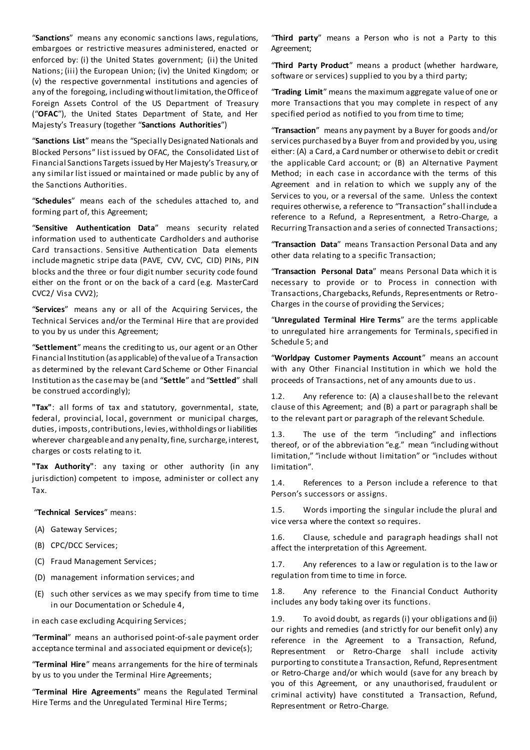"**Sanctions**" means any economic sanctions laws, regulations, embargoes or restrictive measures administered, enacted or enforced by: (i) the United States government; (ii) the United Nations; (iii) the European Union; (iv) the United Kingdom; or (v) the respective governmental institutions and agencies of any of the foregoing, including without limitation, the Office of Foreign Assets Control of the US Department of Treasury ("**OFAC**"), the United States Department of State, and Her Majesty's Treasury (together "**Sanctions Authorities**")

"**Sanctions List**" means the "Specially Designated Nationals and Blocked Persons" list issued by OFAC, the Consolidated List of Financial Sanctions Targets issued by Her Majesty's Treasury, or any similar list issued or maintained or made public by any of the Sanctions Authorities.

"**Schedules**" means each of the schedules attached to, and forming part of, this Agreement;

"**Sensitive Authentication Data**" means security related information used to authenticate Cardholders and authorise Card transactions. Sensitive Authentication Data elements include magnetic stripe data (PAVE, CVV, CVC, CID) PINs, PIN blocks and the three or four digit number security code found either on the front or on the back of a card (e.g. MasterCard CVC2/ Visa CVV2);

"**Services**" means any or all of the Acquiring Services, the Technical Services and/or the Terminal Hire that are provided to you by us under this Agreement;

"**Settlement**" means the crediting to us, our agent or an Other Financial Institution (as applicable) of the value of a Transaction as determined by the relevant Card Scheme or Other Financial Institution as the case may be (and "**Settle**" and "**Settled**" shall be construed accordingly);

"**Tax**": all forms of tax and statutory, governmental, state, federal, provincial, local, government or municipal charges, duties, imposts, contributions, levies, withholdings or liabilities wherever chargeable and any penalty, fine, surcharge, interest, charges or costs relating to it.

"**Tax Authority**": any taxing or other authority (in any jurisdiction) competent to impose, administer or collect any Tax.

"**Technical Services**" means:

(A) Gateway Services;

(B) CPC/DCC Services;

(C) Fraud Management Services;

(D) management information services; and

(E) such other services as we may specify from time to time in our Documentation or Schedule 4,

in each case excluding Acquiring Services;

"**Terminal**" means an authorised point-of-sale payment order acceptance terminal and associated equipment or device(s);

"**Terminal Hire**" means arrangements for the hire of terminals by us to you under the Terminal Hire Agreements;

"**Terminal Hire Agreements**" means the Regulated Terminal Hire Terms and the Unregulated Terminal Hire Terms;

"**Third party**" means a Person who is not a Party to this Agreement;

"**Third Party Product**" means a product (whether hardware, software or services) supplied to you by a third party;

"**Trading Limit**" means the maximum aggregate value of one or more Transactions that you may complete in respect of any specified period as notified to you from time to time;

"**Transaction**" means any payment by a Buyer for goods and/or services purchased by a Buyer from and provided by you, using either: (A) a Card, a Card number or otherwise to debit or credit the applicable Card account; or (B) an Alternative Payment Method; in each case in accordance with the terms of this Agreement and in relation to which we supply any of the Services to you, or a reversal of the same. Unless the context requires otherwise, a reference to "Transaction" shall include a reference to a Refund, a Representment, a Retro-Charge, a Recurring Transaction and a series of connected Transactions;

"**Transaction Data**" means Transaction Personal Data and any other data relating to a specific Transaction;

"**Transaction Personal Data**" means Personal Data which it is necessary to provide or to Process in connection with Transactions, Chargebacks, Refunds, Representments or Retro-Charges in the course of providing the Services;

"**Unregulated Terminal Hire Terms**" are the terms applicable to unregulated hire arrangements for Terminals, specified in Schedule 5; and

"**Worldpay Customer Payments Account**" means an account with any Other Financial Institution in which we hold the proceeds of Transactions, net of any amounts due to us.

1.2. Any reference to: (A) a clause shall be to the relevant clause of this Agreement; and (B) a part or paragraph shall be to the relevant part or paragraph of the relevant Schedule.

1.3. The use of the term "including" and inflections thereof, or of the abbreviation "e.g." mean "including without limitation," "include without limitation" or "includes without limitation".

1.4. References to a Person include a reference to that Person's successors or assigns.

1.5. Words importing the singular include the plural and vice versa where the context so requires.

1.6. Clause, schedule and paragraph headings shall not affect the interpretation of this Agreement.

1.7. Any references to a law or regulation is to the law or regulation from time to time in force.

1.8. Any reference to the Financial Conduct Authority includes any body taking over its functions.

1.9. To avoid doubt, as regards (i) your obligations and (ii) our rights and remedies (and strictly for our benefit only) any reference in the Agreement to a Transaction, Refund, Representment or Retro-Charge shall include activity purporting to constitute a Transaction, Refund, Representment or Retro-Charge and/or which would (save for any breach by you of this Agreement, or any unauthorised, fraudulent or criminal activity) have constituted a Transaction, Refund, Representment or Retro-Charge.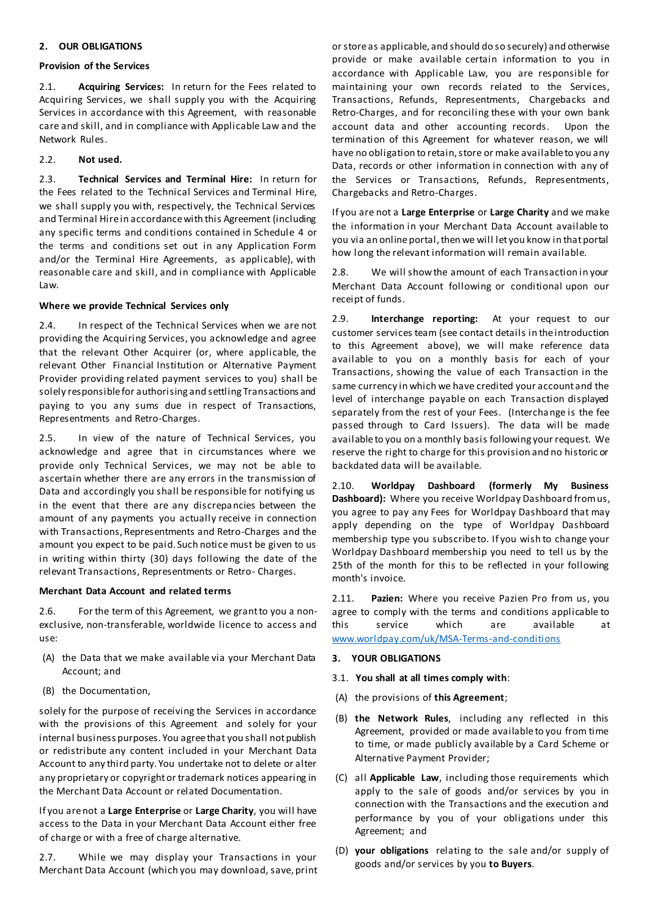## 2. OUR OBLIGATIONS

### Provision of the Services

2.1. **Acquiring Services:** In return for the Fees related to Acquiring Services, we shall supply you with the Acquiring Services in accordance with this Agreement, with reasonable care and skill, and in compliance with Applicable Law and the Network Rules.

2.2. **Not used.**

2.3. **Technical Services and Terminal Hire:** In return for the Fees related to the Technical Services and Terminal Hire, we shall supply you with, respectively, the Technical Services and Terminal Hire in accordance with this Agreement (including any specific terms and conditions contained in Schedule 4 or the terms and conditions set out in any Application Form and/or the Terminal Hire Agreements, as applicable), with reasonable care and skill, and in compliance with Applicable Law.

### Where we provide Technical Services only

2.4. In respect of the Technical Services when we are not providing the Acquiring Services, you acknowledge and agree that the relevant Other Acquirer (or, where applicable, the relevant Other Financial Institution or Alternative Payment Provider providing related payment services to you) shall be solely responsible for authorising and settling Transactions and paying to you any sums due in respect of Transactions, Representments and Retro-Charges.

2.5. In view of the nature of Technical Services, you acknowledge and agree that in circumstances where we provide only Technical Services, we may not be able to ascertain whether there are any errors in the transmission of Data and accordingly you shall be responsible for notifying us in the event that there are any discrepancies between the amount of any payments you actually receive in connection with Transactions, Representments and Retro-Charges and the amount you expect to be paid. Such notice must be given to us in writing within thirty (30) days following the date of the relevant Transactions, Representments or Retro- Charges.

### Merchant Data Account and related terms

2.6. For the term of this Agreement, we grant to you a non-exclusive, non-transferable, worldwide licence to access and use:

(A) the Data that we make available via your Merchant Data Account; and

(B) the Documentation,

solely for the purpose of receiving the Services in accordance with the provisions of this Agreement and solely for your internal business purposes. You agree that you shall not publish or redistribute any content included in your Merchant Data Account to any third party. You undertake not to delete or alter any proprietary or copyright or trademark notices appearing in the Merchant Data Account or related Documentation.

If you are not a **Large Enterprise** or **Large Charity**, you will have access to the Data in your Merchant Data Account either free of charge or with a free of charge alternative.

2.7. While we may display your Transactions in your Merchant Data Account (which you may download, save, print or store as applicable, and should do so securely) and otherwise provide or make available certain information to you in accordance with Applicable Law, you are responsible for maintaining your own records related to the Services, Transactions, Refunds, Representments, Chargebacks and Retro-Charges, and for reconciling these with your own bank account data and other accounting records. Upon the termination of this Agreement for whatever reason, we will have no obligation to retain, store or make available to you any Data, records or other information in connection with any of the Services or Transactions, Refunds, Representments, Chargebacks and Retro-Charges.

If you are not a **Large Enterprise** or **Large Charity** and we make the information in your Merchant Data Account available to you via an online portal, then we will let you know in that portal how long the relevant information will remain available.

2.8. We will show the amount of each Transaction in your Merchant Data Account following or conditional upon our receipt of funds.

2.9. **Interchange reporting:** At your request to our customer services team (see contact details in the introduction to this Agreement above), we will make reference data available to you on a monthly basis for each of your Transactions, showing the value of each Transaction in the same currency in which we have credited your account and the level of interchange payable on each Transaction displayed separately from the rest of your Fees. (Interchange is the fee passed through to Card Issuers). The data will be made available to you on a monthly basis following your request. We reserve the right to charge for this provision and no historic or backdated data will be available.

2.10. **Worldpay Dashboard (formerly My Business Dashboard):** Where you receive Worldpay Dashboard from us, you agree to pay any Fees for Worldpay Dashboard that may apply depending on the type of Worldpay Dashboard membership type you subscribe to. If you wish to change your Worldpay Dashboard membership you need to tell us by the 25th of the month for this to be reflected in your following month's invoice.

2.11. **Pazien:** Where you receive Pazien Pro from us, you agree to comply with the terms and conditions applicable to this service which are available at www.worldpay.com/uk/MSA-Terms-and-conditions

## 3. YOUR OBLIGATIONS

3.1. **You shall at all times comply with**:

(A) the provisions of **this Agreement**;

(B) **the Network Rules**, including any reflected in this Agreement, provided or made available to you from time to time, or made publicly available by a Card Scheme or Alternative Payment Provider;

(C) all **Applicable Law**, including those requirements which apply to the sale of goods and/or services by you in connection with the Transactions and the execution and performance by you of your obligations under this Agreement; and

(D) **your obligations** relating to the sale and/or supply of goods and/or services by you **to Buyers**.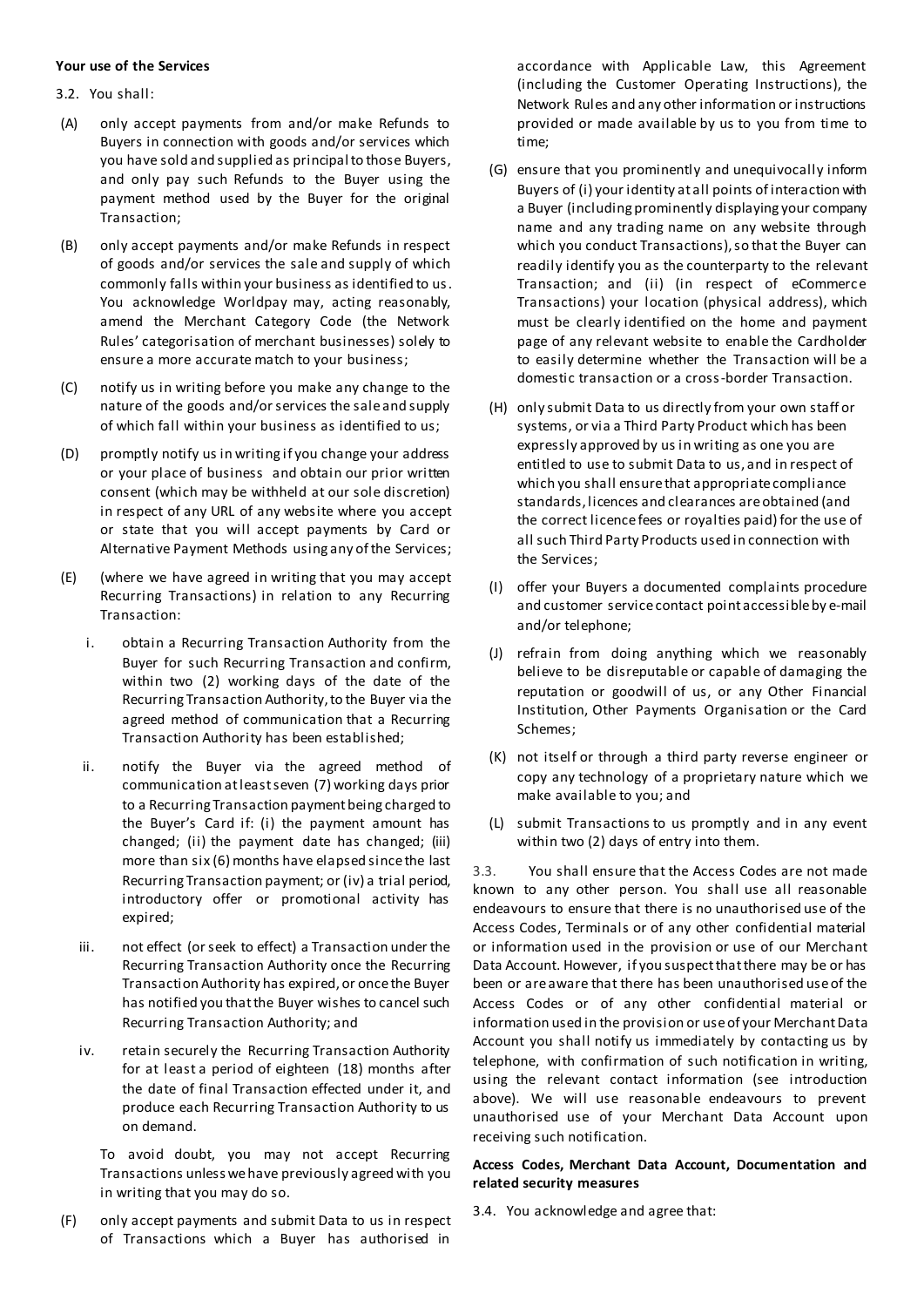**Your use of the Services**

3.2. You shall:

(A) only accept payments from and/or make Refunds to Buyers in connection with goods and/or services which you have sold and supplied as principal to those Buyers, and only pay such Refunds to the Buyer using the payment method used by the Buyer for the original Transaction;

(B) only accept payments and/or make Refunds in respect of goods and/or services the sale and supply of which commonly falls within your business as identified to us. You acknowledge Worldpay may, acting reasonably, amend the Merchant Category Code (the Network Rules' categorisation of merchant businesses) solely to ensure a more accurate match to your business;

(C) notify us in writing before you make any change to the nature of the goods and/or services the sale and supply of which fall within your business as identified to us;

(D) promptly notify us in writing if you change your address or your place of business and obtain our prior written consent (which may be withheld at our sole discretion) in respect of any URL of any website where you accept or state that you will accept payments by Card or Alternative Payment Methods using any of the Services;

(E) (where we have agreed in writing that you may accept Recurring Transactions) in relation to any Recurring Transaction:

   i. obtain a Recurring Transaction Authority from the Buyer for such Recurring Transaction and confirm, within two (2) working days of the date of the Recurring Transaction Authority, to the Buyer via the agreed method of communication that a Recurring Transaction Authority has been established;

   ii. notify the Buyer via the agreed method of communication at least seven (7) working days prior to a Recurring Transaction payment being charged to the Buyer's Card if: (i) the payment amount has changed; (ii) the payment date has changed; (iii) more than six (6) months have elapsed since the last Recurring Transaction payment; or (iv) a trial period, introductory offer or promotional activity has expired;

   iii. not effect (or seek to effect) a Transaction under the Recurring Transaction Authority once the Recurring Transaction Authority has expired, or once the Buyer has notified you that the Buyer wishes to cancel such Recurring Transaction Authority; and

   iv. retain securely the Recurring Transaction Authority for at least a period of eighteen (18) months after the date of final Transaction effected under it, and produce each Recurring Transaction Authority to us on demand.

   To avoid doubt, you may not accept Recurring Transactions unless we have previously agreed with you in writing that you may do so.

(F) only accept payments and submit Data to us in respect of Transactions which a Buyer has authorised in accordance with Applicable Law, this Agreement (including the Customer Operating Instructions), the Network Rules and any other information or instructions provided or made available by us to you from time to time;

(G) ensure that you prominently and unequivocally inform Buyers of (i) your identity at all points of interaction with a Buyer (including prominently displaying your company name and any trading name on any website through which you conduct Transactions), so that the Buyer can readily identify you as the counterparty to the relevant Transaction; and (ii) (in respect of eCommerce Transactions) your location (physical address), which must be clearly identified on the home and payment page of any relevant website to enable the Cardholder to easily determine whether the Transaction will be a domestic transaction or a cross-border Transaction.

(H) only submit Data to us directly from your own staff or systems, or via a Third Party Product which has been expressly approved by us in writing as one you are entitled to use to submit Data to us, and in respect of which you shall ensure that appropriate compliance standards, licences and clearances are obtained (and the correct licence fees or royalties paid) for the use of all such Third Party Products used in connection with the Services;

(I) offer your Buyers a documented complaints procedure and customer service contact point accessible by e-mail and/or telephone;

(J) refrain from doing anything which we reasonably believe to be disreputable or capable of damaging the reputation or goodwill of us, or any Other Financial Institution, Other Payments Organisation or the Card Schemes;

(K) not itself or through a third party reverse engineer or copy any technology of a proprietary nature which we make available to you; and

(L) submit Transactions to us promptly and in any event within two (2) days of entry into them.

3.3. You shall ensure that the Access Codes are not made known to any other person. You shall use all reasonable endeavours to ensure that there is no unauthorised use of the Access Codes, Terminals or of any other confidential material or information used in the provision or use of our Merchant Data Account. However, if you suspect that there may be or has been or are aware that there has been unauthorised use of the Access Codes or of any other confidential material or information used in the provision or use of your Merchant Data Account you shall notify us immediately by contacting us by telephone, with confirmation of such notification in writing, using the relevant contact information (see introduction above). We will use reasonable endeavours to prevent unauthorised use of your Merchant Data Account upon receiving such notification.

**Access Codes, Merchant Data Account, Documentation and related security measures**

3.4. You acknowledge and agree that: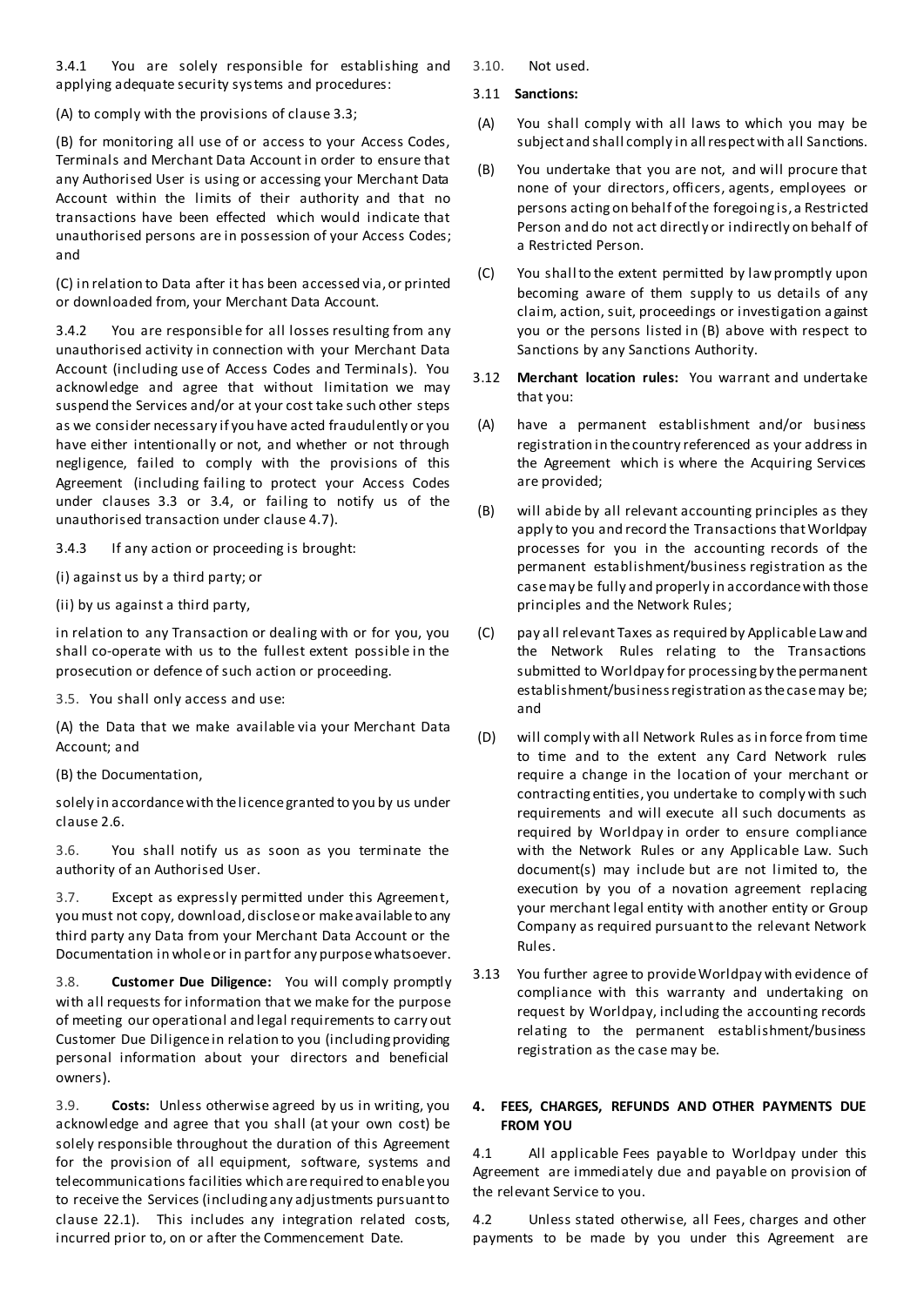3.4.1 You are solely responsible for establishing and applying adequate security systems and procedures:

(A) to comply with the provisions of clause 3.3;

(B) for monitoring all use of or access to your Access Codes, Terminals and Merchant Data Account in order to ensure that any Authorised User is using or accessing your Merchant Data Account within the limits of their authority and that no transactions have been effected which would indicate that unauthorised persons are in possession of your Access Codes; and

(C) in relation to Data after it has been accessed via, or printed or downloaded from, your Merchant Data Account.

3.4.2 You are responsible for all losses resulting from any unauthorised activity in connection with your Merchant Data Account (including use of Access Codes and Terminals). You acknowledge and agree that without limitation we may suspend the Services and/or at your cost take such other steps as we consider necessary if you have acted fraudulently or you have either intentionally or not, and whether or not through negligence, failed to comply with the provisions of this Agreement (including failing to protect your Access Codes under clauses 3.3 or 3.4, or failing to notify us of the unauthorised transaction under clause 4.7).

3.4.3 If any action or proceeding is brought:

(i) against us by a third party; or

(ii) by us against a third party,

in relation to any Transaction or dealing with or for you, you shall co-operate with us to the fullest extent possible in the prosecution or defence of such action or proceeding.

3.5. You shall only access and use:

(A) the Data that we make available via your Merchant Data Account; and

(B) the Documentation,

solely in accordance with the licence granted to you by us under clause 2.6.

3.6. You shall notify us as soon as you terminate the authority of an Authorised User.

3.7. Except as expressly permitted under this Agreement, you must not copy, download, disclose or make available to any third party any Data from your Merchant Data Account or the Documentation in whole or in part for any purpose whatsoever.

3.8. **Customer Due Diligence:** You will comply promptly with all requests for information that we make for the purpose of meeting our operational and legal requirements to carry out Customer Due Diligence in relation to you (including providing personal information about your directors and beneficial owners).

3.9. **Costs:** Unless otherwise agreed by us in writing, you acknowledge and agree that you shall (at your own cost) be solely responsible throughout the duration of this Agreement for the provision of all equipment, software, systems and telecommunications facilities which are required to enable you to receive the Services (including any adjustments pursuant to clause 22.1). This includes any integration related costs, incurred prior to, on or after the Commencement Date.

3.10. Not used.

3.11 **Sanctions:**

(A) You shall comply with all laws to which you may be subject and shall comply in all respect with all Sanctions.

(B) You undertake that you are not, and will procure that none of your directors, officers, agents, employees or persons acting on behalf of the foregoing is, a Restricted Person and do not act directly or indirectly on behalf of a Restricted Person.

(C) You shall to the extent permitted by law promptly upon becoming aware of them supply to us details of any claim, action, suit, proceedings or investigation against you or the persons listed in (B) above with respect to Sanctions by any Sanctions Authority.

3.12 **Merchant location rules:** You warrant and undertake that you:

(A) have a permanent establishment and/or business registration in the country referenced as your address in the Agreement which is where the Acquiring Services are provided;

(B) will abide by all relevant accounting principles as they apply to you and record the Transactions that Worldpay processes for you in the accounting records of the permanent establishment/business registration as the case may be fully and properly in accordance with those principles and the Network Rules;

(C) pay all relevant Taxes as required by Applicable Law and the Network Rules relating to the Transactions submitted to Worldpay for processing by the permanent establishment/business registration as the case may be; and

(D) will comply with all Network Rules as in force from time to time and to the extent any Card Network rules require a change in the location of your merchant or contracting entities, you undertake to comply with such requirements and will execute all such documents as required by Worldpay in order to ensure compliance with the Network Rules or any Applicable Law. Such document(s) may include but are not limited to, the execution by you of a novation agreement replacing your merchant legal entity with another entity or Group Company as required pursuant to the relevant Network Rules.

3.13 You further agree to provide Worldpay with evidence of compliance with this warranty and undertaking on request by Worldpay, including the accounting records relating to the permanent establishment/business registration as the case may be.

## 4. FEES, CHARGES, REFUNDS AND OTHER PAYMENTS DUE FROM YOU

4.1 All applicable Fees payable to Worldpay under this Agreement are immediately due and payable on provision of the relevant Service to you.

4.2 Unless stated otherwise, all Fees, charges and other payments to be made by you under this Agreement are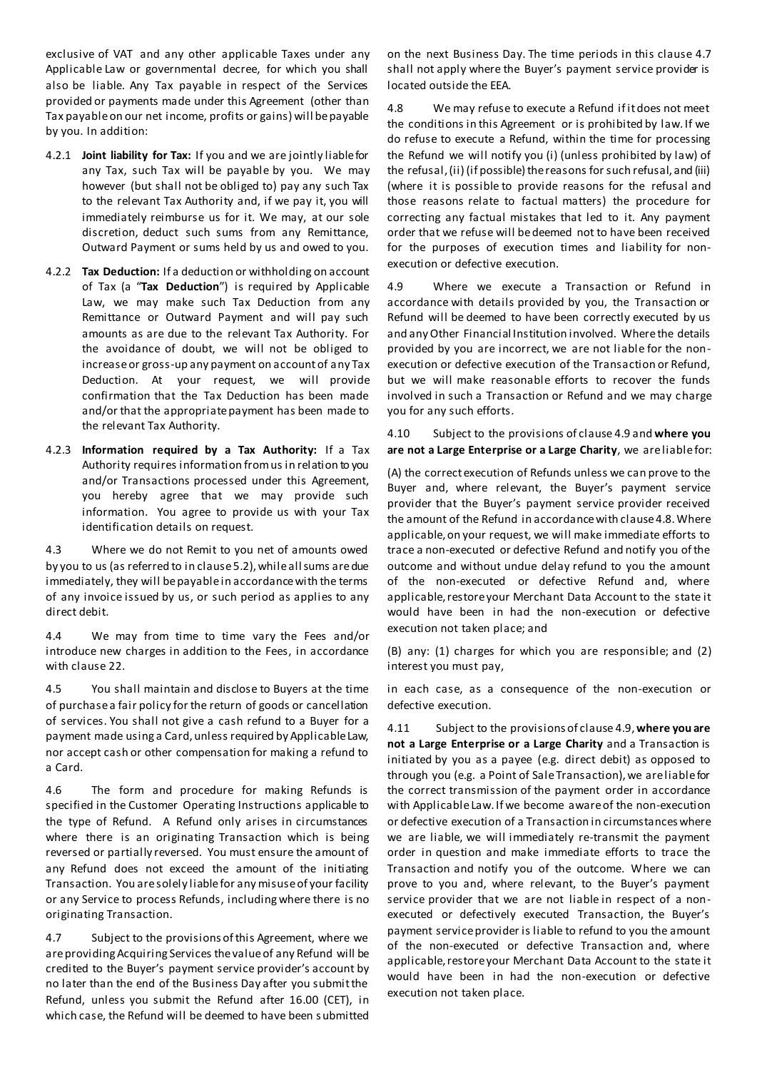exclusive of VAT and any other applicable Taxes under any Applicable Law or governmental decree, for which you shall also be liable. Any Tax payable in respect of the Services provided or payments made under this Agreement (other than Tax payable on our net income, profits or gains) will be payable by you. In addition:

4.2.1 **Joint liability for Tax:** If you and we are jointly liable for any Tax, such Tax will be payable by you. We may however (but shall not be obliged to) pay any such Tax to the relevant Tax Authority and, if we pay it, you will immediately reimburse us for it. We may, at our sole discretion, deduct such sums from any Remittance, Outward Payment or sums held by us and owed to you.

4.2.2 **Tax Deduction:** If a deduction or withholding on account of Tax (a "**Tax Deduction**") is required by Applicable Law, we may make such Tax Deduction from any Remittance or Outward Payment and will pay such amounts as are due to the relevant Tax Authority. For the avoidance of doubt, we will not be obliged to increase or gross-up any payment on account of any Tax Deduction. At your request, we will provide confirmation that the Tax Deduction has been made and/or that the appropriate payment has been made to the relevant Tax Authority.

4.2.3 **Information required by a Tax Authority:** If a Tax Authority requires information from us in relation to you and/or Transactions processed under this Agreement, you hereby agree that we may provide such information. You agree to provide us with your Tax identification details on request.

4.3 Where we do not Remit to you net of amounts owed by you to us (as referred to in clause 5.2), while all sums are due immediately, they will be payable in accordance with the terms of any invoice issued by us, or such period as applies to any direct debit.

4.4 We may from time to time vary the Fees and/or introduce new charges in addition to the Fees, in accordance with clause 22.

4.5 You shall maintain and disclose to Buyers at the time of purchase a fair policy for the return of goods or cancellation of services. You shall not give a cash refund to a Buyer for a payment made using a Card, unless required by Applicable Law, nor accept cash or other compensation for making a refund to a Card.

4.6 The form and procedure for making Refunds is specified in the Customer Operating Instructions applicable to the type of Refund. A Refund only arises in circumstances where there is an originating Transaction which is being reversed or partially reversed. You must ensure the amount of any Refund does not exceed the amount of the initiating Transaction. You are solely liable for any misuse of your facility or any Service to process Refunds, including where there is no originating Transaction.

4.7 Subject to the provisions of this Agreement, where we are providing Acquiring Services the value of any Refund will be credited to the Buyer's payment service provider's account by no later than the end of the Business Day after you submit the Refund, unless you submit the Refund after 16.00 (CET), in which case, the Refund will be deemed to have been submitted on the next Business Day. The time periods in this clause 4.7 shall not apply where the Buyer's payment service provider is located outside the EEA.

4.8 We may refuse to execute a Refund if it does not meet the conditions in this Agreement or is prohibited by law. If we do refuse to execute a Refund, within the time for processing the Refund we will notify you (i) (unless prohibited by law) of the refusal, (ii) (if possible) the reasons for such refusal, and (iii) (where it is possible to provide reasons for the refusal and those reasons relate to factual matters) the procedure for correcting any factual mistakes that led to it. Any payment order that we refuse will be deemed not to have been received for the purposes of execution times and liability for non-execution or defective execution.

4.9 Where we execute a Transaction or Refund in accordance with details provided by you, the Transaction or Refund will be deemed to have been correctly executed by us and any Other Financial Institution involved. Where the details provided by you are incorrect, we are not liable for the non-execution or defective execution of the Transaction or Refund, but we will make reasonable efforts to recover the funds involved in such a Transaction or Refund and we may charge you for any such efforts.

4.10 Subject to the provisions of clause 4.9 and **where you are not a Large Enterprise or a Large Charity**, we are liable for:

(A) the correct execution of Refunds unless we can prove to the Buyer and, where relevant, the Buyer's payment service provider that the Buyer's payment service provider received the amount of the Refund in accordance with clause 4.8. Where applicable, on your request, we will make immediate efforts to trace a non-executed or defective Refund and notify you of the outcome and without undue delay refund to you the amount of the non-executed or defective Refund and, where applicable, restore your Merchant Data Account to the state it would have been in had the non-execution or defective execution not taken place; and

(B) any: (1) charges for which you are responsible; and (2) interest you must pay,

in each case, as a consequence of the non-execution or defective execution.

4.11 Subject to the provisions of clause 4.9, **where you are not a Large Enterprise or a Large Charity** and a Transaction is initiated by you as a payee (e.g. direct debit) as opposed to through you (e.g. a Point of Sale Transaction), we are liable for the correct transmission of the payment order in accordance with Applicable Law. If we become aware of the non-execution or defective execution of a Transaction in circumstances where we are liable, we will immediately re-transmit the payment order in question and make immediate efforts to trace the Transaction and notify you of the outcome. Where we can prove to you and, where relevant, to the Buyer's payment service provider that we are not liable in respect of a non-executed or defectively executed Transaction, the Buyer's payment service provider is liable to refund to you the amount of the non-executed or defective Transaction and, where applicable, restore your Merchant Data Account to the state it would have been in had the non-execution or defective execution not taken place.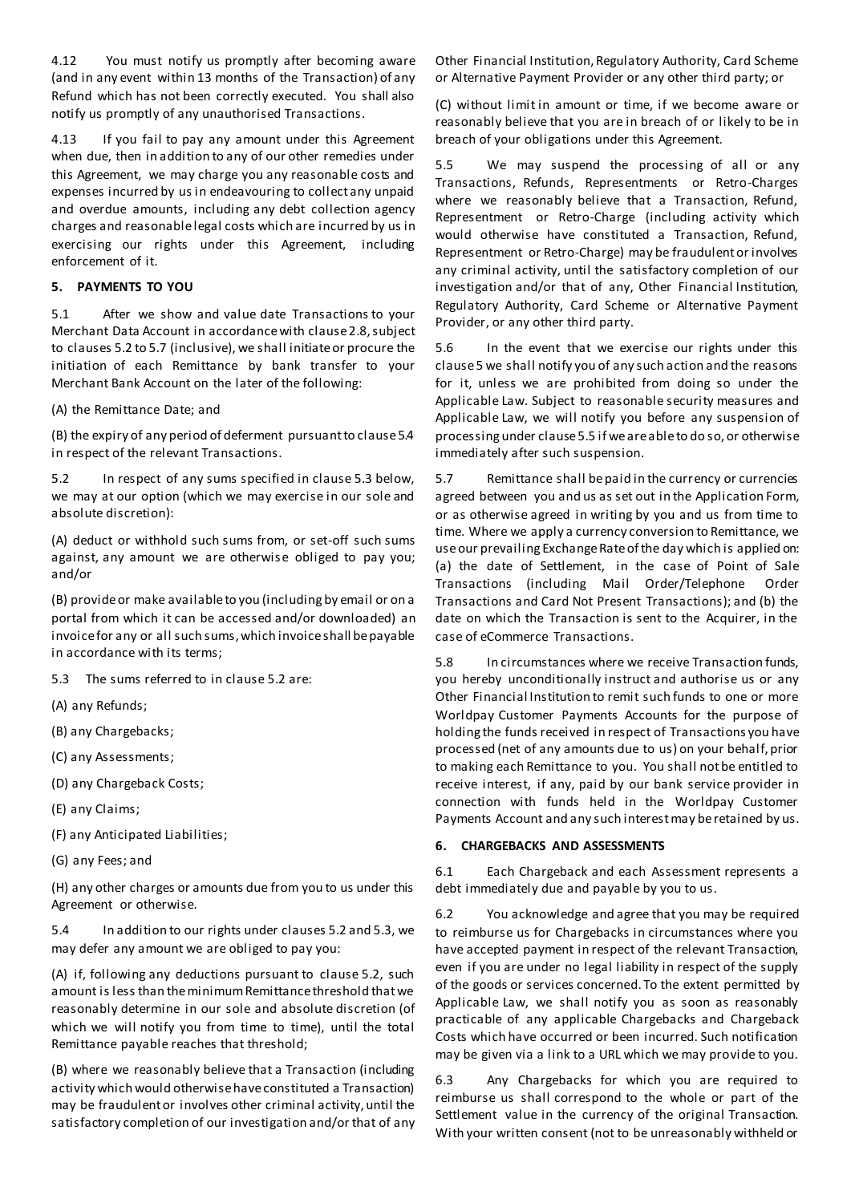4.12 You must notify us promptly after becoming aware (and in any event within 13 months of the Transaction) of any Refund which has not been correctly executed. You shall also notify us promptly of any unauthorised Transactions.

4.13 If you fail to pay any amount under this Agreement when due, then in addition to any of our other remedies under this Agreement, we may charge you any reasonable costs and expenses incurred by us in endeavouring to collect any unpaid and overdue amounts, including any debt collection agency charges and reasonable legal costs which are incurred by us in exercising our rights under this Agreement, including enforcement of it.

## 5. PAYMENTS TO YOU

5.1 After we show and value date Transactions to your Merchant Data Account in accordance with clause 2.8, subject to clauses 5.2 to 5.7 (inclusive), we shall initiate or procure the initiation of each Remittance by bank transfer to your Merchant Bank Account on the later of the following:

(A) the Remittance Date; and

(B) the expiry of any period of deferment pursuant to clause 5.4 in respect of the relevant Transactions.

5.2 In respect of any sums specified in clause 5.3 below, we may at our option (which we may exercise in our sole and absolute discretion):

(A) deduct or withhold such sums from, or set-off such sums against, any amount we are otherwise obliged to pay you; and/or

(B) provide or make available to you (including by email or on a portal from which it can be accessed and/or downloaded) an invoice for any or all such sums, which invoice shall be payable in accordance with its terms;

5.3 The sums referred to in clause 5.2 are:

(A) any Refunds;

(B) any Chargebacks;

(C) any Assessments;

(D) any Chargeback Costs;

(E) any Claims;

(F) any Anticipated Liabilities;

(G) any Fees; and

(H) any other charges or amounts due from you to us under this Agreement or otherwise.

5.4 In addition to our rights under clauses 5.2 and 5.3, we may defer any amount we are obliged to pay you:

(A) if, following any deductions pursuant to clause 5.2, such amount is less than the minimum Remittance threshold that we reasonably determine in our sole and absolute discretion (of which we will notify you from time to time), until the total Remittance payable reaches that threshold;

(B) where we reasonably believe that a Transaction (including activity which would otherwise have constituted a Transaction) may be fraudulent or involves other criminal activity, until the satisfactory completion of our investigation and/or that of any Other Financial Institution, Regulatory Authority, Card Scheme or Alternative Payment Provider or any other third party; or

(C) without limit in amount or time, if we become aware or reasonably believe that you are in breach of or likely to be in breach of your obligations under this Agreement.

5.5 We may suspend the processing of all or any Transactions, Refunds, Representments or Retro-Charges where we reasonably believe that a Transaction, Refund, Representment or Retro-Charge (including activity which would otherwise have constituted a Transaction, Refund, Representment or Retro-Charge) may be fraudulent or involves any criminal activity, until the satisfactory completion of our investigation and/or that of any, Other Financial Institution, Regulatory Authority, Card Scheme or Alternative Payment Provider, or any other third party.

5.6 In the event that we exercise our rights under this clause 5 we shall notify you of any such action and the reasons for it, unless we are prohibited from doing so under the Applicable Law. Subject to reasonable security measures and Applicable Law, we will notify you before any suspension of processing under clause 5.5 if we are able to do so, or otherwise immediately after such suspension.

5.7 Remittance shall be paid in the currency or currencies agreed between you and us as set out in the Application Form, or as otherwise agreed in writing by you and us from time to time. Where we apply a currency conversion to Remittance, we use our prevailing Exchange Rate of the day which is applied on: (a) the date of Settlement, in the case of Point of Sale Transactions (including Mail Order/Telephone Order Transactions and Card Not Present Transactions); and (b) the date on which the Transaction is sent to the Acquirer, in the case of eCommerce Transactions.

5.8 In circumstances where we receive Transaction funds, you hereby unconditionally instruct and authorise us or any Other Financial Institution to remit such funds to one or more Worldpay Customer Payments Accounts for the purpose of holding the funds received in respect of Transactions you have processed (net of any amounts due to us) on your behalf, prior to making each Remittance to you. You shall not be entitled to receive interest, if any, paid by our bank service provider in connection with funds held in the Worldpay Customer Payments Account and any such interest may be retained by us.

## 6. CHARGEBACKS AND ASSESSMENTS

6.1 Each Chargeback and each Assessment represents a debt immediately due and payable by you to us.

6.2 You acknowledge and agree that you may be required to reimburse us for Chargebacks in circumstances where you have accepted payment in respect of the relevant Transaction, even if you are under no legal liability in respect of the supply of the goods or services concerned. To the extent permitted by Applicable Law, we shall notify you as soon as reasonably practicable of any applicable Chargebacks and Chargeback Costs which have occurred or been incurred. Such notification may be given via a link to a URL which we may provide to you.

6.3 Any Chargebacks for which you are required to reimburse us shall correspond to the whole or part of the Settlement value in the currency of the original Transaction. With your written consent (not to be unreasonably withheld or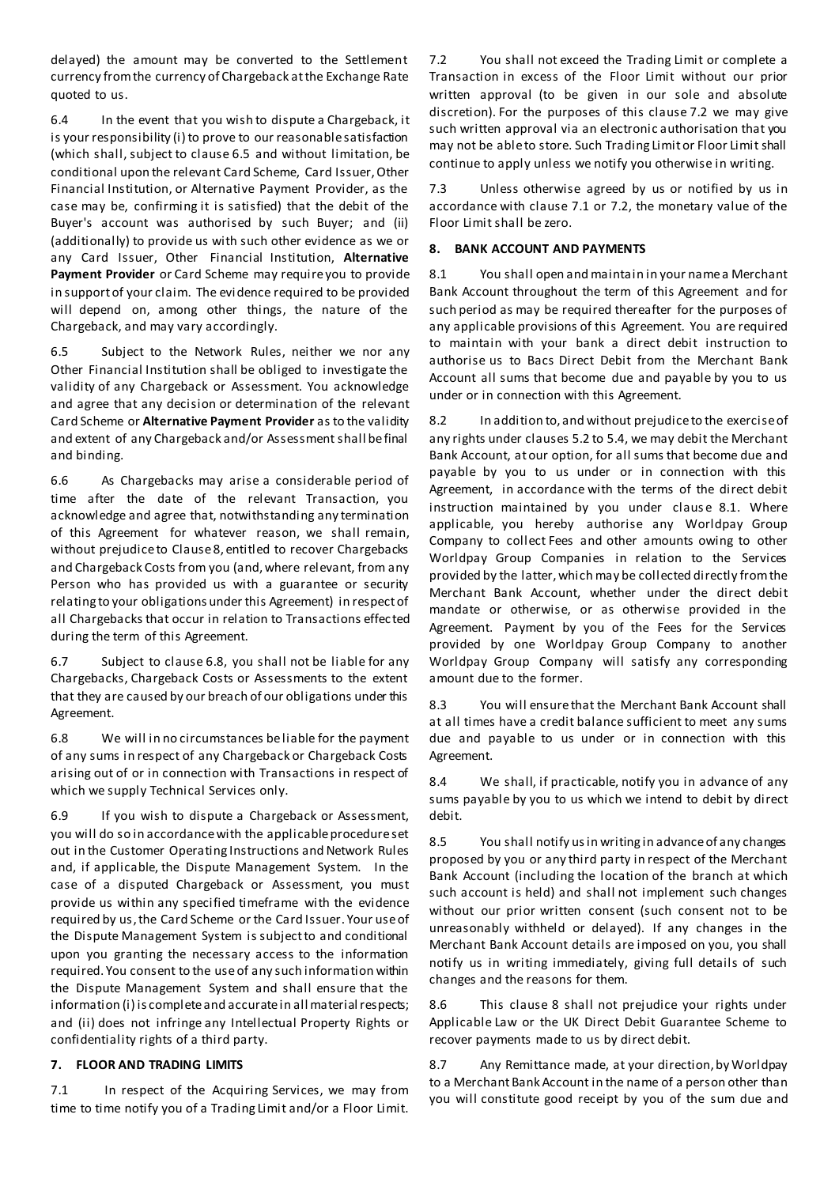delayed) the amount may be converted to the Settlement currency from the currency of Chargeback at the Exchange Rate quoted to us.

6.4 In the event that you wish to dispute a Chargeback, it is your responsibility (i) to prove to our reasonable satisfaction (which shall, subject to clause 6.5 and without limitation, be conditional upon the relevant Card Scheme, Card Issuer, Other Financial Institution, or Alternative Payment Provider, as the case may be, confirming it is satisfied) that the debit of the Buyer's account was authorised by such Buyer; and (ii) (additionally) to provide us with such other evidence as we or any Card Issuer, Other Financial Institution, **Alternative Payment Provider** or Card Scheme may require you to provide in support of your claim. The evidence required to be provided will depend on, among other things, the nature of the Chargeback, and may vary accordingly.

6.5 Subject to the Network Rules, neither we nor any Other Financial Institution shall be obliged to investigate the validity of any Chargeback or Assessment. You acknowledge and agree that any decision or determination of the relevant Card Scheme or **Alternative Payment Provider** as to the validity and extent of any Chargeback and/or Assessment shall be final and binding.

6.6 As Chargebacks may arise a considerable period of time after the date of the relevant Transaction, you acknowledge and agree that, notwithstanding any termination of this Agreement for whatever reason, we shall remain, without prejudice to Clause 8, entitled to recover Chargebacks and Chargeback Costs from you (and, where relevant, from any Person who has provided us with a guarantee or security relating to your obligations under this Agreement) in respect of all Chargebacks that occur in relation to Transactions effected during the term of this Agreement.

6.7 Subject to clause 6.8, you shall not be liable for any Chargebacks, Chargeback Costs or Assessments to the extent that they are caused by our breach of our obligations under this Agreement.

6.8 We will in no circumstances be liable for the payment of any sums in respect of any Chargeback or Chargeback Costs arising out of or in connection with Transactions in respect of which we supply Technical Services only.

6.9 If you wish to dispute a Chargeback or Assessment, you will do so in accordance with the applicable procedure set out in the Customer Operating Instructions and Network Rules and, if applicable, the Dispute Management System. In the case of a disputed Chargeback or Assessment, you must provide us within any specified timeframe with the evidence required by us, the Card Scheme or the Card Issuer. Your use of the Dispute Management System is subject to and conditional upon you granting the necessary access to the information required. You consent to the use of any such information within the Dispute Management System and shall ensure that the information (i) is complete and accurate in all material respects; and (ii) does not infringe any Intellectual Property Rights or confidentiality rights of a third party.

## 7. FLOOR AND TRADING LIMITS

7.1 In respect of the Acquiring Services, we may from time to time notify you of a Trading Limit and/or a Floor Limit.

7.2 You shall not exceed the Trading Limit or complete a Transaction in excess of the Floor Limit without our prior written approval (to be given in our sole and absolute discretion). For the purposes of this clause 7.2 we may give such written approval via an electronic authorisation that you may not be able to store. Such Trading Limit or Floor Limit shall continue to apply unless we notify you otherwise in writing.

7.3 Unless otherwise agreed by us or notified by us in accordance with clause 7.1 or 7.2, the monetary value of the Floor Limit shall be zero.

## 8. BANK ACCOUNT AND PAYMENTS

8.1 You shall open and maintain in your name a Merchant Bank Account throughout the term of this Agreement and for such period as may be required thereafter for the purposes of any applicable provisions of this Agreement. You are required to maintain with your bank a direct debit instruction to authorise us to Bacs Direct Debit from the Merchant Bank Account all sums that become due and payable by you to us under or in connection with this Agreement.

8.2 In addition to, and without prejudice to the exercise of any rights under clauses 5.2 to 5.4, we may debit the Merchant Bank Account, at our option, for all sums that become due and payable by you to us under or in connection with this Agreement, in accordance with the terms of the direct debit instruction maintained by you under clause 8.1. Where applicable, you hereby authorise any Worldpay Group Company to collect Fees and other amounts owing to other Worldpay Group Companies in relation to the Services provided by the latter, which may be collected directly from the Merchant Bank Account, whether under the direct debit mandate or otherwise, or as otherwise provided in the Agreement. Payment by you of the Fees for the Services provided by one Worldpay Group Company to another Worldpay Group Company will satisfy any corresponding amount due to the former.

8.3 You will ensure that the Merchant Bank Account shall at all times have a credit balance sufficient to meet any sums due and payable to us under or in connection with this Agreement.

8.4 We shall, if practicable, notify you in advance of any sums payable by you to us which we intend to debit by direct debit.

8.5 You shall notify us in writing in advance of any changes proposed by you or any third party in respect of the Merchant Bank Account (including the location of the branch at which such account is held) and shall not implement such changes without our prior written consent (such consent not to be unreasonably withheld or delayed). If any changes in the Merchant Bank Account details are imposed on you, you shall notify us in writing immediately, giving full details of such changes and the reasons for them.

8.6 This clause 8 shall not prejudice your rights under Applicable Law or the UK Direct Debit Guarantee Scheme to recover payments made to us by direct debit.

8.7 Any Remittance made, at your direction, by Worldpay to a Merchant Bank Account in the name of a person other than you will constitute good receipt by you of the sum due and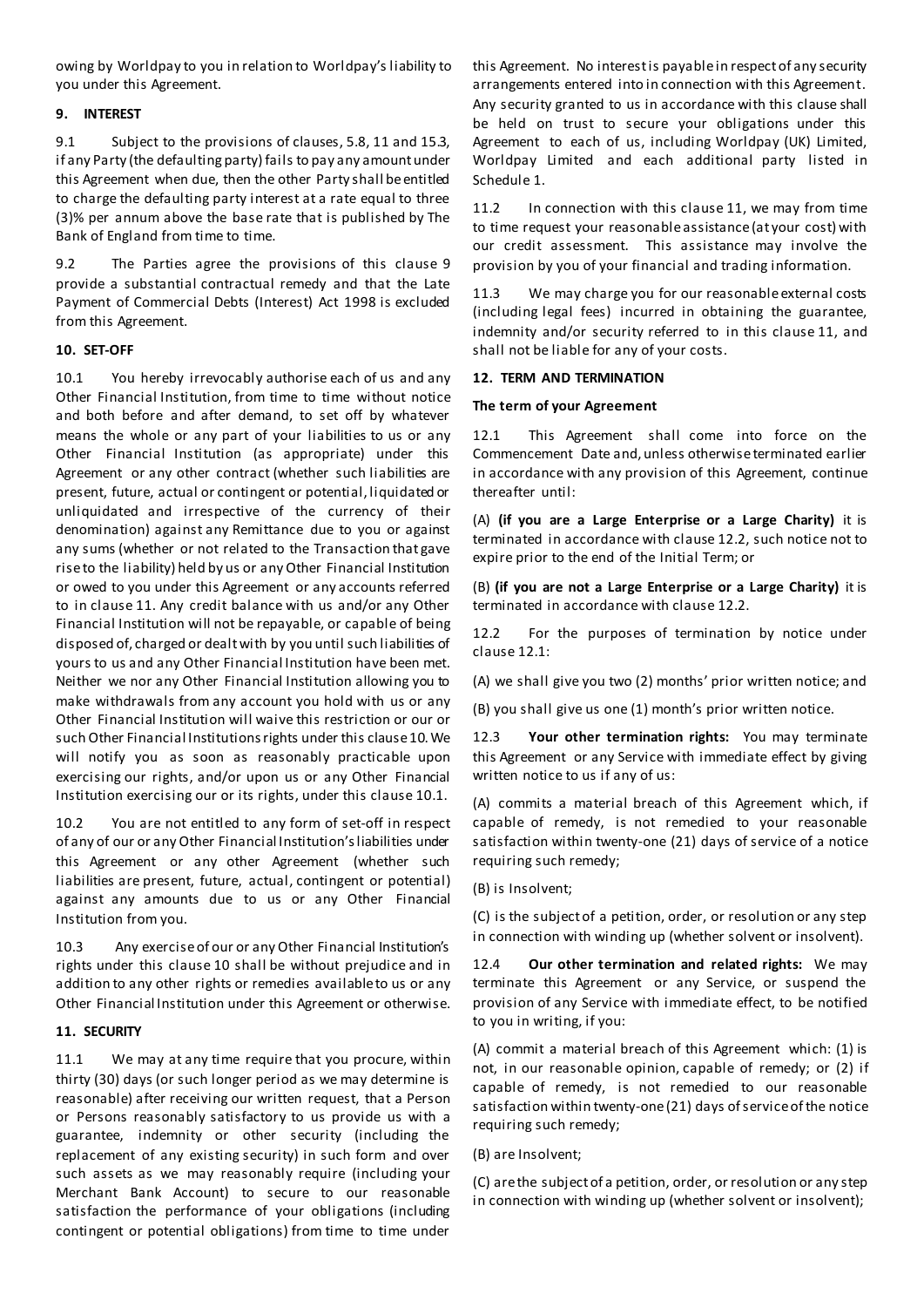owing by Worldpay to you in relation to Worldpay's liability to you under this Agreement.

## 9. INTEREST

9.1 Subject to the provisions of clauses, 5.8, 11 and 15.3, if any Party (the defaulting party) fails to pay any amount under this Agreement when due, then the other Party shall be entitled to charge the defaulting party interest at a rate equal to three (3)% per annum above the base rate that is published by The Bank of England from time to time.

9.2 The Parties agree the provisions of this clause 9 provide a substantial contractual remedy and that the Late Payment of Commercial Debts (Interest) Act 1998 is excluded from this Agreement.

## 10. SET-OFF

10.1 You hereby irrevocably authorise each of us and any Other Financial Institution, from time to time without notice and both before and after demand, to set off by whatever means the whole or any part of your liabilities to us or any Other Financial Institution (as appropriate) under this Agreement or any other contract (whether such liabilities are present, future, actual or contingent or potential, liquidated or unliquidated and irrespective of the currency of their denomination) against any Remittance due to you or against any sums (whether or not related to the Transaction that gave rise to the liability) held by us or any Other Financial Institution or owed to you under this Agreement or any accounts referred to in clause 11. Any credit balance with us and/or any Other Financial Institution will not be repayable, or capable of being disposed of, charged or dealt with by you until such liabilities of yours to us and any Other Financial Institution have been met. Neither we nor any Other Financial Institution allowing you to make withdrawals from any account you hold with us or any Other Financial Institution will waive this restriction or our or such Other Financial Institutions rights under this clause 10. We will notify you as soon as reasonably practicable upon exercising our rights, and/or upon us or any Other Financial Institution exercising our or its rights, under this clause 10.1.

10.2 You are not entitled to any form of set-off in respect of any of our or any Other Financial Institution's liabilities under this Agreement or any other Agreement (whether such liabilities are present, future, actual, contingent or potential) against any amounts due to us or any Other Financial Institution from you.

10.3 Any exercise of our or any Other Financial Institution's rights under this clause 10 shall be without prejudice and in addition to any other rights or remedies available to us or any Other Financial Institution under this Agreement or otherwise.

## 11. SECURITY

11.1 We may at any time require that you procure, within thirty (30) days (or such longer period as we may determine is reasonable) after receiving our written request, that a Person or Persons reasonably satisfactory to us provide us with a guarantee, indemnity or other security (including the replacement of any existing security) in such form and over such assets as we may reasonably require (including your Merchant Bank Account) to secure to our reasonable satisfaction the performance of your obligations (including contingent or potential obligations) from time to time under this Agreement. No interest is payable in respect of any security arrangements entered into in connection with this Agreement. Any security granted to us in accordance with this clause shall be held on trust to secure your obligations under this Agreement to each of us, including Worldpay (UK) Limited, Worldpay Limited and each additional party listed in Schedule 1.

11.2 In connection with this clause 11, we may from time to time request your reasonable assistance (at your cost) with our credit assessment. This assistance may involve the provision by you of your financial and trading information.

11.3 We may charge you for our reasonable external costs (including legal fees) incurred in obtaining the guarantee, indemnity and/or security referred to in this clause 11, and shall not be liable for any of your costs.

## 12. TERM AND TERMINATION

### The term of your Agreement

12.1 This Agreement shall come into force on the Commencement Date and, unless otherwise terminated earlier in accordance with any provision of this Agreement, continue thereafter until:

(A) **(if you are a Large Enterprise or a Large Charity)** it is terminated in accordance with clause 12.2, such notice not to expire prior to the end of the Initial Term; or

(B) **(if you are not a Large Enterprise or a Large Charity)** it is terminated in accordance with clause 12.2.

12.2 For the purposes of termination by notice under clause 12.1:

(A) we shall give you two (2) months' prior written notice; and

(B) you shall give us one (1) month's prior written notice.

12.3 **Your other termination rights:** You may terminate this Agreement or any Service with immediate effect by giving written notice to us if any of us:

(A) commits a material breach of this Agreement which, if capable of remedy, is not remedied to your reasonable satisfaction within twenty-one (21) days of service of a notice requiring such remedy;

(B) is Insolvent;

(C) is the subject of a petition, order, or resolution or any step in connection with winding up (whether solvent or insolvent).

12.4 **Our other termination and related rights:** We may terminate this Agreement or any Service, or suspend the provision of any Service with immediate effect, to be notified to you in writing, if you:

(A) commit a material breach of this Agreement which: (1) is not, in our reasonable opinion, capable of remedy; or (2) if capable of remedy, is not remedied to our reasonable satisfaction within twenty-one (21) days of service of the notice requiring such remedy;

(B) are Insolvent;

(C) are the subject of a petition, order, or resolution or any step in connection with winding up (whether solvent or insolvent);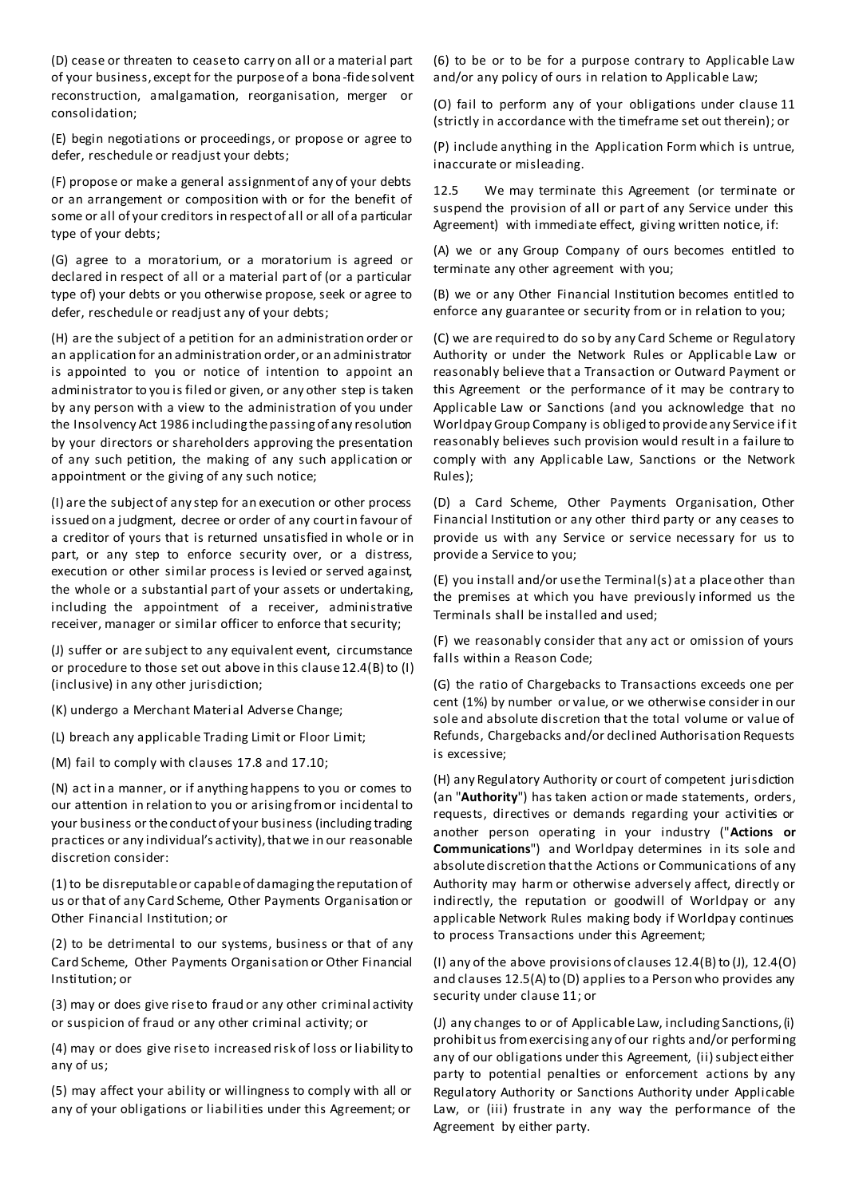(D) cease or threaten to cease to carry on all or a material part of your business, except for the purpose of a bona-fide solvent reconstruction, amalgamation, reorganisation, merger or consolidation;

(E) begin negotiations or proceedings, or propose or agree to defer, reschedule or readjust your debts;

(F) propose or make a general assignment of any of your debts or an arrangement or composition with or for the benefit of some or all of your creditors in respect of all or all of a particular type of your debts;

(G) agree to a moratorium, or a moratorium is agreed or declared in respect of all or a material part of (or a particular type of) your debts or you otherwise propose, seek or agree to defer, reschedule or readjust any of your debts;

(H) are the subject of a petition for an administration order or an application for an administration order, or an administrator is appointed to you or notice of intention to appoint an administrator to you is filed or given, or any other step is taken by any person with a view to the administration of you under the Insolvency Act 1986 including the passing of any resolution by your directors or shareholders approving the presentation of any such petition, the making of any such application or appointment or the giving of any such notice;

(I) are the subject of any step for an execution or other process issued on a judgment, decree or order of any court in favour of a creditor of yours that is returned unsatisfied in whole or in part, or any step to enforce security over, or a distress, execution or other similar process is levied or served against, the whole or a substantial part of your assets or undertaking, including the appointment of a receiver, administrative receiver, manager or similar officer to enforce that security;

(J) suffer or are subject to any equivalent event, circumstance or procedure to those set out above in this clause 12.4(B) to (I) (inclusive) in any other jurisdiction;

(K) undergo a Merchant Material Adverse Change;

(L) breach any applicable Trading Limit or Floor Limit;

(M) fail to comply with clauses 17.8 and 17.10;

(N) act in a manner, or if anything happens to you or comes to our attention in relation to you or arising from or incidental to your business or the conduct of your business (including trading practices or any individual's activity), that we in our reasonable discretion consider:

(1) to be disreputable or capable of damaging the reputation of us or that of any Card Scheme, Other Payments Organisation or Other Financial Institution; or

(2) to be detrimental to our systems, business or that of any Card Scheme, Other Payments Organisation or Other Financial Institution; or

(3) may or does give rise to fraud or any other criminal activity or suspicion of fraud or any other criminal activity; or

(4) may or does give rise to increased risk of loss or liability to any of us;

(5) may affect your ability or willingness to comply with all or any of your obligations or liabilities under this Agreement; or

(6) to be or to be for a purpose contrary to Applicable Law and/or any policy of ours in relation to Applicable Law;

(O) fail to perform any of your obligations under clause 11 (strictly in accordance with the timeframe set out therein); or

(P) include anything in the Application Form which is untrue, inaccurate or misleading.

12.5 We may terminate this Agreement (or terminate or suspend the provision of all or part of any Service under this Agreement) with immediate effect, giving written notice, if:

(A) we or any Group Company of ours becomes entitled to terminate any other agreement with you;

(B) we or any Other Financial Institution becomes entitled to enforce any guarantee or security from or in relation to you;

(C) we are required to do so by any Card Scheme or Regulatory Authority or under the Network Rules or Applicable Law or reasonably believe that a Transaction or Outward Payment or this Agreement or the performance of it may be contrary to Applicable Law or Sanctions (and you acknowledge that no Worldpay Group Company is obliged to provide any Service if it reasonably believes such provision would result in a failure to comply with any Applicable Law, Sanctions or the Network Rules);

(D) a Card Scheme, Other Payments Organisation, Other Financial Institution or any other third party or any ceases to provide us with any Service or service necessary for us to provide a Service to you;

(E) you install and/or use the Terminal(s) at a place other than the premises at which you have previously informed us the Terminals shall be installed and used;

(F) we reasonably consider that any act or omission of yours falls within a Reason Code;

(G) the ratio of Chargebacks to Transactions exceeds one per cent (1%) by number or value, or we otherwise consider in our sole and absolute discretion that the total volume or value of Refunds, Chargebacks and/or declined Authorisation Requests is excessive;

(H) any Regulatory Authority or court of competent jurisdiction (an "**Authority**") has taken action or made statements, orders, requests, directives or demands regarding your activities or another person operating in your industry ("**Actions or Communications**") and Worldpay determines in its sole and absolute discretion that the Actions or Communications of any Authority may harm or otherwise adversely affect, directly or indirectly, the reputation or goodwill of Worldpay or any applicable Network Rules making body if Worldpay continues to process Transactions under this Agreement;

(I) any of the above provisions of clauses 12.4(B) to (J), 12.4(O) and clauses 12.5(A) to (D) applies to a Person who provides any security under clause 11; or

(J) any changes to or of Applicable Law, including Sanctions, (i) prohibit us from exercising any of our rights and/or performing any of our obligations under this Agreement, (ii) subject either party to potential penalties or enforcement actions by any Regulatory Authority or Sanctions Authority under Applicable Law, or (iii) frustrate in any way the performance of the Agreement by either party.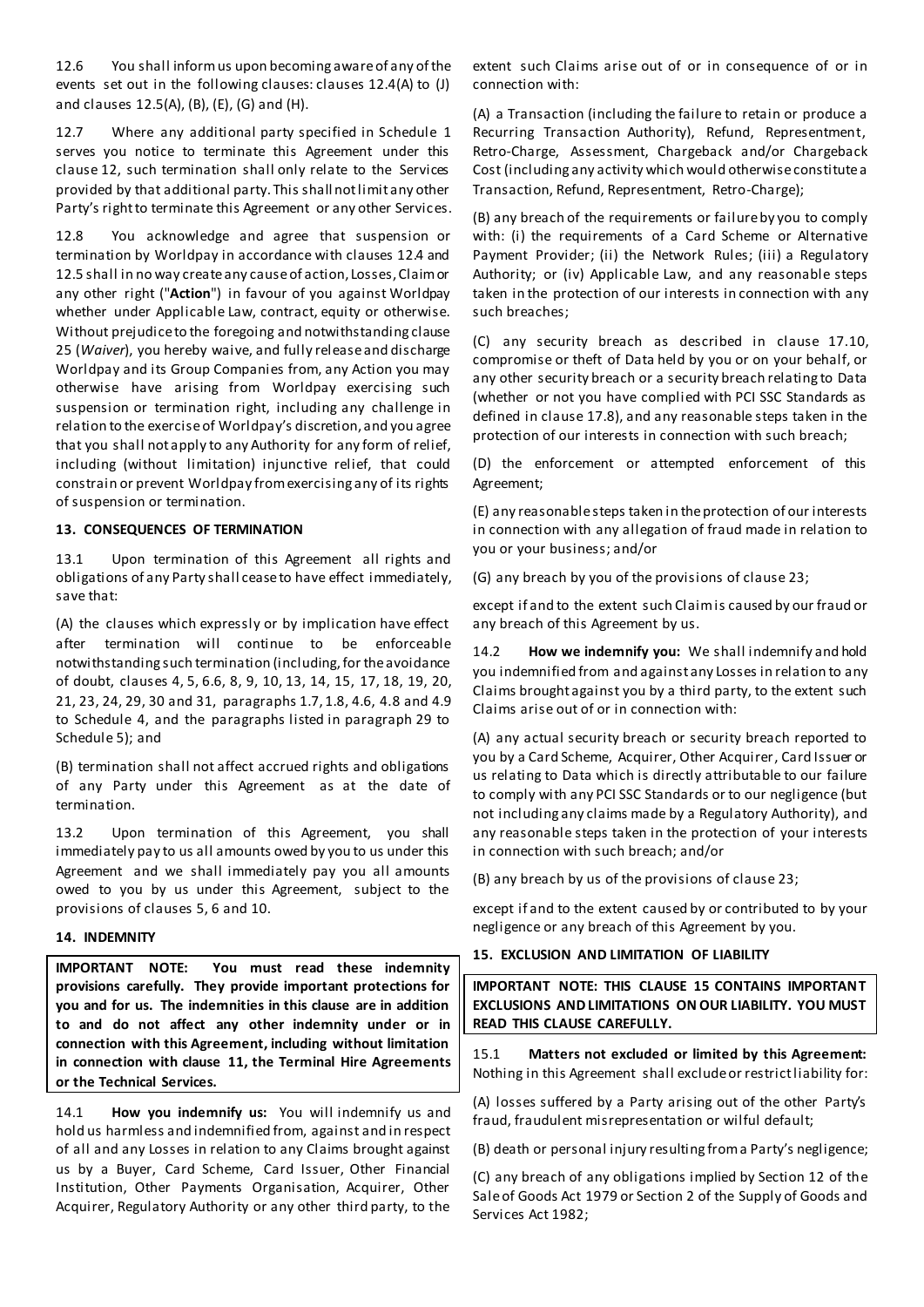12.6 You shall inform us upon becoming aware of any of the events set out in the following clauses: clauses 12.4(A) to (J) and clauses 12.5(A), (B), (E), (G) and (H).

12.7 Where any additional party specified in Schedule 1 serves you notice to terminate this Agreement under this clause 12, such termination shall only relate to the Services provided by that additional party. This shall not limit any other Party's right to terminate this Agreement or any other Services.

12.8 You acknowledge and agree that suspension or termination by Worldpay in accordance with clauses 12.4 and 12.5 shall in no way create any cause of action, Losses, Claim or any other right ("**Action**") in favour of you against Worldpay whether under Applicable Law, contract, equity or otherwise. Without prejudice to the foregoing and notwithstanding clause 25 (*Waiver*), you hereby waive, and fully release and discharge Worldpay and its Group Companies from, any Action you may otherwise have arising from Worldpay exercising such suspension or termination right, including any challenge in relation to the exercise of Worldpay's discretion, and you agree that you shall not apply to any Authority for any form of relief, including (without limitation) injunctive relief, that could constrain or prevent Worldpay from exercising any of its rights of suspension or termination.

## 13. CONSEQUENCES OF TERMINATION

13.1 Upon termination of this Agreement all rights and obligations of any Party shall cease to have effect immediately, save that:

(A) the clauses which expressly or by implication have effect after termination will continue to be enforceable notwithstanding such termination (including, for the avoidance of doubt, clauses 4, 5, 6.6, 8, 9, 10, 13, 14, 15, 17, 18, 19, 20, 21, 23, 24, 29, 30 and 31, paragraphs 1.7, 1.8, 4.6, 4.8 and 4.9 to Schedule 4, and the paragraphs listed in paragraph 29 to Schedule 5); and

(B) termination shall not affect accrued rights and obligations of any Party under this Agreement as at the date of termination.

13.2 Upon termination of this Agreement, you shall immediately pay to us all amounts owed by you to us under this Agreement and we shall immediately pay you all amounts owed to you by us under this Agreement, subject to the provisions of clauses 5, 6 and 10.

## 14. INDEMNITY

**IMPORTANT NOTE: You must read these indemnity provisions carefully. They provide important protections for you and for us. The indemnities in this clause are in addition to and do not affect any other indemnity under or in connection with this Agreement, including without limitation in connection with clause 11, the Terminal Hire Agreements or the Technical Services.**

14.1 **How you indemnify us:** You will indemnify us and hold us harmless and indemnified from, against and in respect of all and any Losses in relation to any Claims brought against us by a Buyer, Card Scheme, Card Issuer, Other Financial Institution, Other Payments Organisation, Acquirer, Other Acquirer, Regulatory Authority or any other third party, to the extent such Claims arise out of or in consequence of or in connection with:

(A) a Transaction (including the failure to retain or produce a Recurring Transaction Authority), Refund, Representment, Retro-Charge, Assessment, Chargeback and/or Chargeback Cost (including any activity which would otherwise constitute a Transaction, Refund, Representment, Retro-Charge);

(B) any breach of the requirements or failure by you to comply with: (i) the requirements of a Card Scheme or Alternative Payment Provider; (ii) the Network Rules; (iii) a Regulatory Authority; or (iv) Applicable Law, and any reasonable steps taken in the protection of our interests in connection with any such breaches;

(C) any security breach as described in clause 17.10, compromise or theft of Data held by you or on your behalf, or any other security breach or a security breach relating to Data (whether or not you have complied with PCI SSC Standards as defined in clause 17.8), and any reasonable steps taken in the protection of our interests in connection with such breach;

(D) the enforcement or attempted enforcement of this Agreement;

(E) any reasonable steps taken in the protection of our interests in connection with any allegation of fraud made in relation to you or your business; and/or

(G) any breach by you of the provisions of clause 23;

except if and to the extent such Claim is caused by our fraud or any breach of this Agreement by us.

14.2 **How we indemnify you:** We shall indemnify and hold you indemnified from and against any Losses in relation to any Claims brought against you by a third party, to the extent such Claims arise out of or in connection with:

(A) any actual security breach or security breach reported to you by a Card Scheme, Acquirer, Other Acquirer, Card Issuer or us relating to Data which is directly attributable to our failure to comply with any PCI SSC Standards or to our negligence (but not including any claims made by a Regulatory Authority), and any reasonable steps taken in the protection of your interests in connection with such breach; and/or

(B) any breach by us of the provisions of clause 23;

except if and to the extent caused by or contributed to by your negligence or any breach of this Agreement by you.

## 15. EXCLUSION AND LIMITATION OF LIABILITY

**IMPORTANT NOTE: THIS CLAUSE 15 CONTAINS IMPORTANT EXCLUSIONS AND LIMITATIONS ON OUR LIABILITY. YOU MUST READ THIS CLAUSE CAREFULLY.**

15.1 **Matters not excluded or limited by this Agreement:** Nothing in this Agreement shall exclude or restrict liability for:

(A) losses suffered by a Party arising out of the other Party's fraud, fraudulent misrepresentation or wilful default;

(B) death or personal injury resulting from a Party's negligence;

(C) any breach of any obligations implied by Section 12 of the Sale of Goods Act 1979 or Section 2 of the Supply of Goods and Services Act 1982;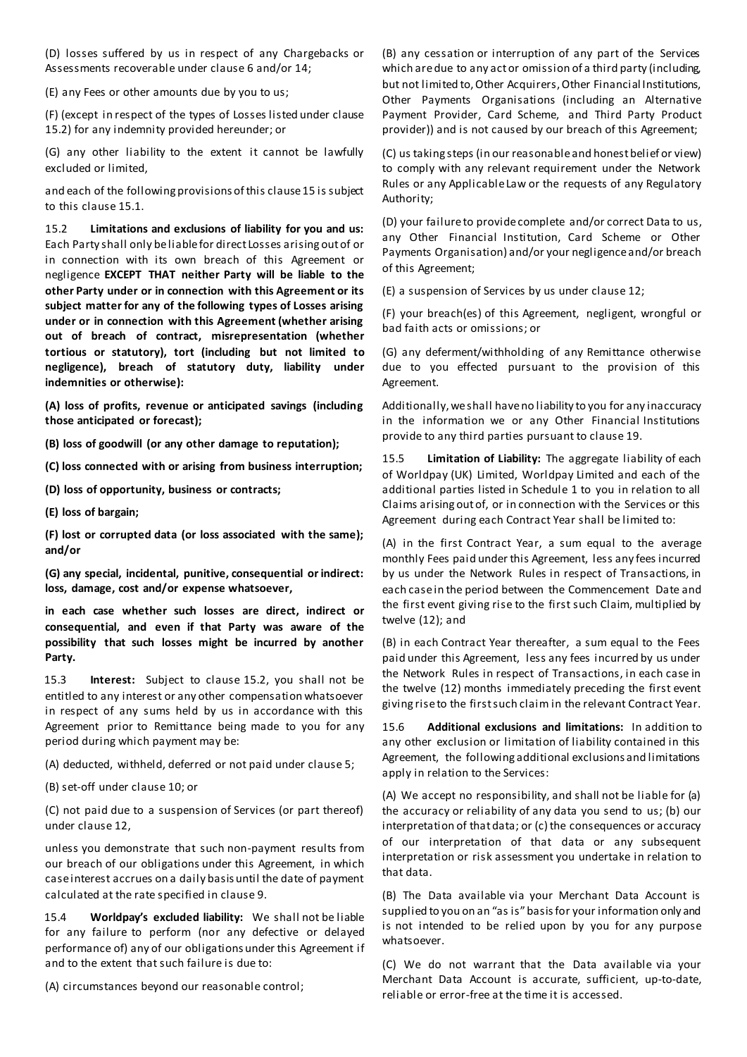(D) losses suffered by us in respect of any Chargebacks or Assessments recoverable under clause 6 and/or 14;

(E) any Fees or other amounts due by you to us;

(F) (except in respect of the types of Losses listed under clause 15.2) for any indemnity provided hereunder; or

(G) any other liability to the extent it cannot be lawfully excluded or limited,

and each of the following provisions of this clause 15 is subject to this clause 15.1.

15.2 **Limitations and exclusions of liability for you and us:** Each Party shall only be liable for direct Losses arising out of or in connection with its own breach of this Agreement or negligence **EXCEPT THAT neither Party will be liable to the other Party under or in connection with this Agreement or its subject matter for any of the following types of Losses arising under or in connection with this Agreement (whether arising out of breach of contract, misrepresentation (whether tortious or statutory), tort (including but not limited to negligence), breach of statutory duty, liability under indemnities or otherwise):**

**(A) loss of profits, revenue or anticipated savings (including those anticipated or forecast);**

**(B) loss of goodwill (or any other damage to reputation);**

**(C) loss connected with or arising from business interruption;**

**(D) loss of opportunity, business or contracts;**

**(E) loss of bargain;**

**(F) lost or corrupted data (or loss associated with the same); and/or**

**(G) any special, incidental, punitive, consequential or indirect: loss, damage, cost and/or expense whatsoever,**

**in each case whether such losses are direct, indirect or consequential, and even if that Party was aware of the possibility that such losses might be incurred by another Party.**

15.3 **Interest:** Subject to clause 15.2, you shall not be entitled to any interest or any other compensation whatsoever in respect of any sums held by us in accordance with this Agreement prior to Remittance being made to you for any period during which payment may be:

(A) deducted, withheld, deferred or not paid under clause 5;

(B) set-off under clause 10; or

(C) not paid due to a suspension of Services (or part thereof) under clause 12,

unless you demonstrate that such non-payment results from our breach of our obligations under this Agreement, in which case interest accrues on a daily basis until the date of payment calculated at the rate specified in clause 9.

15.4 **Worldpay's excluded liability:** We shall not be liable for any failure to perform (nor any defective or delayed performance of) any of our obligations under this Agreement if and to the extent that such failure is due to:

(A) circumstances beyond our reasonable control;

(B) any cessation or interruption of any part of the Services which are due to any act or omission of a third party (including, but not limited to, Other Acquirers, Other Financial Institutions, Other Payments Organisations (including an Alternative Payment Provider, Card Scheme, and Third Party Product provider)) and is not caused by our breach of this Agreement;

(C) us taking steps (in our reasonable and honest belief or view) to comply with any relevant requirement under the Network Rules or any Applicable Law or the requests of any Regulatory Authority;

(D) your failure to provide complete and/or correct Data to us, any Other Financial Institution, Card Scheme or Other Payments Organisation) and/or your negligence and/or breach of this Agreement;

(E) a suspension of Services by us under clause 12;

(F) your breach(es) of this Agreement, negligent, wrongful or bad faith acts or omissions; or

(G) any deferment/withholding of any Remittance otherwise due to you effected pursuant to the provision of this Agreement.

Additionally, we shall have no liability to you for any inaccuracy in the information we or any Other Financial Institutions provide to any third parties pursuant to clause 19.

15.5 **Limitation of Liability:** The aggregate liability of each of Worldpay (UK) Limited, Worldpay Limited and each of the additional parties listed in Schedule 1 to you in relation to all Claims arising out of, or in connection with the Services or this Agreement during each Contract Year shall be limited to:

(A) in the first Contract Year, a sum equal to the average monthly Fees paid under this Agreement, less any fees incurred by us under the Network Rules in respect of Transactions, in each case in the period between the Commencement Date and the first event giving rise to the first such Claim, multiplied by twelve (12); and

(B) in each Contract Year thereafter, a sum equal to the Fees paid under this Agreement, less any fees incurred by us under the Network Rules in respect of Transactions, in each case in the twelve (12) months immediately preceding the first event giving rise to the first such claim in the relevant Contract Year.

15.6 **Additional exclusions and limitations:** In addition to any other exclusion or limitation of liability contained in this Agreement, the following additional exclusions and limitations apply in relation to the Services:

(A) We accept no responsibility, and shall not be liable for (a) the accuracy or reliability of any data you send to us; (b) our interpretation of that data; or (c) the consequences or accuracy of our interpretation of that data or any subsequent interpretation or risk assessment you undertake in relation to that data.

(B) The Data available via your Merchant Data Account is supplied to you on an "as is" basis for your information only and is not intended to be relied upon by you for any purpose whatsoever.

(C) We do not warrant that the Data available via your Merchant Data Account is accurate, sufficient, up-to-date, reliable or error-free at the time it is accessed.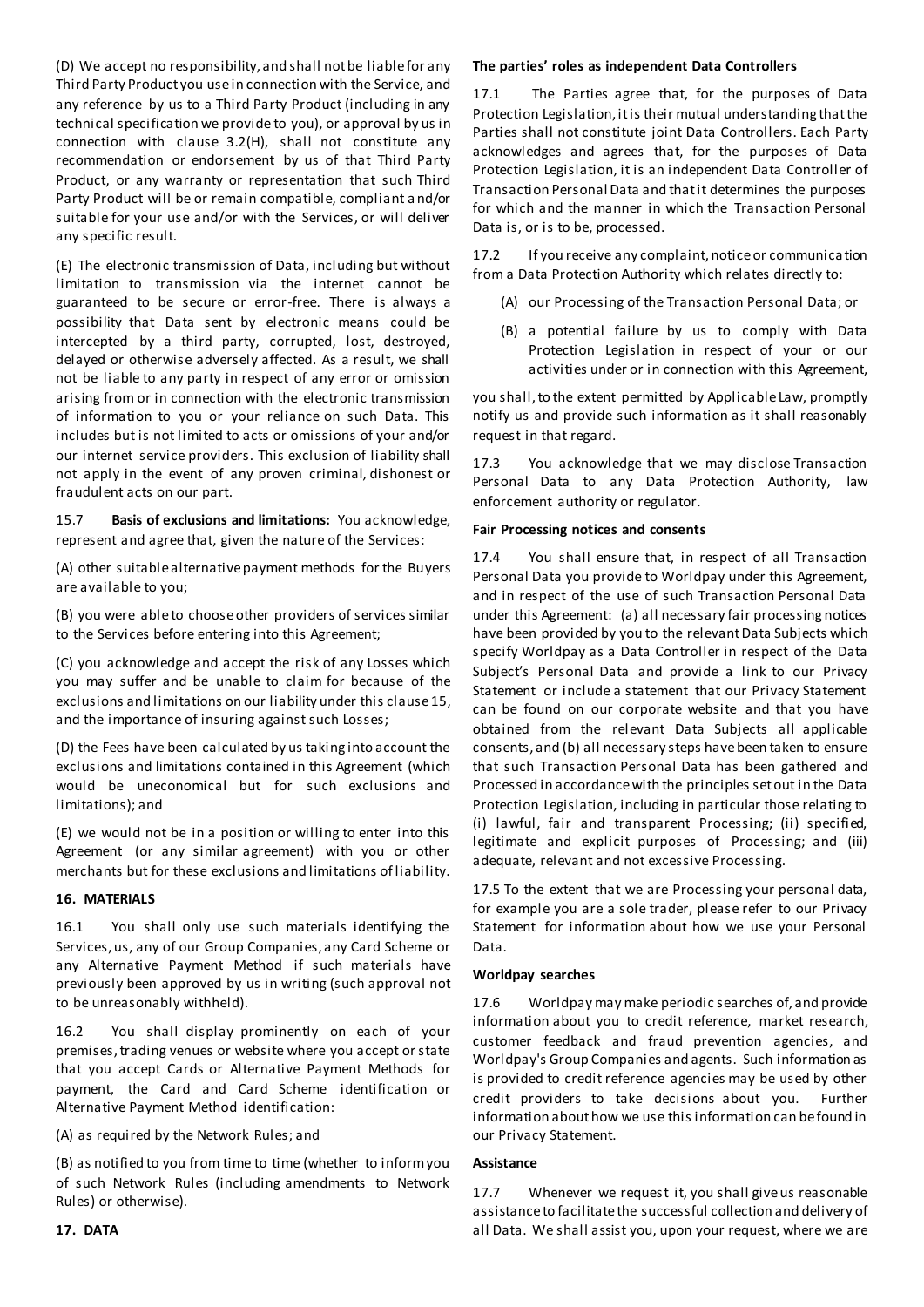(D) We accept no responsibility, and shall not be liable for any Third Party Product you use in connection with the Service, and any reference by us to a Third Party Product (including in any technical specification we provide to you), or approval by us in connection with clause 3.2(H), shall not constitute any recommendation or endorsement by us of that Third Party Product, or any warranty or representation that such Third Party Product will be or remain compatible, compliant and/or suitable for your use and/or with the Services, or will deliver any specific result.

(E) The electronic transmission of Data, including but without limitation to transmission via the internet cannot be guaranteed to be secure or error-free. There is always a possibility that Data sent by electronic means could be intercepted by a third party, corrupted, lost, destroyed, delayed or otherwise adversely affected. As a result, we shall not be liable to any party in respect of any error or omission arising from or in connection with the electronic transmission of information to you or your reliance on such Data. This includes but is not limited to acts or omissions of your and/or our internet service providers. This exclusion of liability shall not apply in the event of any proven criminal, dishonest or fraudulent acts on our part.

15.7 **Basis of exclusions and limitations:** You acknowledge, represent and agree that, given the nature of the Services:

(A) other suitable alternative payment methods for the Buyers are available to you;

(B) you were able to choose other providers of services similar to the Services before entering into this Agreement;

(C) you acknowledge and accept the risk of any Losses which you may suffer and be unable to claim for because of the exclusions and limitations on our liability under this clause 15, and the importance of insuring against such Losses;

(D) the Fees have been calculated by us taking into account the exclusions and limitations contained in this Agreement (which would be uneconomical but for such exclusions and limitations); and

(E) we would not be in a position or willing to enter into this Agreement (or any similar agreement) with you or other merchants but for these exclusions and limitations of liability.

## 16. MATERIALS

16.1 You shall only use such materials identifying the Services, us, any of our Group Companies, any Card Scheme or any Alternative Payment Method if such materials have previously been approved by us in writing (such approval not to be unreasonably withheld).

16.2 You shall display prominently on each of your premises, trading venues or website where you accept or state that you accept Cards or Alternative Payment Methods for payment, the Card and Card Scheme identification or Alternative Payment Method identification:

(A) as required by the Network Rules; and

(B) as notified to you from time to time (whether to inform you of such Network Rules (including amendments to Network Rules) or otherwise).

## 17. DATA

**The parties' roles as independent Data Controllers**

17.1 The Parties agree that, for the purposes of Data Protection Legislation, it is their mutual understanding that the Parties shall not constitute joint Data Controllers. Each Party acknowledges and agrees that, for the purposes of Data Protection Legislation, it is an independent Data Controller of Transaction Personal Data and that it determines the purposes for which and the manner in which the Transaction Personal Data is, or is to be, processed.

17.2 If you receive any complaint, notice or communication from a Data Protection Authority which relates directly to:

(A) our Processing of the Transaction Personal Data; or

(B) a potential failure by us to comply with Data Protection Legislation in respect of your or our activities under or in connection with this Agreement,

you shall, to the extent permitted by Applicable Law, promptly notify us and provide such information as it shall reasonably request in that regard.

17.3 You acknowledge that we may disclose Transaction Personal Data to any Data Protection Authority, law enforcement authority or regulator.

**Fair Processing notices and consents**

17.4 You shall ensure that, in respect of all Transaction Personal Data you provide to Worldpay under this Agreement, and in respect of the use of such Transaction Personal Data under this Agreement: (a) all necessary fair processing notices have been provided by you to the relevant Data Subjects which specify Worldpay as a Data Controller in respect of the Data Subject's Personal Data and provide a link to our Privacy Statement or include a statement that our Privacy Statement can be found on our corporate website and that you have obtained from the relevant Data Subjects all applicable consents, and (b) all necessary steps have been taken to ensure that such Transaction Personal Data has been gathered and Processed in accordance with the principles set out in the Data Protection Legislation, including in particular those relating to (i) lawful, fair and transparent Processing; (ii) specified, legitimate and explicit purposes of Processing; and (iii) adequate, relevant and not excessive Processing.

17.5 To the extent that we are Processing your personal data, for example you are a sole trader, please refer to our Privacy Statement for information about how we use your Personal Data.

**Worldpay searches**

17.6 Worldpay may make periodic searches of, and provide information about you to credit reference, market research, customer feedback and fraud prevention agencies, and Worldpay's Group Companies and agents. Such information as is provided to credit reference agencies may be used by other credit providers to take decisions about you. Further information about how we use this information can be found in our Privacy Statement.

**Assistance**

17.7 Whenever we request it, you shall give us reasonable assistance to facilitate the successful collection and delivery of all Data. We shall assist you, upon your request, where we are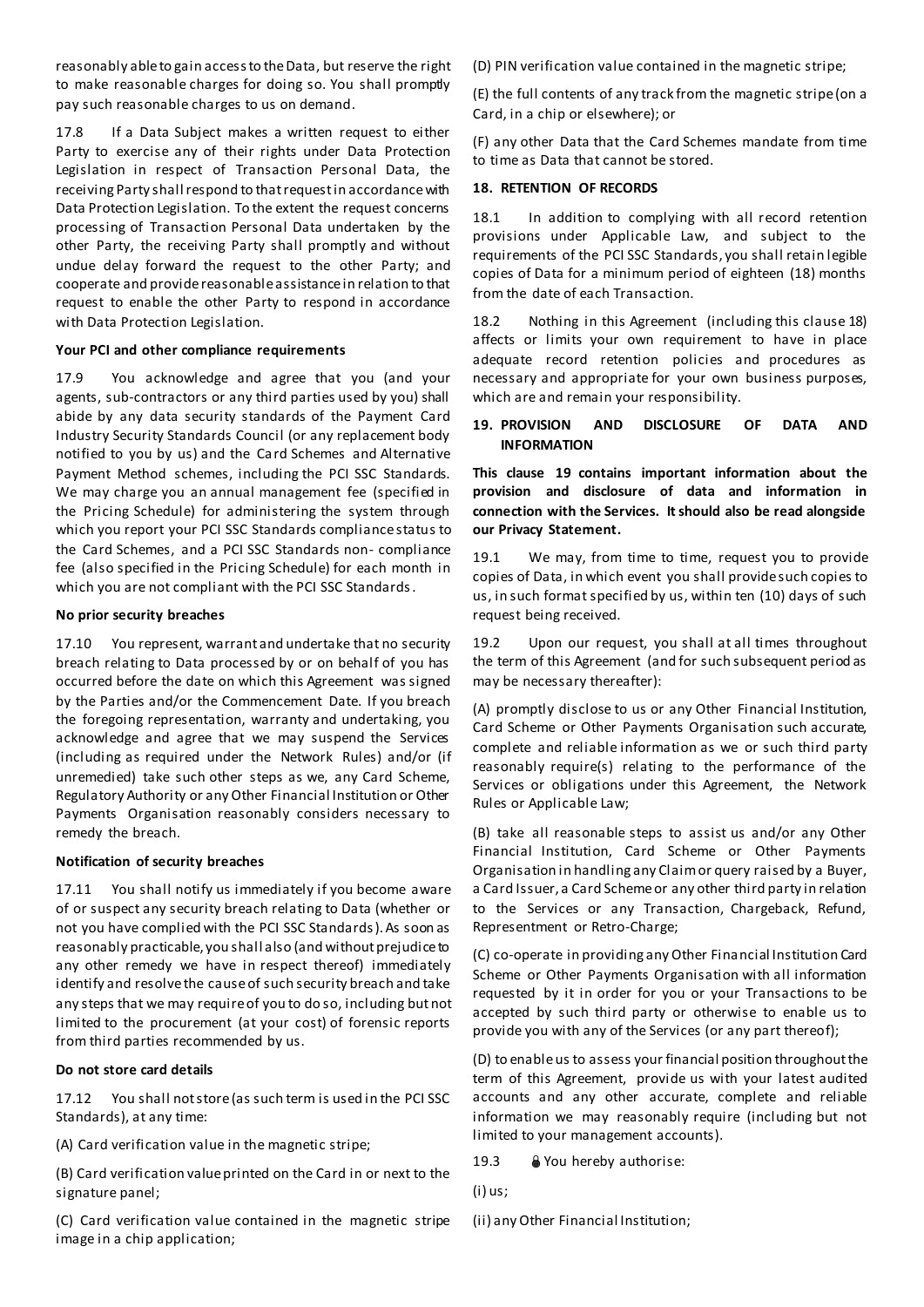reasonably able to gain access to the Data, but reserve the right to make reasonable charges for doing so. You shall promptly pay such reasonable charges to us on demand.

17.8 If a Data Subject makes a written request to either Party to exercise any of their rights under Data Protection Legislation in respect of Transaction Personal Data, the receiving Party shall respond to that request in accordance with Data Protection Legislation. To the extent the request concerns processing of Transaction Personal Data undertaken by the other Party, the receiving Party shall promptly and without undue delay forward the request to the other Party; and cooperate and provide reasonable assistance in relation to that request to enable the other Party to respond in accordance with Data Protection Legislation.

**Your PCI and other compliance requirements**

17.9 You acknowledge and agree that you (and your agents, sub-contractors or any third parties used by you) shall abide by any data security standards of the Payment Card Industry Security Standards Council (or any replacement body notified to you by us) and the Card Schemes and Alternative Payment Method schemes, including the PCI SSC Standards. We may charge you an annual management fee (specified in the Pricing Schedule) for administering the system through which you report your PCI SSC Standards compliance status to the Card Schemes, and a PCI SSC Standards non- compliance fee (also specified in the Pricing Schedule) for each month in which you are not compliant with the PCI SSC Standards.

**No prior security breaches**

17.10 You represent, warrant and undertake that no security breach relating to Data processed by or on behalf of you has occurred before the date on which this Agreement was signed by the Parties and/or the Commencement Date. If you breach the foregoing representation, warranty and undertaking, you acknowledge and agree that we may suspend the Services (including as required under the Network Rules) and/or (if unremedied) take such other steps as we, any Card Scheme, Regulatory Authority or any Other Financial Institution or Other Payments Organisation reasonably considers necessary to remedy the breach.

**Notification of security breaches**

17.11 You shall notify us immediately if you become aware of or suspect any security breach relating to Data (whether or not you have complied with the PCI SSC Standards). As soon as reasonably practicable, you shall also (and without prejudice to any other remedy we have in respect thereof) immediately identify and resolve the cause of such security breach and take any steps that we may require of you to do so, including but not limited to the procurement (at your cost) of forensic reports from third parties recommended by us.

**Do not store card details**

17.12 You shall not store (as such term is used in the PCI SSC Standards), at any time:

(A) Card verification value in the magnetic stripe;

(B) Card verification value printed on the Card in or next to the signature panel;

(C) Card verification value contained in the magnetic stripe image in a chip application;

(D) PIN verification value contained in the magnetic stripe;

(E) the full contents of any track from the magnetic stripe (on a Card, in a chip or elsewhere); or

(F) any other Data that the Card Schemes mandate from time to time as Data that cannot be stored.

## 18. RETENTION OF RECORDS

18.1 In addition to complying with all record retention provisions under Applicable Law, and subject to the requirements of the PCI SSC Standards, you shall retain legible copies of Data for a minimum period of eighteen (18) months from the date of each Transaction.

18.2 Nothing in this Agreement (including this clause 18) affects or limits your own requirement to have in place adequate record retention policies and procedures as necessary and appropriate for your own business purposes, which are and remain your responsibility.

## 19. PROVISION AND DISCLOSURE OF DATA AND INFORMATION

**This clause 19 contains important information about the provision and disclosure of data and information in connection with the Services. It should also be read alongside our Privacy Statement.**

19.1 We may, from time to time, request you to provide copies of Data, in which event you shall provide such copies to us, in such format specified by us, within ten (10) days of such request being received.

19.2 Upon our request, you shall at all times throughout the term of this Agreement (and for such subsequent period as may be necessary thereafter):

(A) promptly disclose to us or any Other Financial Institution, Card Scheme or Other Payments Organisation such accurate, complete and reliable information as we or such third party reasonably require(s) relating to the performance of the Services or obligations under this Agreement, the Network Rules or Applicable Law;

(B) take all reasonable steps to assist us and/or any Other Financial Institution, Card Scheme or Other Payments Organisation in handling any Claim or query raised by a Buyer, a Card Issuer, a Card Scheme or any other third party in relation to the Services or any Transaction, Chargeback, Refund, Representment or Retro-Charge;

(C) co-operate in providing any Other Financial Institution Card Scheme or Other Payments Organisation with all information requested by it in order for you or your Transactions to be accepted by such third party or otherwise to enable us to provide you with any of the Services (or any part thereof);

(D) to enable us to assess your financial position throughout the term of this Agreement, provide us with your latest audited accounts and any other accurate, complete and reliable information we may reasonably require (including but not limited to your management accounts).

19.3 🔒 You hereby authorise:

(i) us;

(ii) any Other Financial Institution;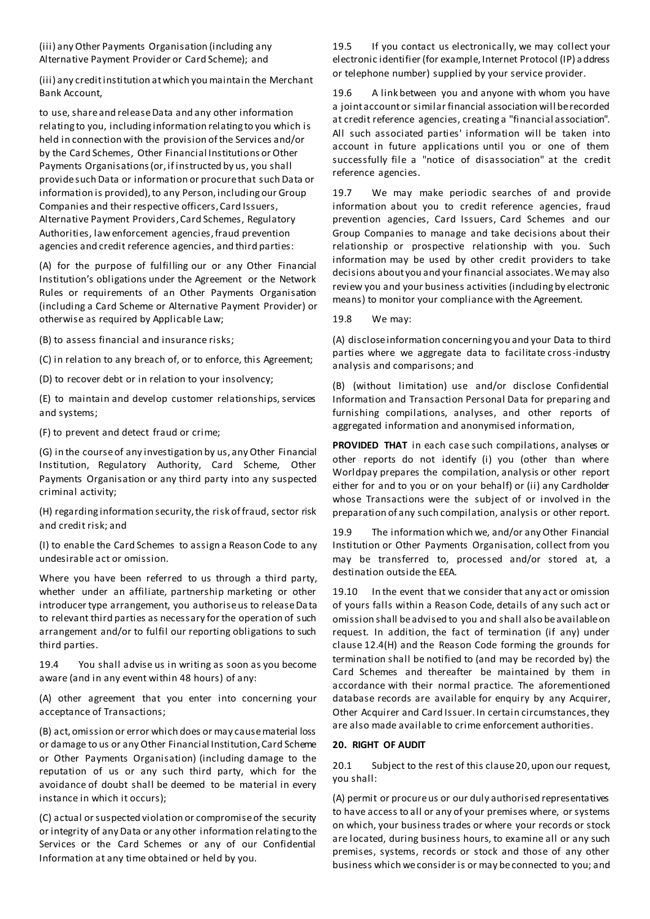(iii) any Other Payments Organisation (including any Alternative Payment Provider or Card Scheme); and

(iii) any credit institution at which you maintain the Merchant Bank Account,

to use, share and release Data and any other information relating to you, including information relating to you which is held in connection with the provision of the Services and/or by the Card Schemes, Other Financial Institutions or Other Payments Organisations (or, if instructed by us, you shall provide such Data or information or procure that such Data or information is provided), to any Person, including our Group Companies and their respective officers, Card Issuers, Alternative Payment Providers, Card Schemes, Regulatory Authorities, law enforcement agencies, fraud prevention agencies and credit reference agencies, and third parties:

(A) for the purpose of fulfilling our or any Other Financial Institution's obligations under the Agreement or the Network Rules or requirements of an Other Payments Organisation (including a Card Scheme or Alternative Payment Provider) or otherwise as required by Applicable Law;

(B) to assess financial and insurance risks;

(C) in relation to any breach of, or to enforce, this Agreement;

(D) to recover debt or in relation to your insolvency;

(E) to maintain and develop customer relationships, services and systems;

(F) to prevent and detect fraud or crime;

(G) in the course of any investigation by us, any Other Financial Institution, Regulatory Authority, Card Scheme, Other Payments Organisation or any third party into any suspected criminal activity;

(H) regarding information security, the risk of fraud, sector risk and credit risk; and

(I) to enable the Card Schemes to assign a Reason Code to any undesirable act or omission.

Where you have been referred to us through a third party, whether under an affiliate, partnership marketing or other introducer type arrangement, you authorise us to release Data to relevant third parties as necessary for the operation of such arrangement and/or to fulfil our reporting obligations to such third parties.

19.4 You shall advise us in writing as soon as you become aware (and in any event within 48 hours) of any:

(A) other agreement that you enter into concerning your acceptance of Transactions;

(B) act, omission or error which does or may cause material loss or damage to us or any Other Financial Institution, Card Scheme or Other Payments Organisation) (including damage to the reputation of us or any such third party, which for the avoidance of doubt shall be deemed to be material in every instance in which it occurs);

(C) actual or suspected violation or compromise of the security or integrity of any Data or any other information relating to the Services or the Card Schemes or any of our Confidential Information at any time obtained or held by you.

19.5 If you contact us electronically, we may collect your electronic identifier (for example, Internet Protocol (IP) address or telephone number) supplied by your service provider.

19.6 A link between you and anyone with whom you have a joint account or similar financial association will be recorded at credit reference agencies, creating a "financial association". All such associated parties' information will be taken into account in future applications until you or one of them successfully file a "notice of disassociation" at the credit reference agencies.

19.7 We may make periodic searches of and provide information about you to credit reference agencies, fraud prevention agencies, Card Issuers, Card Schemes and our Group Companies to manage and take decisions about their relationship or prospective relationship with you. Such information may be used by other credit providers to take decisions about you and your financial associates. We may also review you and your business activities (including by electronic means) to monitor your compliance with the Agreement.

19.8 We may:

(A) disclose information concerning you and your Data to third parties where we aggregate data to facilitate cross-industry analysis and comparisons; and

(B) (without limitation) use and/or disclose Confidential Information and Transaction Personal Data for preparing and furnishing compilations, analyses, and other reports of aggregated information and anonymised information,

**PROVIDED THAT** in each case such compilations, analyses or other reports do not identify (i) you (other than where Worldpay prepares the compilation, analysis or other report either for and to you or on your behalf) or (ii) any Cardholder whose Transactions were the subject of or involved in the preparation of any such compilation, analysis or other report.

19.9 The information which we, and/or any Other Financial Institution or Other Payments Organisation, collect from you may be transferred to, processed and/or stored at, a destination outside the EEA.

19.10 In the event that we consider that any act or omission of yours falls within a Reason Code, details of any such act or omission shall be advised to you and shall also be available on request. In addition, the fact of termination (if any) under clause 12.4(H) and the Reason Code forming the grounds for termination shall be notified to (and may be recorded by) the Card Schemes and thereafter be maintained by them in accordance with their normal practice. The aforementioned database records are available for enquiry by any Acquirer, Other Acquirer and Card Issuer. In certain circumstances, they are also made available to crime enforcement authorities.

## 20. RIGHT OF AUDIT

20.1 Subject to the rest of this clause 20, upon our request, you shall:

(A) permit or procure us or our duly authorised representatives to have access to all or any of your premises where, or systems on which, your business trades or where your records or stock are located, during business hours, to examine all or any such premises, systems, records or stock and those of any other business which we consider is or may be connected to you; and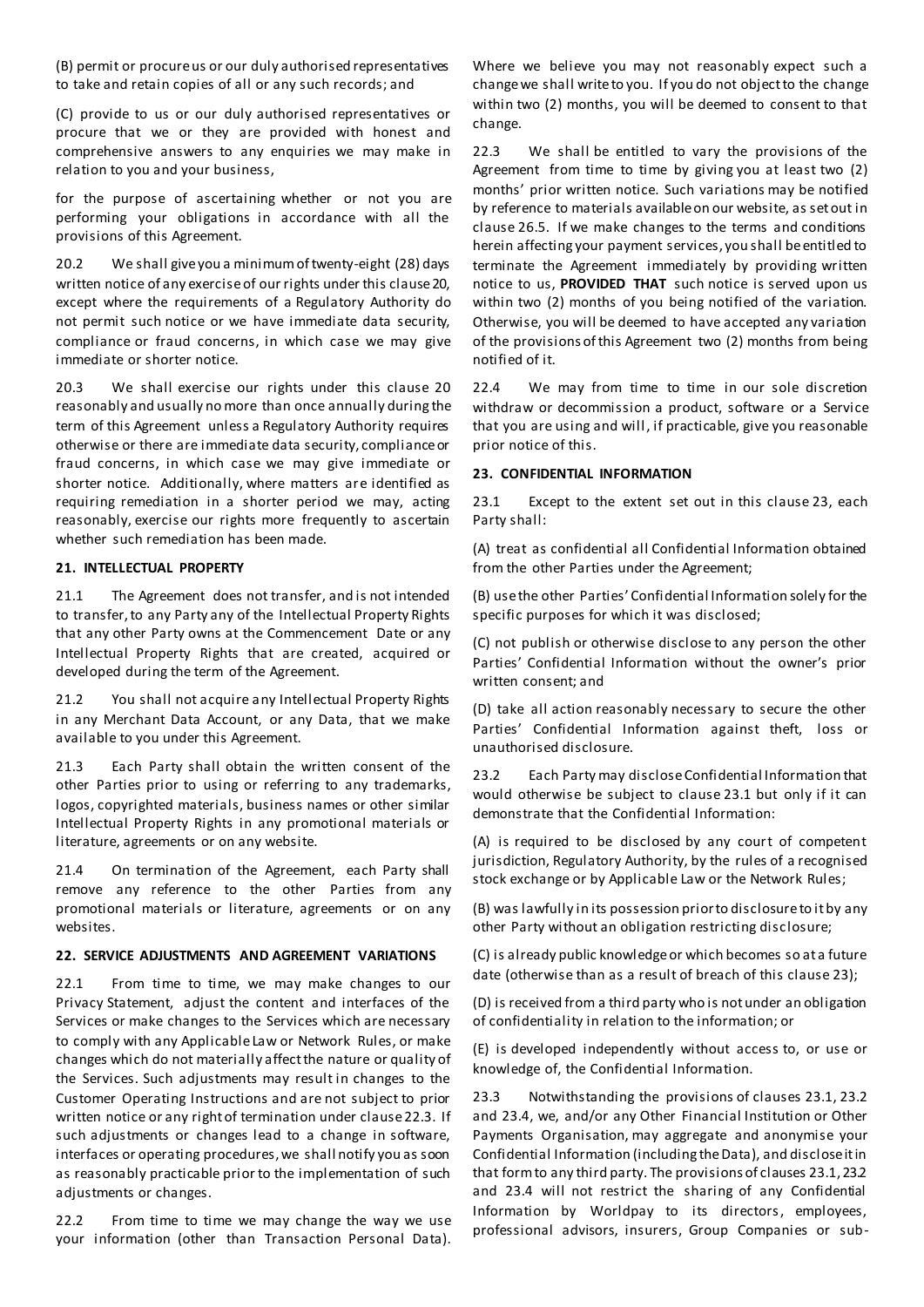(B) permit or procure us or our duly authorised representatives to take and retain copies of all or any such records; and

(C) provide to us or our duly authorised representatives or procure that we or they are provided with honest and comprehensive answers to any enquiries we may make in relation to you and your business,

for the purpose of ascertaining whether or not you are performing your obligations in accordance with all the provisions of this Agreement.

20.2 We shall give you a minimum of twenty-eight (28) days written notice of any exercise of our rights under this clause 20, except where the requirements of a Regulatory Authority do not permit such notice or we have immediate data security, compliance or fraud concerns, in which case we may give immediate or shorter notice.

20.3 We shall exercise our rights under this clause 20 reasonably and usually no more than once annually during the term of this Agreement unless a Regulatory Authority requires otherwise or there are immediate data security, compliance or fraud concerns, in which case we may give immediate or shorter notice. Additionally, where matters are identified as requiring remediation in a shorter period we may, acting reasonably, exercise our rights more frequently to ascertain whether such remediation has been made.

**21. INTELLECTUAL PROPERTY**

21.1 The Agreement does not transfer, and is not intended to transfer, to any Party any of the Intellectual Property Rights that any other Party owns at the Commencement Date or any Intellectual Property Rights that are created, acquired or developed during the term of the Agreement.

21.2 You shall not acquire any Intellectual Property Rights in any Merchant Data Account, or any Data, that we make available to you under this Agreement.

21.3 Each Party shall obtain the written consent of the other Parties prior to using or referring to any trademarks, logos, copyrighted materials, business names or other similar Intellectual Property Rights in any promotional materials or literature, agreements or on any website.

21.4 On termination of the Agreement, each Party shall remove any reference to the other Parties from any promotional materials or literature, agreements or on any websites.

**22. SERVICE ADJUSTMENTS AND AGREEMENT VARIATIONS**

22.1 From time to time, we may make changes to our Privacy Statement, adjust the content and interfaces of the Services or make changes to the Services which are necessary to comply with any Applicable Law or Network Rules, or make changes which do not materially affect the nature or quality of the Services. Such adjustments may result in changes to the Customer Operating Instructions and are not subject to prior written notice or any right of termination under clause 22.3. If such adjustments or changes lead to a change in software, interfaces or operating procedures, we shall notify you as soon as reasonably practicable prior to the implementation of such adjustments or changes.

22.2 From time to time we may change the way we use your information (other than Transaction Personal Data). Where we believe you may not reasonably expect such a change we shall write to you. If you do not object to the change within two (2) months, you will be deemed to consent to that change.

22.3 We shall be entitled to vary the provisions of the Agreement from time to time by giving you at least two (2) months' prior written notice. Such variations may be notified by reference to materials available on our website, as set out in clause 26.5. If we make changes to the terms and conditions herein affecting your payment services, you shall be entitled to terminate the Agreement immediately by providing written notice to us, **PROVIDED THAT** such notice is served upon us within two (2) months of you being notified of the variation. Otherwise, you will be deemed to have accepted any variation of the provisions of this Agreement two (2) months from being notified of it.

22.4 We may from time to time in our sole discretion withdraw or decommission a product, software or a Service that you are using and will, if practicable, give you reasonable prior notice of this.

**23. CONFIDENTIAL INFORMATION**

23.1 Except to the extent set out in this clause 23, each Party shall:

(A) treat as confidential all Confidential Information obtained from the other Parties under the Agreement;

(B) use the other Parties' Confidential Information solely for the specific purposes for which it was disclosed;

(C) not publish or otherwise disclose to any person the other Parties' Confidential Information without the owner's prior written consent; and

(D) take all action reasonably necessary to secure the other Parties' Confidential Information against theft, loss or unauthorised disclosure.

23.2 Each Party may disclose Confidential Information that would otherwise be subject to clause 23.1 but only if it can demonstrate that the Confidential Information:

(A) is required to be disclosed by any court of competent jurisdiction, Regulatory Authority, by the rules of a recognised stock exchange or by Applicable Law or the Network Rules;

(B) was lawfully in its possession prior to disclosure to it by any other Party without an obligation restricting disclosure;

(C) is already public knowledge or which becomes so at a future date (otherwise than as a result of breach of this clause 23);

(D) is received from a third party who is not under an obligation of confidentiality in relation to the information; or

(E) is developed independently without access to, or use or knowledge of, the Confidential Information.

23.3 Notwithstanding the provisions of clauses 23.1, 23.2 and 23.4, we, and/or any Other Financial Institution or Other Payments Organisation, may aggregate and anonymise your Confidential Information (including the Data), and disclose it in that form to any third party. The provisions of clauses 23.1, 23.2 and 23.4 will not restrict the sharing of any Confidential Information by Worldpay to its directors, employees, professional advisors, insurers, Group Companies or sub-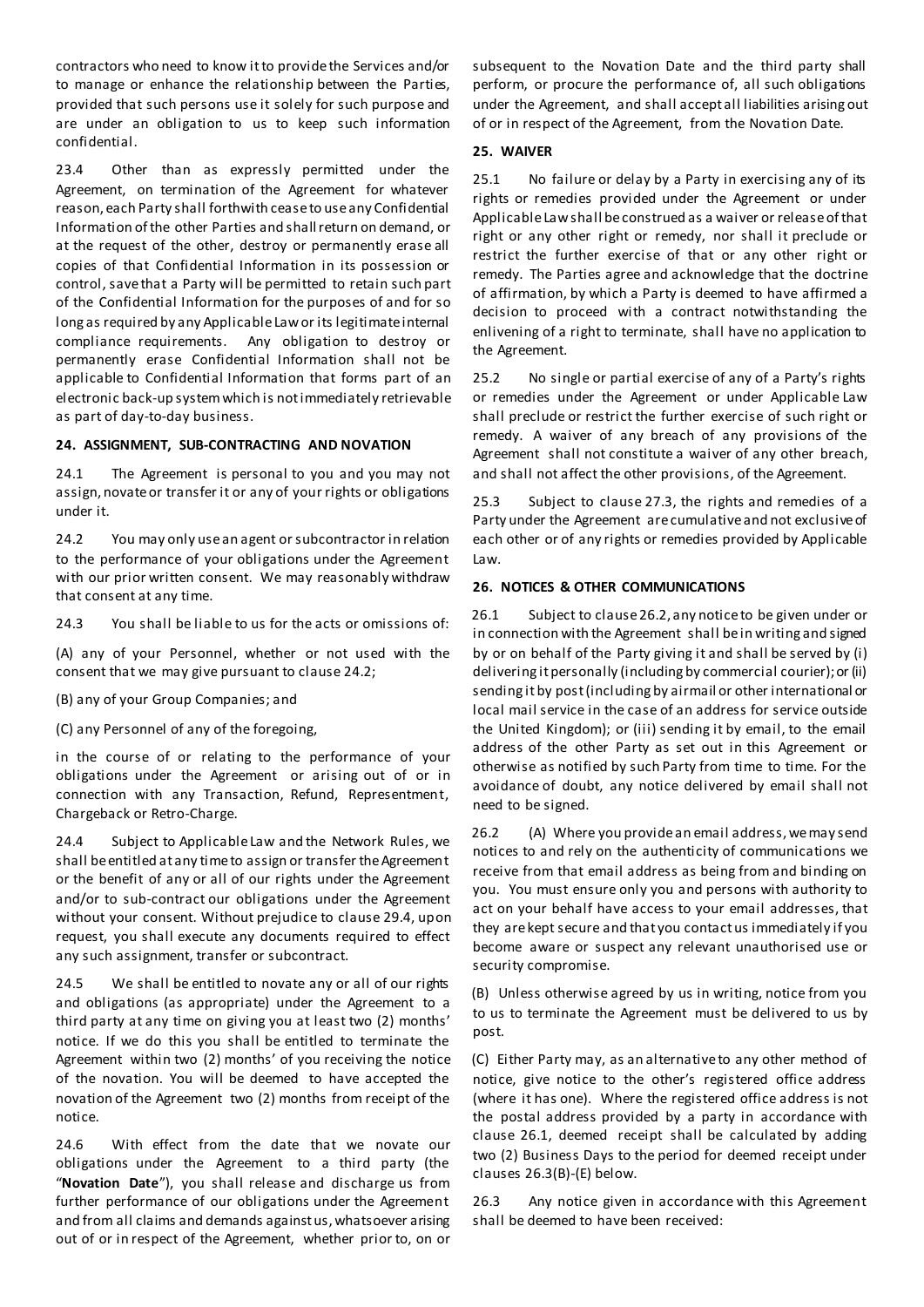contractors who need to know it to provide the Services and/or to manage or enhance the relationship between the Parties, provided that such persons use it solely for such purpose and are under an obligation to us to keep such information confidential.

23.4 Other than as expressly permitted under the Agreement, on termination of the Agreement for whatever reason, each Party shall forthwith cease to use any Confidential Information of the other Parties and shall return on demand, or at the request of the other, destroy or permanently erase all copies of that Confidential Information in its possession or control, save that a Party will be permitted to retain such part of the Confidential Information for the purposes of and for so long as required by any Applicable Law or its legitimate internal compliance requirements. Any obligation to destroy or permanently erase Confidential Information shall not be applicable to Confidential Information that forms part of an electronic back-up system which is not immediately retrievable as part of day-to-day business.

## 24. ASSIGNMENT, SUB-CONTRACTING AND NOVATION

24.1 The Agreement is personal to you and you may not assign, novate or transfer it or any of your rights or obligations under it.

24.2 You may only use an agent or subcontractor in relation to the performance of your obligations under the Agreement with our prior written consent. We may reasonably withdraw that consent at any time.

24.3 You shall be liable to us for the acts or omissions of:

(A) any of your Personnel, whether or not used with the consent that we may give pursuant to clause 24.2;

(B) any of your Group Companies; and

(C) any Personnel of any of the foregoing,

in the course of or relating to the performance of your obligations under the Agreement or arising out of or in connection with any Transaction, Refund, Representment, Chargeback or Retro-Charge.

24.4 Subject to Applicable Law and the Network Rules, we shall be entitled at any time to assign or transfer the Agreement or the benefit of any or all of our rights under the Agreement and/or to sub-contract our obligations under the Agreement without your consent. Without prejudice to clause 29.4, upon request, you shall execute any documents required to effect any such assignment, transfer or subcontract.

24.5 We shall be entitled to novate any or all of our rights and obligations (as appropriate) under the Agreement to a third party at any time on giving you at least two (2) months' notice. If we do this you shall be entitled to terminate the Agreement within two (2) months' of you receiving the notice of the novation. You will be deemed to have accepted the novation of the Agreement two (2) months from receipt of the notice.

24.6 With effect from the date that we novate our obligations under the Agreement to a third party (the "**Novation Date**"), you shall release and discharge us from further performance of our obligations under the Agreement and from all claims and demands against us, whatsoever arising out of or in respect of the Agreement, whether prior to, on or subsequent to the Novation Date and the third party shall perform, or procure the performance of, all such obligations under the Agreement, and shall accept all liabilities arising out of or in respect of the Agreement, from the Novation Date.

## 25. WAIVER

25.1 No failure or delay by a Party in exercising any of its rights or remedies provided under the Agreement or under Applicable Law shall be construed as a waiver or release of that right or any other right or remedy, nor shall it preclude or restrict the further exercise of that or any other right or remedy. The Parties agree and acknowledge that the doctrine of affirmation, by which a Party is deemed to have affirmed a decision to proceed with a contract notwithstanding the enlivening of a right to terminate, shall have no application to the Agreement.

25.2 No single or partial exercise of any of a Party's rights or remedies under the Agreement or under Applicable Law shall preclude or restrict the further exercise of such right or remedy. A waiver of any breach of any provisions of the Agreement shall not constitute a waiver of any other breach, and shall not affect the other provisions, of the Agreement.

25.3 Subject to clause 27.3, the rights and remedies of a Party under the Agreement are cumulative and not exclusive of each other or of any rights or remedies provided by Applicable Law.

## 26. NOTICES & OTHER COMMUNICATIONS

26.1 Subject to clause 26.2, any notice to be given under or in connection with the Agreement shall be in writing and signed by or on behalf of the Party giving it and shall be served by (i) delivering it personally (including by commercial courier); or (ii) sending it by post (including by airmail or other international or local mail service in the case of an address for service outside the United Kingdom); or (iii) sending it by email, to the email address of the other Party as set out in this Agreement or otherwise as notified by such Party from time to time. For the avoidance of doubt, any notice delivered by email shall not need to be signed.

26.2 (A) Where you provide an email address, we may send notices to and rely on the authenticity of communications we receive from that email address as being from and binding on you. You must ensure only you and persons with authority to act on your behalf have access to your email addresses, that they are kept secure and that you contact us immediately if you become aware or suspect any relevant unauthorised use or security compromise.

(B) Unless otherwise agreed by us in writing, notice from you to us to terminate the Agreement must be delivered to us by post.

(C) Either Party may, as an alternative to any other method of notice, give notice to the other's registered office address (where it has one). Where the registered office address is not the postal address provided by a party in accordance with clause 26.1, deemed receipt shall be calculated by adding two (2) Business Days to the period for deemed receipt under clauses 26.3(B)-(E) below.

26.3 Any notice given in accordance with this Agreement shall be deemed to have been received: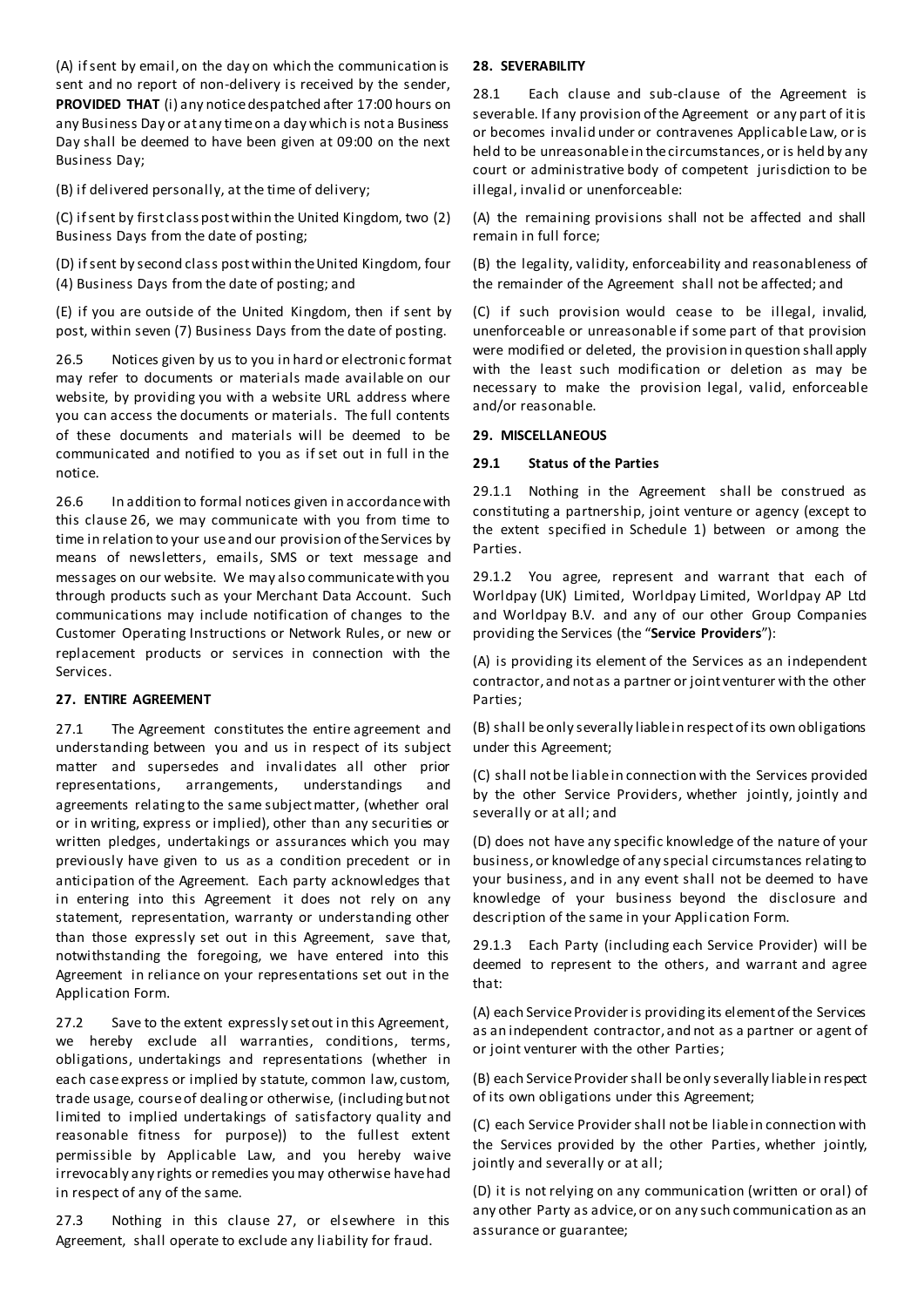(A) if sent by email, on the day on which the communication is sent and no report of non-delivery is received by the sender, **PROVIDED THAT** (i) any notice despatched after 17:00 hours on any Business Day or at any time on a day which is not a Business Day shall be deemed to have been given at 09:00 on the next Business Day;

(B) if delivered personally, at the time of delivery;

(C) if sent by first class post within the United Kingdom, two (2) Business Days from the date of posting;

(D) if sent by second class post within the United Kingdom, four (4) Business Days from the date of posting; and

(E) if you are outside of the United Kingdom, then if sent by post, within seven (7) Business Days from the date of posting.

26.5 Notices given by us to you in hard or electronic format may refer to documents or materials made available on our website, by providing you with a website URL address where you can access the documents or materials. The full contents of these documents and materials will be deemed to be communicated and notified to you as if set out in full in the notice.

26.6 In addition to formal notices given in accordance with this clause 26, we may communicate with you from time to time in relation to your use and our provision of the Services by means of newsletters, emails, SMS or text message and messages on our website. We may also communicate with you through products such as your Merchant Data Account. Such communications may include notification of changes to the Customer Operating Instructions or Network Rules, or new or replacement products or services in connection with the Services.

**27. ENTIRE AGREEMENT**

27.1 The Agreement constitutes the entire agreement and understanding between you and us in respect of its subject matter and supersedes and invalidates all other prior representations, arrangements, understandings and agreements relating to the same subject matter, (whether oral or in writing, express or implied), other than any securities or written pledges, undertakings or assurances which you may previously have given to us as a condition precedent or in anticipation of the Agreement. Each party acknowledges that in entering into this Agreement it does not rely on any statement, representation, warranty or understanding other than those expressly set out in this Agreement, save that, notwithstanding the foregoing, we have entered into this Agreement in reliance on your representations set out in the Application Form.

27.2 Save to the extent expressly set out in this Agreement, we hereby exclude all warranties, conditions, terms, obligations, undertakings and representations (whether in each case express or implied by statute, common law, custom, trade usage, course of dealing or otherwise, (including but not limited to implied undertakings of satisfactory quality and reasonable fitness for purpose)) to the fullest extent permissible by Applicable Law, and you hereby waive irrevocably any rights or remedies you may otherwise have had in respect of any of the same.

27.3 Nothing in this clause 27, or elsewhere in this Agreement, shall operate to exclude any liability for fraud.

**28. SEVERABILITY**

28.1 Each clause and sub-clause of the Agreement is severable. If any provision of the Agreement or any part of it is or becomes invalid under or contravenes Applicable Law, or is held to be unreasonable in the circumstances, or is held by any court or administrative body of competent jurisdiction to be illegal, invalid or unenforceable:

(A) the remaining provisions shall not be affected and shall remain in full force;

(B) the legality, validity, enforceability and reasonableness of the remainder of the Agreement shall not be affected; and

(C) if such provision would cease to be illegal, invalid, unenforceable or unreasonable if some part of that provision were modified or deleted, the provision in question shall apply with the least such modification or deletion as may be necessary to make the provision legal, valid, enforceable and/or reasonable.

**29. MISCELLANEOUS**

**29.1 Status of the Parties**

29.1.1 Nothing in the Agreement shall be construed as constituting a partnership, joint venture or agency (except to the extent specified in Schedule 1) between or among the Parties.

29.1.2 You agree, represent and warrant that each of Worldpay (UK) Limited, Worldpay Limited, Worldpay AP Ltd and Worldpay B.V. and any of our other Group Companies providing the Services (the "**Service Providers**"):

(A) is providing its element of the Services as an independent contractor, and not as a partner or joint venturer with the other Parties;

(B) shall be only severally liable in respect of its own obligations under this Agreement;

(C) shall not be liable in connection with the Services provided by the other Service Providers, whether jointly, jointly and severally or at all; and

(D) does not have any specific knowledge of the nature of your business, or knowledge of any special circumstances relating to your business, and in any event shall not be deemed to have knowledge of your business beyond the disclosure and description of the same in your Application Form.

29.1.3 Each Party (including each Service Provider) will be deemed to represent to the others, and warrant and agree that:

(A) each Service Provider is providing its element of the Services as an independent contractor, and not as a partner or agent of or joint venturer with the other Parties;

(B) each Service Provider shall be only severally liable in respect of its own obligations under this Agreement;

(C) each Service Provider shall not be liable in connection with the Services provided by the other Parties, whether jointly, jointly and severally or at all;

(D) it is not relying on any communication (written or oral) of any other Party as advice, or on any such communication as an assurance or guarantee;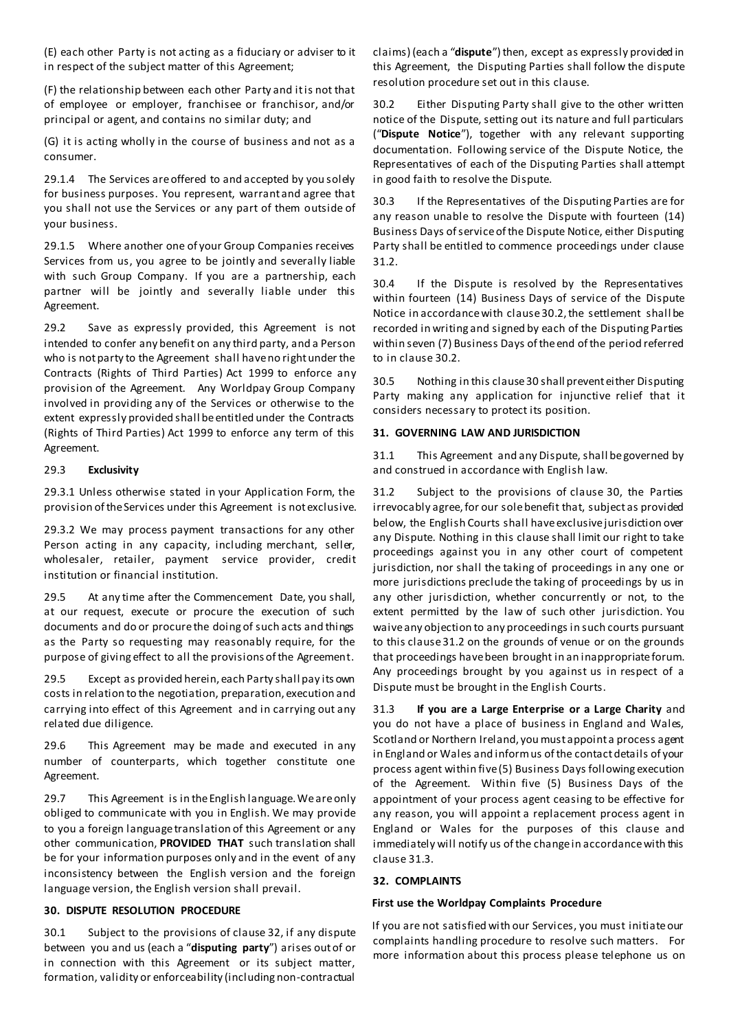(E) each other Party is not acting as a fiduciary or adviser to it in respect of the subject matter of this Agreement;

(F) the relationship between each other Party and it is not that of employee or employer, franchisee or franchisor, and/or principal or agent, and contains no similar duty; and

(G) it is acting wholly in the course of business and not as a consumer.

29.1.4 The Services are offered to and accepted by you solely for business purposes. You represent, warrant and agree that you shall not use the Services or any part of them outside of your business.

29.1.5 Where another one of your Group Companies receives Services from us, you agree to be jointly and severally liable with such Group Company. If you are a partnership, each partner will be jointly and severally liable under this Agreement.

29.2 Save as expressly provided, this Agreement is not intended to confer any benefit on any third party, and a Person who is not party to the Agreement shall have no right under the Contracts (Rights of Third Parties) Act 1999 to enforce any provision of the Agreement. Any Worldpay Group Company involved in providing any of the Services or otherwise to the extent expressly provided shall be entitled under the Contracts (Rights of Third Parties) Act 1999 to enforce any term of this Agreement.

29.3 **Exclusivity**

29.3.1 Unless otherwise stated in your Application Form, the provision of the Services under this Agreement is not exclusive.

29.3.2 We may process payment transactions for any other Person acting in any capacity, including merchant, seller, wholesaler, retailer, payment service provider, credit institution or financial institution.

29.5 At any time after the Commencement Date, you shall, at our request, execute or procure the execution of such documents and do or procure the doing of such acts and things as the Party so requesting may reasonably require, for the purpose of giving effect to all the provisions of the Agreement.

29.5 Except as provided herein, each Party shall pay its own costs in relation to the negotiation, preparation, execution and carrying into effect of this Agreement and in carrying out any related due diligence.

29.6 This Agreement may be made and executed in any number of counterparts, which together constitute one Agreement.

29.7 This Agreement is in the English language. We are only obliged to communicate with you in English. We may provide to you a foreign language translation of this Agreement or any other communication, **PROVIDED THAT** such translation shall be for your information purposes only and in the event of any inconsistency between the English version and the foreign language version, the English version shall prevail.

### 30. DISPUTE RESOLUTION PROCEDURE

30.1 Subject to the provisions of clause 32, if any dispute between you and us (each a "**disputing party**") arises out of or in connection with this Agreement or its subject matter, formation, validity or enforceability (including non-contractual claims) (each a "**dispute**") then, except as expressly provided in this Agreement, the Disputing Parties shall follow the dispute resolution procedure set out in this clause.

30.2 Either Disputing Party shall give to the other written notice of the Dispute, setting out its nature and full particulars ("**Dispute Notice**"), together with any relevant supporting documentation. Following service of the Dispute Notice, the Representatives of each of the Disputing Parties shall attempt in good faith to resolve the Dispute.

30.3 If the Representatives of the Disputing Parties are for any reason unable to resolve the Dispute with fourteen (14) Business Days of service of the Dispute Notice, either Disputing Party shall be entitled to commence proceedings under clause 31.2.

30.4 If the Dispute is resolved by the Representatives within fourteen (14) Business Days of service of the Dispute Notice in accordance with clause 30.2, the settlement shall be recorded in writing and signed by each of the Disputing Parties within seven (7) Business Days of the end of the period referred to in clause 30.2.

30.5 Nothing in this clause 30 shall prevent either Disputing Party making any application for injunctive relief that it considers necessary to protect its position.

### 31. GOVERNING LAW AND JURISDICTION

31.1 This Agreement and any Dispute, shall be governed by and construed in accordance with English law.

31.2 Subject to the provisions of clause 30, the Parties irrevocably agree, for our sole benefit that, subject as provided below, the English Courts shall have exclusive jurisdiction over any Dispute. Nothing in this clause shall limit our right to take proceedings against you in any other court of competent jurisdiction, nor shall the taking of proceedings in any one or more jurisdictions preclude the taking of proceedings by us in any other jurisdiction, whether concurrently or not, to the extent permitted by the law of such other jurisdiction. You waive any objection to any proceedings in such courts pursuant to this clause 31.2 on the grounds of venue or on the grounds that proceedings have been brought in an inappropriate forum. Any proceedings brought by you against us in respect of a Dispute must be brought in the English Courts.

31.3 **If you are a Large Enterprise or a Large Charity** and you do not have a place of business in England and Wales, Scotland or Northern Ireland, you must appoint a process agent in England or Wales and inform us of the contact details of your process agent within five (5) Business Days following execution of the Agreement. Within five (5) Business Days of the appointment of your process agent ceasing to be effective for any reason, you will appoint a replacement process agent in England or Wales for the purposes of this clause and immediately will notify us of the change in accordance with this clause 31.3.

### 32. COMPLAINTS

**First use the Worldpay Complaints Procedure**

If you are not satisfied with our Services, you must initiate our complaints handling procedure to resolve such matters. For more information about this process please telephone us on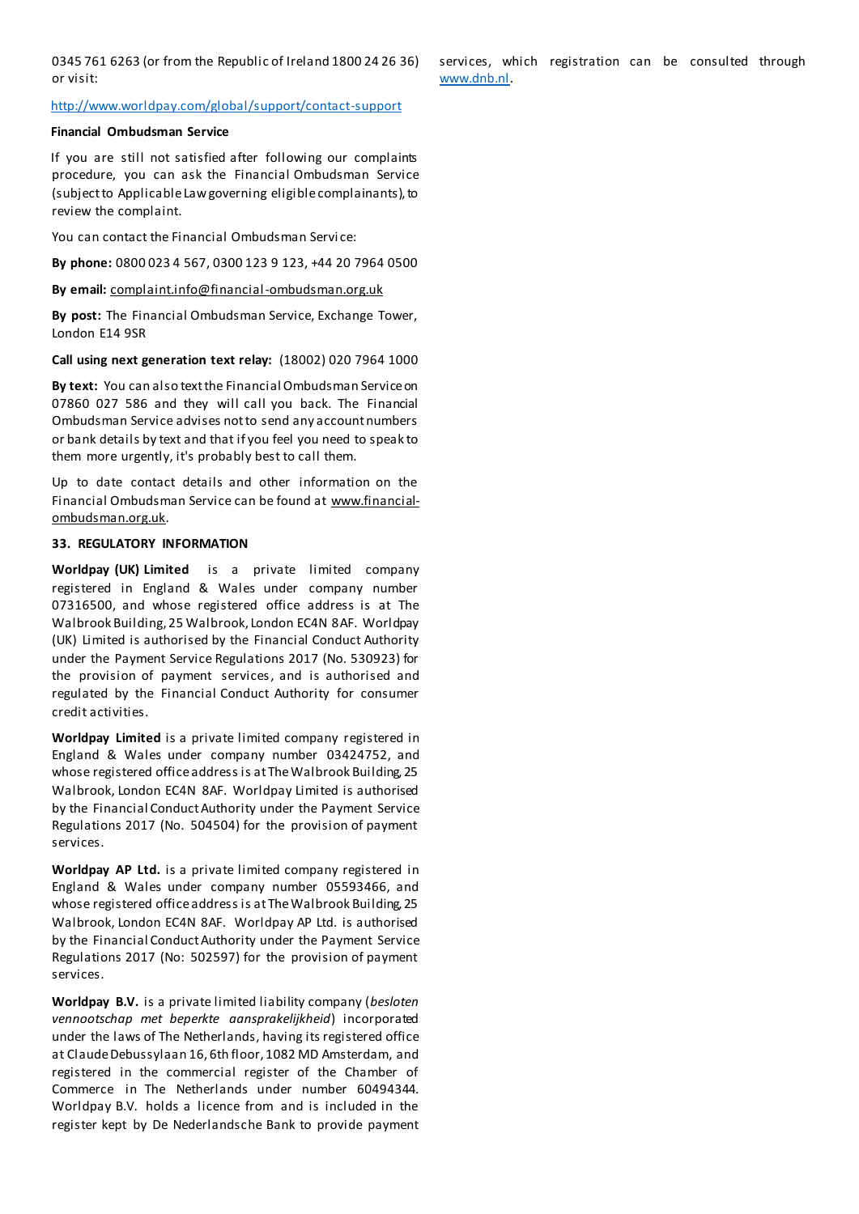0345 761 6263 (or from the Republic of Ireland 1800 24 26 36) or visit:

http://www.worldpay.com/global/support/contact-support

**Financial Ombudsman Service**

If you are still not satisfied after following our complaints procedure, you can ask the Financial Ombudsman Service (subject to Applicable Law governing eligible complainants), to review the complaint.

You can contact the Financial Ombudsman Service:

**By phone:** 0800 023 4 567, 0300 123 9 123, +44 20 7964 0500

**By email:** complaint.info@financial-ombudsman.org.uk

**By post:** The Financial Ombudsman Service, Exchange Tower, London E14 9SR

**Call using next generation text relay:** (18002) 020 7964 1000

**By text:** You can also text the Financial Ombudsman Service on 07860 027 586 and they will call you back. The Financial Ombudsman Service advises not to send any account numbers or bank details by text and that if you feel you need to speak to them more urgently, it's probably best to call them.

Up to date contact details and other information on the Financial Ombudsman Service can be found at www.financial-ombudsman.org.uk.

## 33. REGULATORY INFORMATION

**Worldpay (UK) Limited** is a private limited company registered in England & Wales under company number 07316500, and whose registered office address is at The Walbrook Building, 25 Walbrook, London EC4N 8AF. Worldpay (UK) Limited is authorised by the Financial Conduct Authority under the Payment Service Regulations 2017 (No. 530923) for the provision of payment services, and is authorised and regulated by the Financial Conduct Authority for consumer credit activities.

**Worldpay Limited** is a private limited company registered in England & Wales under company number 03424752, and whose registered office address is at The Walbrook Building, 25 Walbrook, London EC4N 8AF. Worldpay Limited is authorised by the Financial Conduct Authority under the Payment Service Regulations 2017 (No. 504504) for the provision of payment services.

**Worldpay AP Ltd.** is a private limited company registered in England & Wales under company number 05593466, and whose registered office address is at The Walbrook Building, 25 Walbrook, London EC4N 8AF. Worldpay AP Ltd. is authorised by the Financial Conduct Authority under the Payment Service Regulations 2017 (No: 502597) for the provision of payment services.

**Worldpay B.V.** is a private limited liability company (*besloten vennootschap met beperkte aansprakelijkheid*) incorporated under the laws of The Netherlands, having its registered office at Claude Debussylaan 16, 6th floor, 1082 MD Amsterdam, and registered in the commercial register of the Chamber of Commerce in The Netherlands under number 60494344. Worldpay B.V. holds a licence from and is included in the register kept by De Nederlandsche Bank to provide payment services, which registration can be consulted through www.dnb.nl.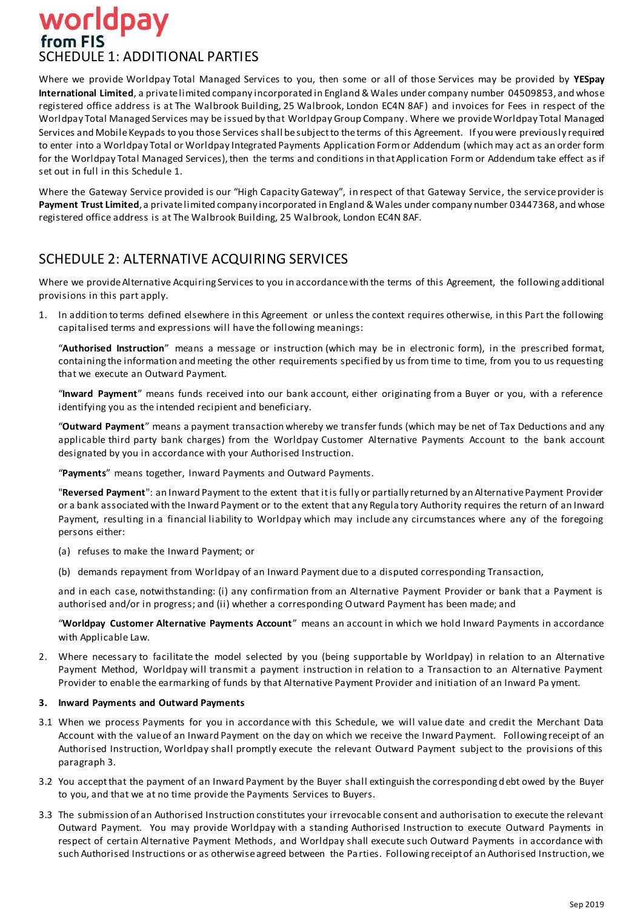# SCHEDULE 1: ADDITIONAL PARTIES

Where we provide Worldpay Total Managed Services to you, then some or all of those Services may be provided by **YESpay International Limited**, a private limited company incorporated in England & Wales under company number 04509853, and whose registered office address is at The Walbrook Building, 25 Walbrook, London EC4N 8AF) and invoices for Fees in respect of the Worldpay Total Managed Services may be issued by that Worldpay Group Company. Where we provide Worldpay Total Managed Services and Mobile Keypads to you those Services shall be subject to the terms of this Agreement. If you were previously required to enter into a Worldpay Total or Worldpay Integrated Payments Application Form or Addendum (which may act as an order form for the Worldpay Total Managed Services), then the terms and conditions in that Application Form or Addendum take effect as if set out in full in this Schedule 1.

Where the Gateway Service provided is our "High Capacity Gateway", in respect of that Gateway Service, the service provider is **Payment Trust Limited**, a private limited company incorporated in England & Wales under company number 03447368, and whose registered office address is at The Walbrook Building, 25 Walbrook, London EC4N 8AF.

# SCHEDULE 2: ALTERNATIVE ACQUIRING SERVICES

Where we provide Alternative Acquiring Services to you in accordance with the terms of this Agreement, the following additional provisions in this part apply.

1. In addition to terms defined elsewhere in this Agreement or unless the context requires otherwise, in this Part the following capitalised terms and expressions will have the following meanings:

   "**Authorised Instruction**" means a message or instruction (which may be in electronic form), in the prescribed format, containing the information and meeting the other requirements specified by us from time to time, from you to us requesting that we execute an Outward Payment.

   "**Inward Payment**" means funds received into our bank account, either originating from a Buyer or you, with a reference identifying you as the intended recipient and beneficiary.

   "**Outward Payment**" means a payment transaction whereby we transfer funds (which may be net of Tax Deductions and any applicable third party bank charges) from the Worldpay Customer Alternative Payments Account to the bank account designated by you in accordance with your Authorised Instruction.

   "**Payments**" means together, Inward Payments and Outward Payments.

   "**Reversed Payment**": an Inward Payment to the extent that it is fully or partially returned by an Alternative Payment Provider or a bank associated with the Inward Payment or to the extent that any Regulatory Authority requires the return of an Inward Payment, resulting in a financial liability to Worldpay which may include any circumstances where any of the foregoing persons either:

   (a) refuses to make the Inward Payment; or

   (b) demands repayment from Worldpay of an Inward Payment due to a disputed corresponding Transaction,

   and in each case, notwithstanding: (i) any confirmation from an Alternative Payment Provider or bank that a Payment is authorised and/or in progress; and (ii) whether a corresponding Outward Payment has been made; and

   "**Worldpay Customer Alternative Payments Account**" means an account in which we hold Inward Payments in accordance with Applicable Law.

2. Where necessary to facilitate the model selected by you (being supportable by Worldpay) in relation to an Alternative Payment Method, Worldpay will transmit a payment instruction in relation to a Transaction to an Alternative Payment Provider to enable the earmarking of funds by that Alternative Payment Provider and initiation of an Inward Payment.

**3. Inward Payments and Outward Payments**

3.1 When we process Payments for you in accordance with this Schedule, we will value date and credit the Merchant Data Account with the value of an Inward Payment on the day on which we receive the Inward Payment. Following receipt of an Authorised Instruction, Worldpay shall promptly execute the relevant Outward Payment subject to the provisions of this paragraph 3.

3.2 You accept that the payment of an Inward Payment by the Buyer shall extinguish the corresponding debt owed by the Buyer to you, and that we at no time provide the Payments Services to Buyers.

3.3 The submission of an Authorised Instruction constitutes your irrevocable consent and authorisation to execute the relevant Outward Payment. You may provide Worldpay with a standing Authorised Instruction to execute Outward Payments in respect of certain Alternative Payment Methods, and Worldpay shall execute such Outward Payments in accordance with such Authorised Instructions or as otherwise agreed between the Parties. Following receipt of an Authorised Instruction, we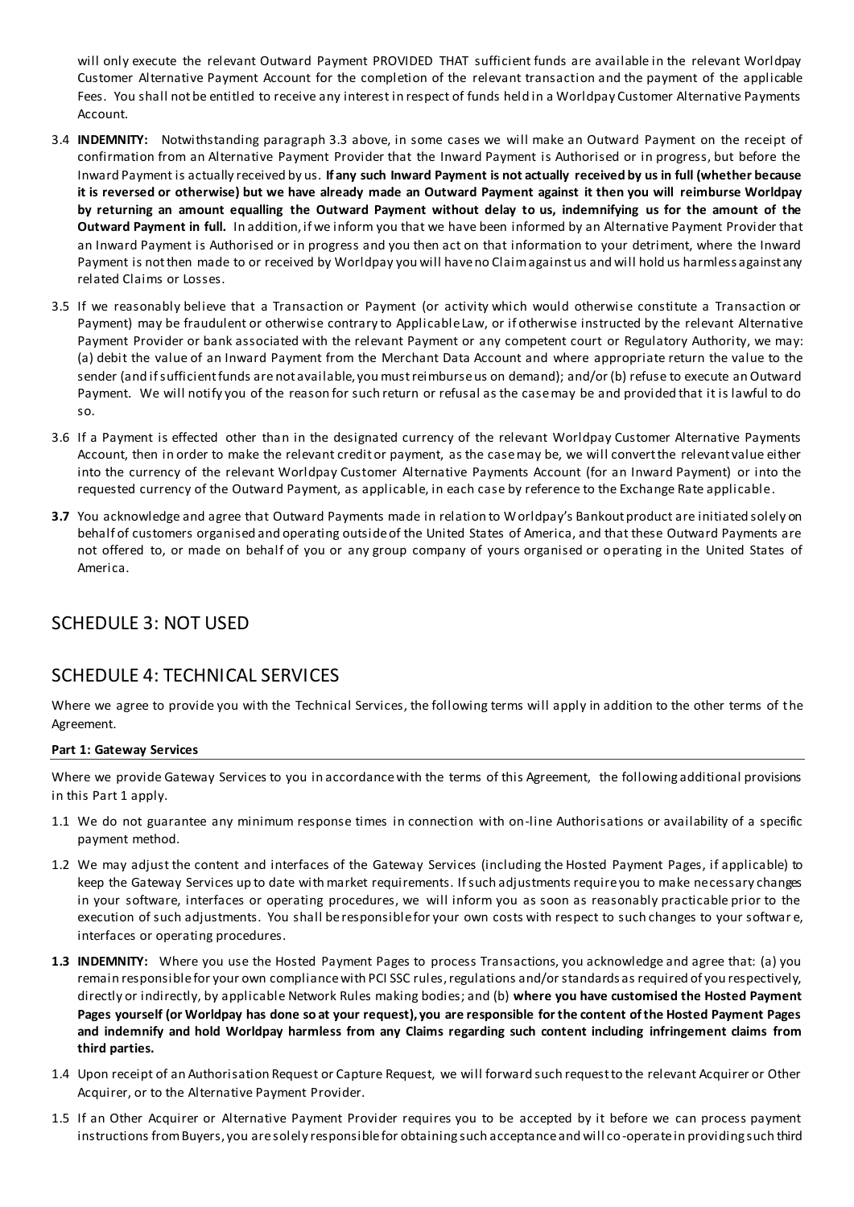will only execute the relevant Outward Payment PROVIDED THAT sufficient funds are available in the relevant Worldpay Customer Alternative Payment Account for the completion of the relevant transaction and the payment of the applicable Fees. You shall not be entitled to receive any interest in respect of funds held in a Worldpay Customer Alternative Payments Account.

3.4 **INDEMNITY:** Notwithstanding paragraph 3.3 above, in some cases we will make an Outward Payment on the receipt of confirmation from an Alternative Payment Provider that the Inward Payment is Authorised or in progress, but before the Inward Payment is actually received by us. **If any such Inward Payment is not actually received by us in full (whether because it is reversed or otherwise) but we have already made an Outward Payment against it then you will reimburse Worldpay by returning an amount equalling the Outward Payment without delay to us, indemnifying us for the amount of the Outward Payment in full.** In addition, if we inform you that we have been informed by an Alternative Payment Provider that an Inward Payment is Authorised or in progress and you then act on that information to your detriment, where the Inward Payment is not then made to or received by Worldpay you will have no Claim against us and will hold us harmless against any related Claims or Losses.

3.5 If we reasonably believe that a Transaction or Payment (or activity which would otherwise constitute a Transaction or Payment) may be fraudulent or otherwise contrary to Applicable Law, or if otherwise instructed by the relevant Alternative Payment Provider or bank associated with the relevant Payment or any competent court or Regulatory Authority, we may: (a) debit the value of an Inward Payment from the Merchant Data Account and where appropriate return the value to the sender (and if sufficient funds are not available, you must reimburse us on demand); and/or (b) refuse to execute an Outward Payment. We will notify you of the reason for such return or refusal as the case may be and provided that it is lawful to do so.

3.6 If a Payment is effected other than in the designated currency of the relevant Worldpay Customer Alternative Payments Account, then in order to make the relevant credit or payment, as the case may be, we will convert the relevant value either into the currency of the relevant Worldpay Customer Alternative Payments Account (for an Inward Payment) or into the requested currency of the Outward Payment, as applicable, in each case by reference to the Exchange Rate applicable.

**3.7** You acknowledge and agree that Outward Payments made in relation to Worldpay's Bankout product are initiated solely on behalf of customers organised and operating outside of the United States of America, and that these Outward Payments are not offered to, or made on behalf of you or any group company of yours organised or operating in the United States of America.

## SCHEDULE 3: NOT USED

## SCHEDULE 4: TECHNICAL SERVICES

Where we agree to provide you with the Technical Services, the following terms will apply in addition to the other terms of the Agreement.

**Part 1: Gateway Services**

Where we provide Gateway Services to you in accordance with the terms of this Agreement, the following additional provisions in this Part 1 apply.

1.1 We do not guarantee any minimum response times in connection with on-line Authorisations or availability of a specific payment method.

1.2 We may adjust the content and interfaces of the Gateway Services (including the Hosted Payment Pages, if applicable) to keep the Gateway Services up to date with market requirements. If such adjustments require you to make necessary changes in your software, interfaces or operating procedures, we will inform you as soon as reasonably practicable prior to the execution of such adjustments. You shall be responsible for your own costs with respect to such changes to your software, interfaces or operating procedures.

**1.3** **INDEMNITY:** Where you use the Hosted Payment Pages to process Transactions, you acknowledge and agree that: (a) you remain responsible for your own compliance with PCI SSC rules, regulations and/or standards as required of you respectively, directly or indirectly, by applicable Network Rules making bodies; and (b) **where you have customised the Hosted Payment Pages yourself (or Worldpay has done so at your request), you are responsible for the content of the Hosted Payment Pages and indemnify and hold Worldpay harmless from any Claims regarding such content including infringement claims from third parties.**

1.4 Upon receipt of an Authorisation Request or Capture Request, we will forward such request to the relevant Acquirer or Other Acquirer, or to the Alternative Payment Provider.

1.5 If an Other Acquirer or Alternative Payment Provider requires you to be accepted by it before we can process payment instructions from Buyers, you are solely responsible for obtaining such acceptance and will co-operate in providing such third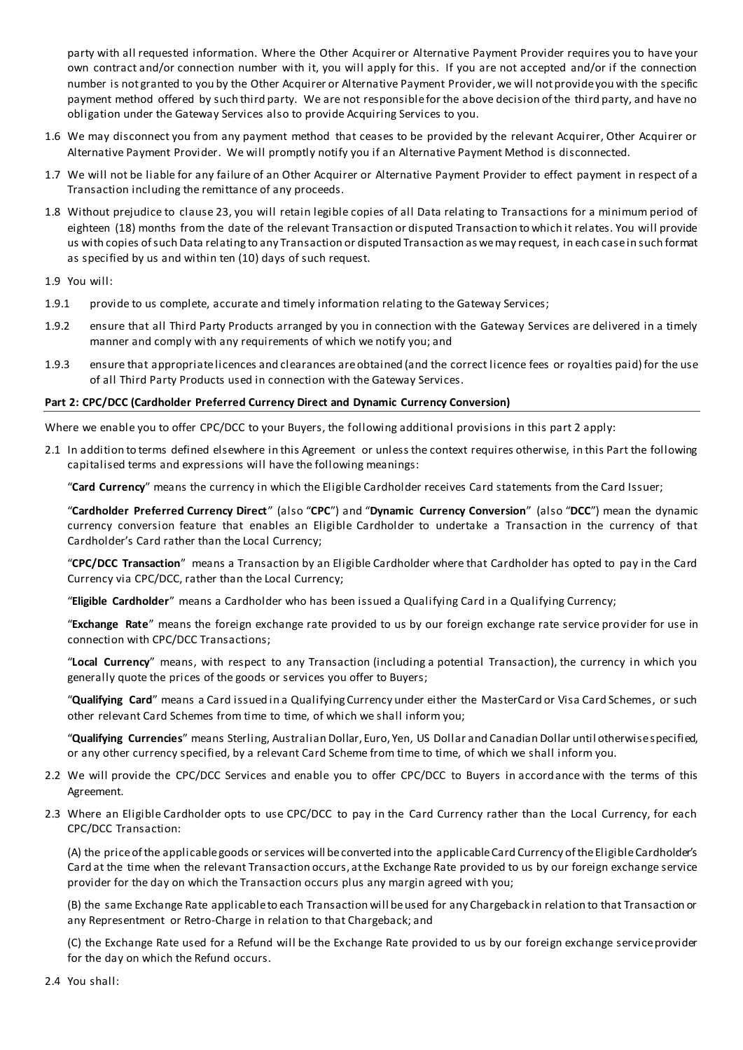party with all requested information. Where the Other Acquirer or Alternative Payment Provider requires you to have your own contract and/or connection number with it, you will apply for this. If you are not accepted and/or if the connection number is not granted to you by the Other Acquirer or Alternative Payment Provider, we will not provide you with the specific payment method offered by such third party. We are not responsible for the above decision of the third party, and have no obligation under the Gateway Services also to provide Acquiring Services to you.

1.6 We may disconnect you from any payment method that ceases to be provided by the relevant Acquirer, Other Acquirer or Alternative Payment Provider. We will promptly notify you if an Alternative Payment Method is disconnected.

1.7 We will not be liable for any failure of an Other Acquirer or Alternative Payment Provider to effect payment in respect of a Transaction including the remittance of any proceeds.

1.8 Without prejudice to clause 23, you will retain legible copies of all Data relating to Transactions for a minimum period of eighteen (18) months from the date of the relevant Transaction or disputed Transaction to which it relates. You will provide us with copies of such Data relating to any Transaction or disputed Transaction as we may request, in each case in such format as specified by us and within ten (10) days of such request.

1.9 You will:

1.9.1 provide to us complete, accurate and timely information relating to the Gateway Services;

1.9.2 ensure that all Third Party Products arranged by you in connection with the Gateway Services are delivered in a timely manner and comply with any requirements of which we notify you; and

1.9.3 ensure that appropriate licences and clearances are obtained (and the correct licence fees or royalties paid) for the use of all Third Party Products used in connection with the Gateway Services.

**Part 2: CPC/DCC (Cardholder Preferred Currency Direct and Dynamic Currency Conversion)**

Where we enable you to offer CPC/DCC to your Buyers, the following additional provisions in this part 2 apply:

2.1 In addition to terms defined elsewhere in this Agreement or unless the context requires otherwise, in this Part the following capitalised terms and expressions will have the following meanings:

"**Card Currency**" means the currency in which the Eligible Cardholder receives Card statements from the Card Issuer;

"**Cardholder Preferred Currency Direct**" (also "**CPC**") and "**Dynamic Currency Conversion**" (also "**DCC**") mean the dynamic currency conversion feature that enables an Eligible Cardholder to undertake a Transaction in the currency of that Cardholder's Card rather than the Local Currency;

"**CPC/DCC Transaction**" means a Transaction by an Eligible Cardholder where that Cardholder has opted to pay in the Card Currency via CPC/DCC, rather than the Local Currency;

"**Eligible Cardholder**" means a Cardholder who has been issued a Qualifying Card in a Qualifying Currency;

"**Exchange Rate**" means the foreign exchange rate provided to us by our foreign exchange rate service provider for use in connection with CPC/DCC Transactions;

"**Local Currency**" means, with respect to any Transaction (including a potential Transaction), the currency in which you generally quote the prices of the goods or services you offer to Buyers;

"**Qualifying Card**" means a Card issued in a Qualifying Currency under either the MasterCard or Visa Card Schemes, or such other relevant Card Schemes from time to time, of which we shall inform you;

"**Qualifying Currencies**" means Sterling, Australian Dollar, Euro, Yen, US Dollar and Canadian Dollar until otherwise specified, or any other currency specified, by a relevant Card Scheme from time to time, of which we shall inform you.

2.2 We will provide the CPC/DCC Services and enable you to offer CPC/DCC to Buyers in accordance with the terms of this Agreement.

2.3 Where an Eligible Cardholder opts to use CPC/DCC to pay in the Card Currency rather than the Local Currency, for each CPC/DCC Transaction:

(A) the price of the applicable goods or services will be converted into the applicable Card Currency of the Eligible Cardholder's Card at the time when the relevant Transaction occurs, at the Exchange Rate provided to us by our foreign exchange service provider for the day on which the Transaction occurs plus any margin agreed with you;

(B) the same Exchange Rate applicable to each Transaction will be used for any Chargeback in relation to that Transaction or any Representment or Retro-Charge in relation to that Chargeback; and

(C) the Exchange Rate used for a Refund will be the Exchange Rate provided to us by our foreign exchange service provider for the day on which the Refund occurs.

2.4 You shall: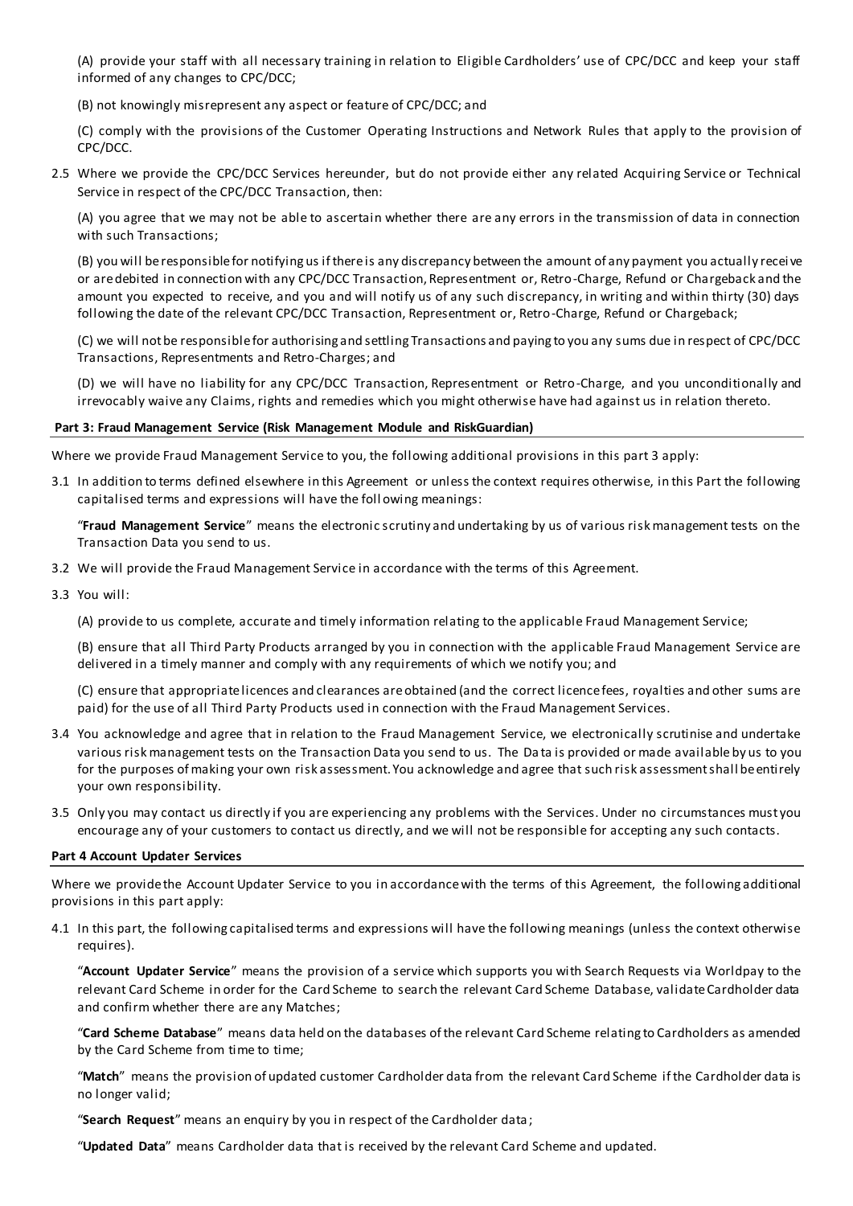(A) provide your staff with all necessary training in relation to Eligible Cardholders' use of CPC/DCC and keep your staff informed of any changes to CPC/DCC;

(B) not knowingly misrepresent any aspect or feature of CPC/DCC; and

(C) comply with the provisions of the Customer Operating Instructions and Network Rules that apply to the provision of CPC/DCC.

2.5 Where we provide the CPC/DCC Services hereunder, but do not provide either any related Acquiring Service or Technical Service in respect of the CPC/DCC Transaction, then:

(A) you agree that we may not be able to ascertain whether there are any errors in the transmission of data in connection with such Transactions;

(B) you will be responsible for notifying us if there is any discrepancy between the amount of any payment you actually receive or are debited in connection with any CPC/DCC Transaction, Representment or, Retro-Charge, Refund or Chargeback and the amount you expected to receive, and you and will notify us of any such discrepancy, in writing and within thirty (30) days following the date of the relevant CPC/DCC Transaction, Representment or, Retro-Charge, Refund or Chargeback;

(C) we will not be responsible for authorising and settling Transactions and paying to you any sums due in respect of CPC/DCC Transactions, Representments and Retro-Charges; and

(D) we will have no liability for any CPC/DCC Transaction, Representment or Retro-Charge, and you unconditionally and irrevocably waive any Claims, rights and remedies which you might otherwise have had against us in relation thereto.

**Part 3: Fraud Management Service (Risk Management Module and RiskGuardian)**

Where we provide Fraud Management Service to you, the following additional provisions in this part 3 apply:

3.1 In addition to terms defined elsewhere in this Agreement or unless the context requires otherwise, in this Part the following capitalised terms and expressions will have the following meanings:

"**Fraud Management Service**" means the electronic scrutiny and undertaking by us of various risk management tests on the Transaction Data you send to us.

3.2 We will provide the Fraud Management Service in accordance with the terms of this Agreement.

3.3 You will:

(A) provide to us complete, accurate and timely information relating to the applicable Fraud Management Service;

(B) ensure that all Third Party Products arranged by you in connection with the applicable Fraud Management Service are delivered in a timely manner and comply with any requirements of which we notify you; and

(C) ensure that appropriate licences and clearances are obtained (and the correct licence fees, royalties and other sums are paid) for the use of all Third Party Products used in connection with the Fraud Management Services.

3.4 You acknowledge and agree that in relation to the Fraud Management Service, we electronically scrutinise and undertake various risk management tests on the Transaction Data you send to us. The Data is provided or made available by us to you for the purposes of making your own risk assessment. You acknowledge and agree that such risk assessment shall be entirely your own responsibility.

3.5 Only you may contact us directly if you are experiencing any problems with the Services. Under no circumstances must you encourage any of your customers to contact us directly, and we will not be responsible for accepting any such contacts.

**Part 4 Account Updater Services**

Where we provide the Account Updater Service to you in accordance with the terms of this Agreement, the following additional provisions in this part apply:

4.1 In this part, the following capitalised terms and expressions will have the following meanings (unless the context otherwise requires).

"**Account Updater Service**" means the provision of a service which supports you with Search Requests via Worldpay to the relevant Card Scheme in order for the Card Scheme to search the relevant Card Scheme Database, validate Cardholder data and confirm whether there are any Matches;

"**Card Scheme Database**" means data held on the databases of the relevant Card Scheme relating to Cardholders as amended by the Card Scheme from time to time;

"**Match**" means the provision of updated customer Cardholder data from the relevant Card Scheme if the Cardholder data is no longer valid;

"**Search Request**" means an enquiry by you in respect of the Cardholder data;

"**Updated Data**" means Cardholder data that is received by the relevant Card Scheme and updated.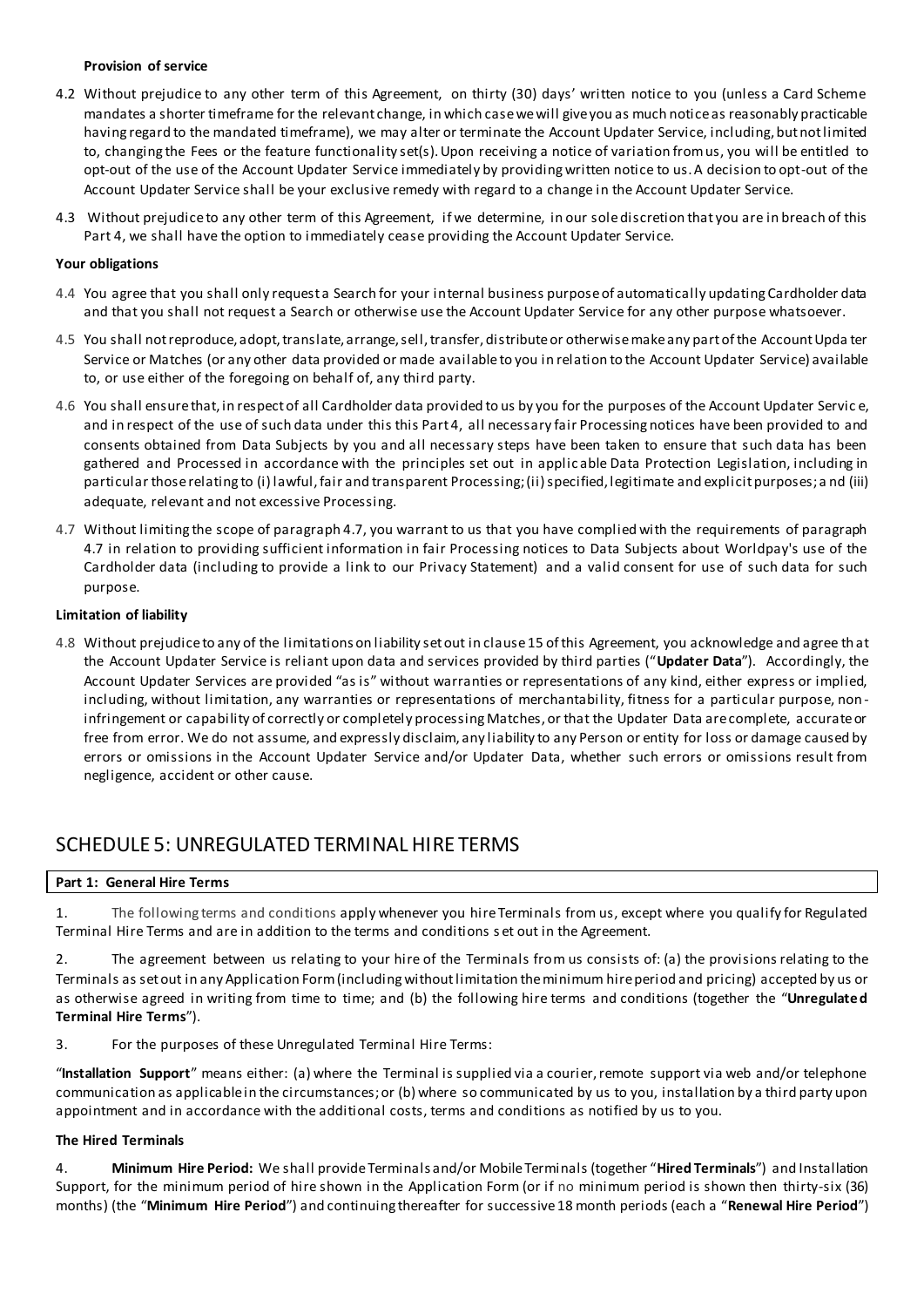**Provision of service**

4.2 Without prejudice to any other term of this Agreement, on thirty (30) days' written notice to you (unless a Card Scheme mandates a shorter timeframe for the relevant change, in which case we will give you as much notice as reasonably practicable having regard to the mandated timeframe), we may alter or terminate the Account Updater Service, including, but not limited to, changing the Fees or the feature functionality set(s). Upon receiving a notice of variation from us, you will be entitled to opt-out of the use of the Account Updater Service immediately by providing written notice to us. A decision to opt-out of the Account Updater Service shall be your exclusive remedy with regard to a change in the Account Updater Service.

4.3 Without prejudice to any other term of this Agreement, if we determine, in our sole discretion that you are in breach of this Part 4, we shall have the option to immediately cease providing the Account Updater Service.

**Your obligations**

4.4 You agree that you shall only request a Search for your internal business purpose of automatically updating Cardholder data and that you shall not request a Search or otherwise use the Account Updater Service for any other purpose whatsoever.

4.5 You shall not reproduce, adopt, translate, arrange, sell, transfer, distribute or otherwise make any part of the Account Updater Service or Matches (or any other data provided or made available to you in relation to the Account Updater Service) available to, or use either of the foregoing on behalf of, any third party.

4.6 You shall ensure that, in respect of all Cardholder data provided to us by you for the purposes of the Account Updater Service, and in respect of the use of such data under this this Part 4, all necessary fair Processing notices have been provided to and consents obtained from Data Subjects by you and all necessary steps have been taken to ensure that such data has been gathered and Processed in accordance with the principles set out in applicable Data Protection Legislation, including in particular those relating to (i) lawful, fair and transparent Processing; (ii) specified, legitimate and explicit purposes; and (iii) adequate, relevant and not excessive Processing.

4.7 Without limiting the scope of paragraph 4.7, you warrant to us that you have complied with the requirements of paragraph 4.7 in relation to providing sufficient information in fair Processing notices to Data Subjects about Worldpay's use of the Cardholder data (including to provide a link to our Privacy Statement) and a valid consent for use of such data for such purpose.

**Limitation of liability**

4.8 Without prejudice to any of the limitations on liability set out in clause 15 of this Agreement, you acknowledge and agree that the Account Updater Service is reliant upon data and services provided by third parties ("**Updater Data**"). Accordingly, the Account Updater Services are provided "as is" without warranties or representations of any kind, either express or implied, including, without limitation, any warranties or representations of merchantability, fitness for a particular purpose, non-infringement or capability of correctly or completely processing Matches, or that the Updater Data are complete, accurate or free from error. We do not assume, and expressly disclaim, any liability to any Person or entity for loss or damage caused by errors or omissions in the Account Updater Service and/or Updater Data, whether such errors or omissions result from negligence, accident or other cause.

## SCHEDULE 5: UNREGULATED TERMINAL HIRE TERMS

**Part 1: General Hire Terms**

1. The following terms and conditions apply whenever you hire Terminals from us, except where you qualify for Regulated Terminal Hire Terms and are in addition to the terms and conditions set out in the Agreement.

2. The agreement between us relating to your hire of the Terminals from us consists of: (a) the provisions relating to the Terminals as set out in any Application Form (including without limitation the minimum hire period and pricing) accepted by us or as otherwise agreed in writing from time to time; and (b) the following hire terms and conditions (together the "**Unregulated Terminal Hire Terms**").

3. For the purposes of these Unregulated Terminal Hire Terms:

"**Installation Support**" means either: (a) where the Terminal is supplied via a courier, remote support via web and/or telephone communication as applicable in the circumstances; or (b) where so communicated by us to you, installation by a third party upon appointment and in accordance with the additional costs, terms and conditions as notified by us to you.

**The Hired Terminals**

4. **Minimum Hire Period:** We shall provide Terminals and/or Mobile Terminals (together "**Hired Terminals**") and Installation Support, for the minimum period of hire shown in the Application Form (or if no minimum period is shown then thirty-six (36) months) (the "**Minimum Hire Period**") and continuing thereafter for successive 18 month periods (each a "**Renewal Hire Period**")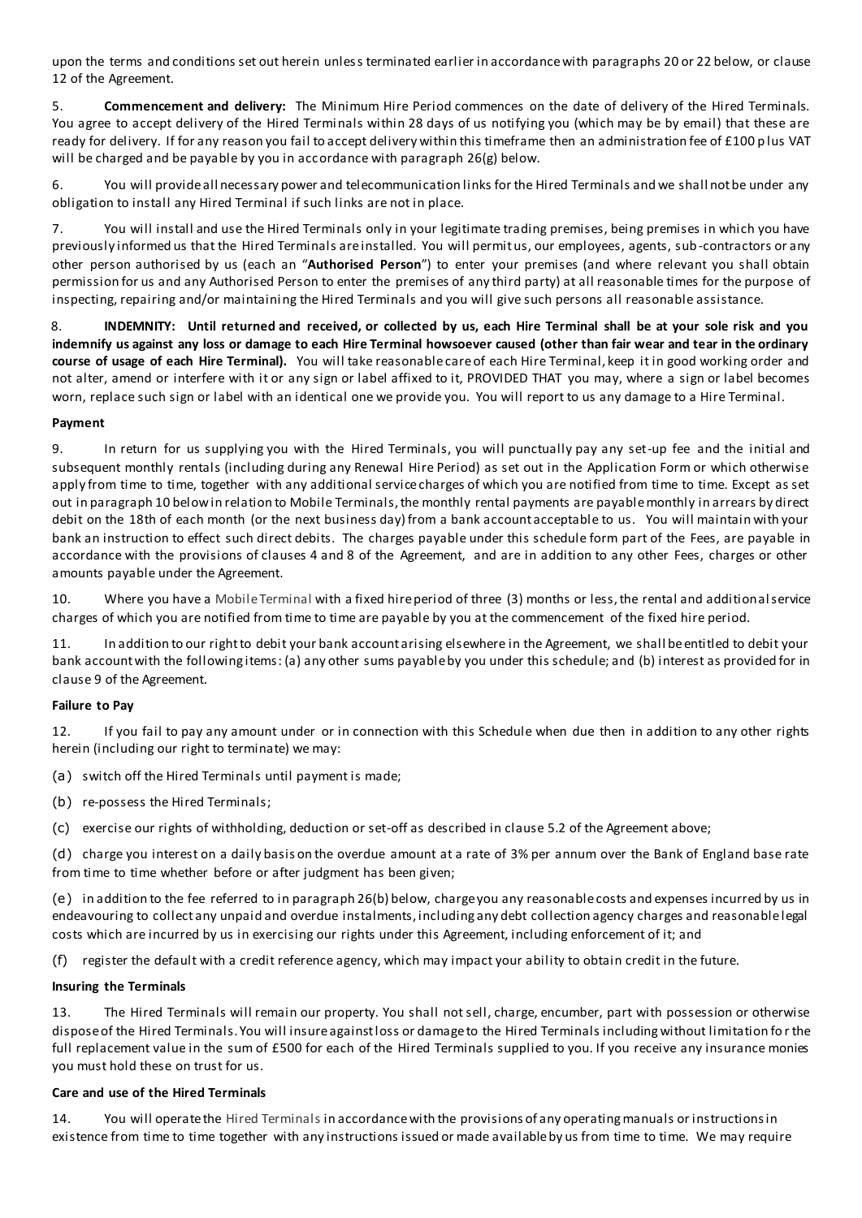upon the terms and conditions set out herein unless terminated earlier in accordance with paragraphs 20 or 22 below, or clause 12 of the Agreement.

5. **Commencement and delivery:** The Minimum Hire Period commences on the date of delivery of the Hired Terminals. You agree to accept delivery of the Hired Terminals within 28 days of us notifying you (which may be by email) that these are ready for delivery. If for any reason you fail to accept delivery within this timeframe then an administration fee of £100 plus VAT will be charged and be payable by you in accordance with paragraph 26(g) below.

6. You will provide all necessary power and telecommunication links for the Hired Terminals and we shall not be under any obligation to install any Hired Terminal if such links are not in place.

7. You will install and use the Hired Terminals only in your legitimate trading premises, being premises in which you have previously informed us that the Hired Terminals are installed. You will permit us, our employees, agents, sub-contractors or any other person authorised by us (each an "**Authorised Person**") to enter your premises (and where relevant you shall obtain permission for us and any Authorised Person to enter the premises of any third party) at all reasonable times for the purpose of inspecting, repairing and/or maintaining the Hired Terminals and you will give such persons all reasonable assistance.

8. **INDEMNITY: Until returned and received, or collected by us, each Hire Terminal shall be at your sole risk and you indemnify us against any loss or damage to each Hire Terminal howsoever caused (other than fair wear and tear in the ordinary course of usage of each Hire Terminal).** You will take reasonable care of each Hire Terminal, keep it in good working order and not alter, amend or interfere with it or any sign or label affixed to it, PROVIDED THAT you may, where a sign or label becomes worn, replace such sign or label with an identical one we provide you. You will report to us any damage to a Hire Terminal.

**Payment**

9. In return for us supplying you with the Hired Terminals, you will punctually pay any set-up fee and the initial and subsequent monthly rentals (including during any Renewal Hire Period) as set out in the Application Form or which otherwise apply from time to time, together with any additional service charges of which you are notified from time to time. Except as set out in paragraph 10 below in relation to Mobile Terminals, the monthly rental payments are payable monthly in arrears by direct debit on the 18th of each month (or the next business day) from a bank account acceptable to us. You will maintain with your bank an instruction to effect such direct debits. The charges payable under this schedule form part of the Fees, are payable in accordance with the provisions of clauses 4 and 8 of the Agreement, and are in addition to any other Fees, charges or other amounts payable under the Agreement.

10. Where you have a Mobile Terminal with a fixed hire period of three (3) months or less, the rental and additional service charges of which you are notified from time to time are payable by you at the commencement of the fixed hire period.

11. In addition to our right to debit your bank account arising elsewhere in the Agreement, we shall be entitled to debit your bank account with the following items: (a) any other sums payable by you under this schedule; and (b) interest as provided for in clause 9 of the Agreement.

**Failure to Pay**

12. If you fail to pay any amount under or in connection with this Schedule when due then in addition to any other rights herein (including our right to terminate) we may:

(a) switch off the Hired Terminals until payment is made;

(b) re-possess the Hired Terminals;

(c) exercise our rights of withholding, deduction or set-off as described in clause 5.2 of the Agreement above;

(d) charge you interest on a daily basis on the overdue amount at a rate of 3% per annum over the Bank of England base rate from time to time whether before or after judgment has been given;

(e) in addition to the fee referred to in paragraph 26(b) below, charge you any reasonable costs and expenses incurred by us in endeavouring to collect any unpaid and overdue instalments, including any debt collection agency charges and reasonable legal costs which are incurred by us in exercising our rights under this Agreement, including enforcement of it; and

(f) register the default with a credit reference agency, which may impact your ability to obtain credit in the future.

**Insuring the Terminals**

13. The Hired Terminals will remain our property. You shall not sell, charge, encumber, part with possession or otherwise dispose of the Hired Terminals. You will insure against loss or damage to the Hired Terminals including without limitation for the full replacement value in the sum of £500 for each of the Hired Terminals supplied to you. If you receive any insurance monies you must hold these on trust for us.

**Care and use of the Hired Terminals**

14. You will operate the Hired Terminals in accordance with the provisions of any operating manuals or instructions in existence from time to time together with any instructions issued or made available by us from time to time. We may require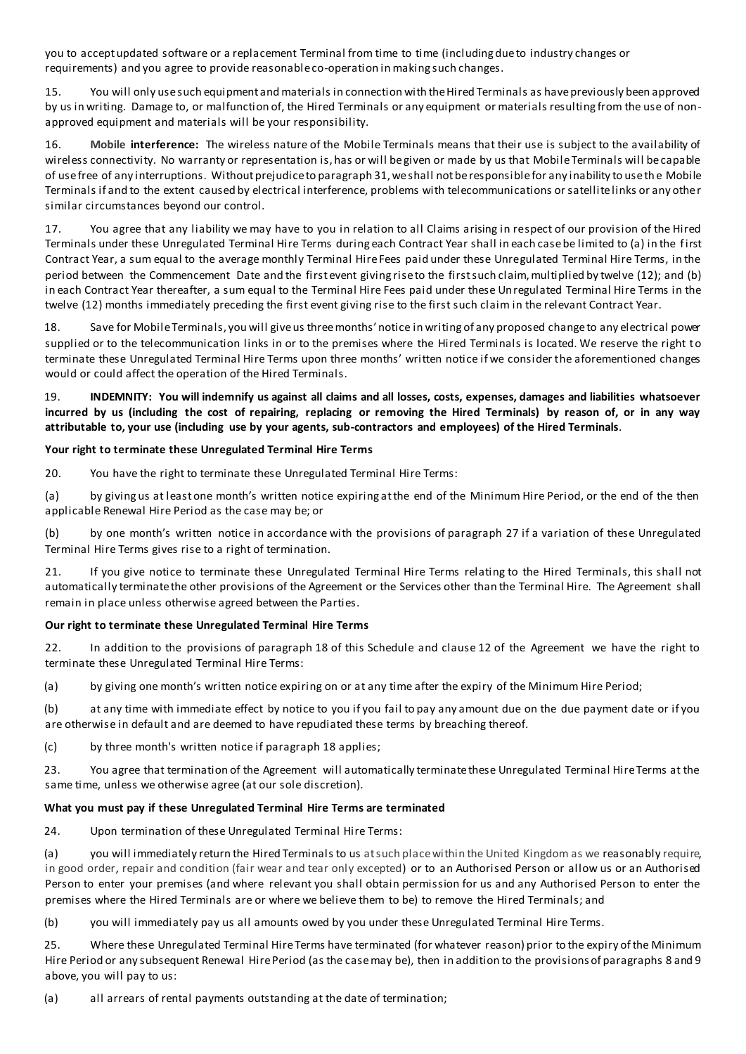you to accept updated software or a replacement Terminal from time to time (including due to industry changes or requirements) and you agree to provide reasonable co-operation in making such changes.

15. You will only use such equipment and materials in connection with the Hired Terminals as have previously been approved by us in writing. Damage to, or malfunction of, the Hired Terminals or any equipment or materials resulting from the use of non-approved equipment and materials will be your responsibility.

16. **Mobile interference:** The wireless nature of the Mobile Terminals means that their use is subject to the availability of wireless connectivity. No warranty or representation is, has or will be given or made by us that Mobile Terminals will be capable of use free of any interruptions. Without prejudice to paragraph 31, we shall not be responsible for any inability to use the Mobile Terminals if and to the extent caused by electrical interference, problems with telecommunications or satellite links or any other similar circumstances beyond our control.

17. You agree that any liability we may have to you in relation to all Claims arising in respect of our provision of the Hired Terminals under these Unregulated Terminal Hire Terms during each Contract Year shall in each case be limited to (a) in the first Contract Year, a sum equal to the average monthly Terminal Hire Fees paid under these Unregulated Terminal Hire Terms, in the period between the Commencement Date and the first event giving rise to the first such claim, multiplied by twelve (12); and (b) in each Contract Year thereafter, a sum equal to the Terminal Hire Fees paid under these Unregulated Terminal Hire Terms in the twelve (12) months immediately preceding the first event giving rise to the first such claim in the relevant Contract Year.

18. Save for Mobile Terminals, you will give us three months' notice in writing of any proposed change to any electrical power supplied or to the telecommunication links in or to the premises where the Hired Terminals is located. We reserve the right to terminate these Unregulated Terminal Hire Terms upon three months' written notice if we consider the aforementioned changes would or could affect the operation of the Hired Terminals.

19. **INDEMNITY: You will indemnify us against all claims and all losses, costs, expenses, damages and liabilities whatsoever incurred by us (including the cost of repairing, replacing or removing the Hired Terminals) by reason of, or in any way attributable to, your use (including use by your agents, sub-contractors and employees) of the Hired Terminals**.

**Your right to terminate these Unregulated Terminal Hire Terms**

20. You have the right to terminate these Unregulated Terminal Hire Terms:

(a) by giving us at least one month's written notice expiring at the end of the Minimum Hire Period, or the end of the then applicable Renewal Hire Period as the case may be; or

(b) by one month's written notice in accordance with the provisions of paragraph 27 if a variation of these Unregulated Terminal Hire Terms gives rise to a right of termination.

21. If you give notice to terminate these Unregulated Terminal Hire Terms relating to the Hired Terminals, this shall not automatically terminate the other provisions of the Agreement or the Services other than the Terminal Hire. The Agreement shall remain in place unless otherwise agreed between the Parties.

**Our right to terminate these Unregulated Terminal Hire Terms**

22. In addition to the provisions of paragraph 18 of this Schedule and clause 12 of the Agreement we have the right to terminate these Unregulated Terminal Hire Terms:

(a) by giving one month's written notice expiring on or at any time after the expiry of the Minimum Hire Period;

(b) at any time with immediate effect by notice to you if you fail to pay any amount due on the due payment date or if you are otherwise in default and are deemed to have repudiated these terms by breaching thereof.

(c) by three month's written notice if paragraph 18 applies;

23. You agree that termination of the Agreement will automatically terminate these Unregulated Terminal Hire Terms at the same time, unless we otherwise agree (at our sole discretion).

**What you must pay if these Unregulated Terminal Hire Terms are terminated**

24. Upon termination of these Unregulated Terminal Hire Terms:

(a) you will immediately return the Hired Terminals to us at such place within the United Kingdom as we reasonably require, in good order, repair and condition (fair wear and tear only excepted) or to an Authorised Person or allow us or an Authorised Person to enter your premises (and where relevant you shall obtain permission for us and any Authorised Person to enter the premises where the Hired Terminals are or where we believe them to be) to remove the Hired Terminals; and

(b) you will immediately pay us all amounts owed by you under these Unregulated Terminal Hire Terms.

25. Where these Unregulated Terminal Hire Terms have terminated (for whatever reason) prior to the expiry of the Minimum Hire Period or any subsequent Renewal Hire Period (as the case may be), then in addition to the provisions of paragraphs 8 and 9 above, you will pay to us:

(a) all arrears of rental payments outstanding at the date of termination;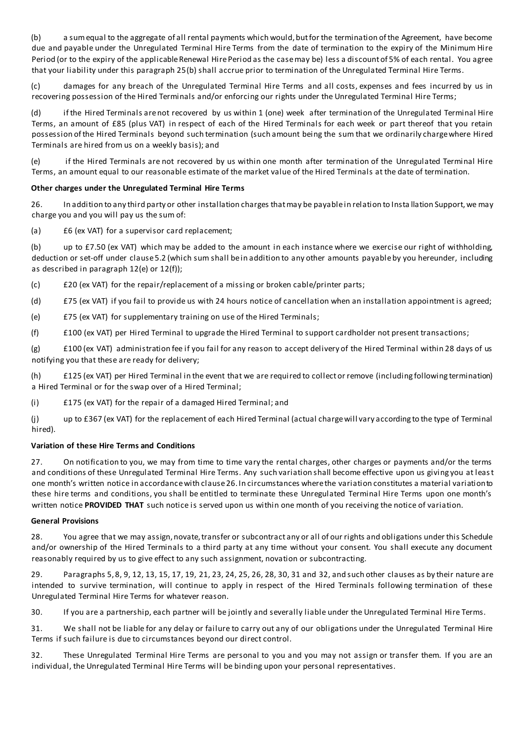(b) a sum equal to the aggregate of all rental payments which would, but for the termination of the Agreement, have become due and payable under the Unregulated Terminal Hire Terms from the date of termination to the expiry of the Minimum Hire Period (or to the expiry of the applicable Renewal Hire Period as the case may be) less a discount of 5% of each rental. You agree that your liability under this paragraph 25(b) shall accrue prior to termination of the Unregulated Terminal Hire Terms.

(c) damages for any breach of the Unregulated Terminal Hire Terms and all costs, expenses and fees incurred by us in recovering possession of the Hired Terminals and/or enforcing our rights under the Unregulated Terminal Hire Terms;

(d) if the Hired Terminals are not recovered by us within 1 (one) week after termination of the Unregulated Terminal Hire Terms, an amount of £85 (plus VAT) in respect of each of the Hired Terminals for each week or part thereof that you retain possession of the Hired Terminals beyond such termination (such amount being the sum that we ordinarily charge where Hired Terminals are hired from us on a weekly basis); and

(e) if the Hired Terminals are not recovered by us within one month after termination of the Unregulated Terminal Hire Terms, an amount equal to our reasonable estimate of the market value of the Hired Terminals at the date of termination.

**Other charges under the Unregulated Terminal Hire Terms**

26. In addition to any third party or other installation charges that may be payable in relation to Installation Support, we may charge you and you will pay us the sum of:

(a) £6 (ex VAT) for a supervisor card replacement;

(b) up to £7.50 (ex VAT) which may be added to the amount in each instance where we exercise our right of withholding, deduction or set-off under clause 5.2 (which sum shall be in addition to any other amounts payable by you hereunder, including as described in paragraph 12(e) or 12(f));

(c) £20 (ex VAT) for the repair/replacement of a missing or broken cable/printer parts;

(d) £75 (ex VAT) if you fail to provide us with 24 hours notice of cancellation when an installation appointment is agreed;

(e) £75 (ex VAT) for supplementary training on use of the Hired Terminals;

(f) £100 (ex VAT) per Hired Terminal to upgrade the Hired Terminal to support cardholder not present transactions;

(g) £100 (ex VAT) administration fee if you fail for any reason to accept delivery of the Hired Terminal within 28 days of us notifying you that these are ready for delivery;

(h) £125 (ex VAT) per Hired Terminal in the event that we are required to collect or remove (including following termination) a Hired Terminal or for the swap over of a Hired Terminal;

(i) £175 (ex VAT) for the repair of a damaged Hired Terminal; and

(j) up to £367 (ex VAT) for the replacement of each Hired Terminal (actual charge will vary according to the type of Terminal hired).

**Variation of these Hire Terms and Conditions**

27. On notification to you, we may from time to time vary the rental charges, other charges or payments and/or the terms and conditions of these Unregulated Terminal Hire Terms. Any such variation shall become effective upon us giving you at least one month's written notice in accordance with clause 26. In circumstances where the variation constitutes a material variation to these hire terms and conditions, you shall be entitled to terminate these Unregulated Terminal Hire Terms upon one month's written notice **PROVIDED THAT** such notice is served upon us within one month of you receiving the notice of variation.

**General Provisions**

28. You agree that we may assign, novate, transfer or subcontract any or all of our rights and obligations under this Schedule and/or ownership of the Hired Terminals to a third party at any time without your consent. You shall execute any document reasonably required by us to give effect to any such assignment, novation or subcontracting.

29. Paragraphs 5, 8, 9, 12, 13, 15, 17, 19, 21, 23, 24, 25, 26, 28, 30, 31 and 32, and such other clauses as by their nature are intended to survive termination, will continue to apply in respect of the Hired Terminals following termination of these Unregulated Terminal Hire Terms for whatever reason.

30. If you are a partnership, each partner will be jointly and severally liable under the Unregulated Terminal Hire Terms.

31. We shall not be liable for any delay or failure to carry out any of our obligations under the Unregulated Terminal Hire Terms if such failure is due to circumstances beyond our direct control.

32. These Unregulated Terminal Hire Terms are personal to you and you may not assign or transfer them. If you are an individual, the Unregulated Terminal Hire Terms will be binding upon your personal representatives.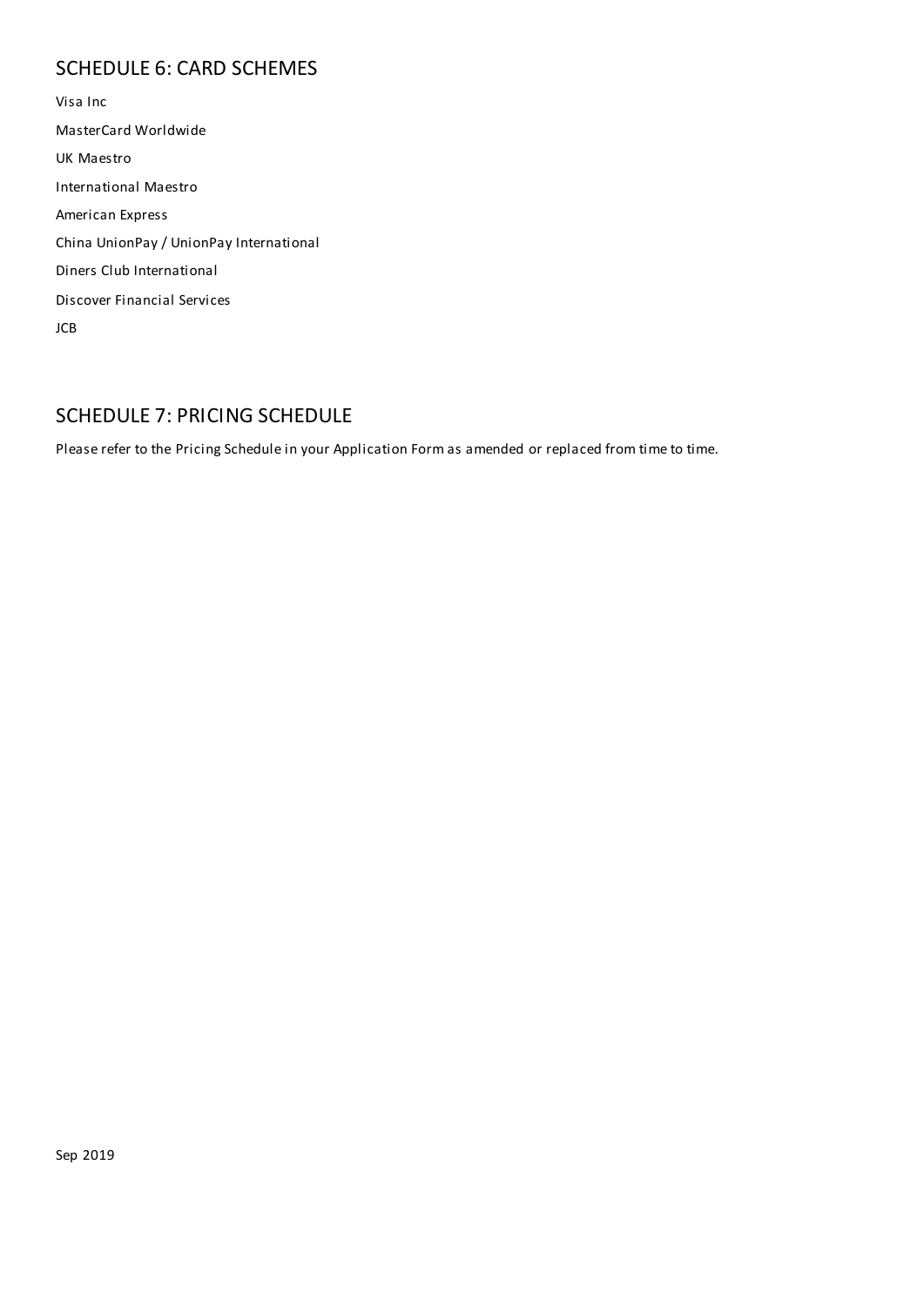## SCHEDULE 6: CARD SCHEMES

Visa Inc

MasterCard Worldwide

UK Maestro

International Maestro

American Express

China UnionPay / UnionPay International

Diners Club International

Discover Financial Services

JCB

## SCHEDULE 7: PRICING SCHEDULE

Please refer to the Pricing Schedule in your Application Form as amended or replaced from time to time.

Sep 2019